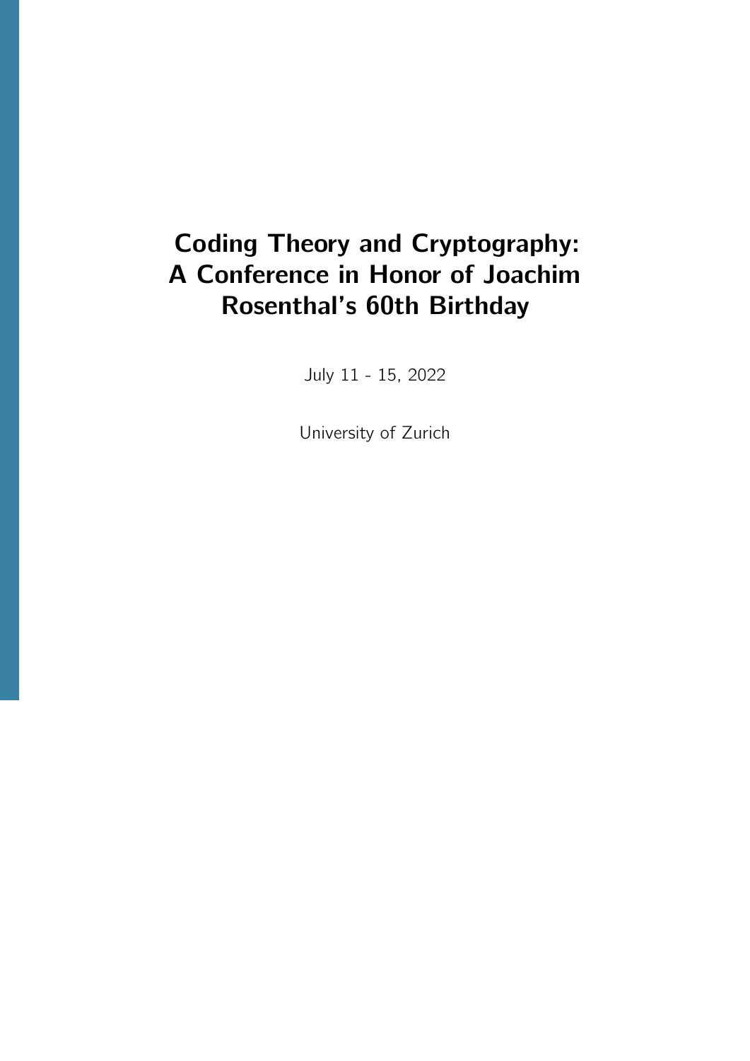# Coding Theory and Cryptography: A Conference in Honor of Joachim Rosenthal's 60th Birthday

July 11 - 15, 2022

University of Zurich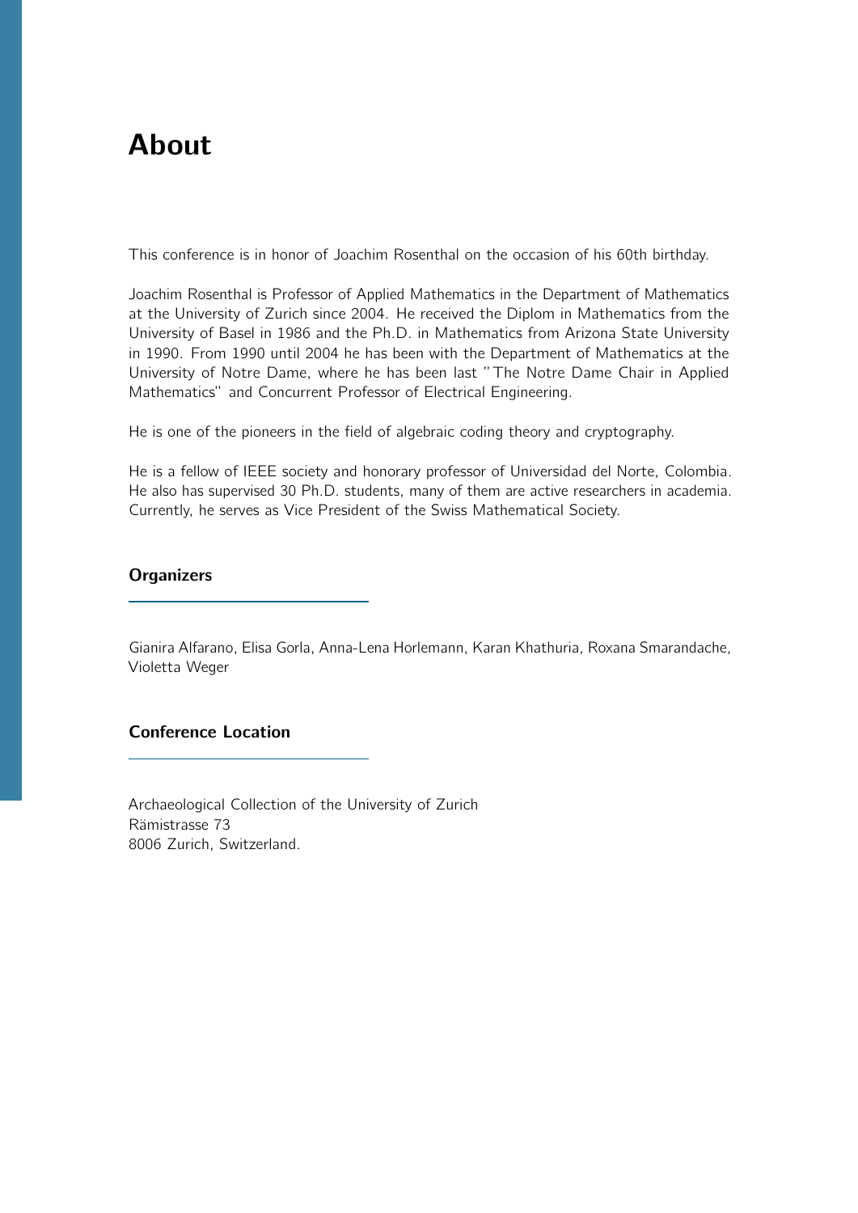# About

This conference is in honor of Joachim Rosenthal on the occasion of his 60th birthday.

Joachim Rosenthal is Professor of Applied Mathematics in the Department of Mathematics at the University of Zurich since 2004. He received the Diplom in Mathematics from the University of Basel in 1986 and the Ph.D. in Mathematics from Arizona State University in 1990. From 1990 until 2004 he has been with the Department of Mathematics at the University of Notre Dame, where he has been last "The Notre Dame Chair in Applied Mathematics" and Concurrent Professor of Electrical Engineering.

He is one of the pioneers in the field of algebraic coding theory and cryptography.

He is a fellow of IEEE society and honorary professor of Universidad del Norte, Colombia. He also has supervised 30 Ph.D. students, many of them are active researchers in academia. Currently, he serves as Vice President of the Swiss Mathematical Society.

### Organizers

Gianira Alfarano, Elisa Gorla, Anna-Lena Horlemann, Karan Khathuria, Roxana Smarandache, Violetta Weger

### Conference Location

Archaeological Collection of the University of Zurich
Rämistrasse 73
8006 Zurich, Switzerland.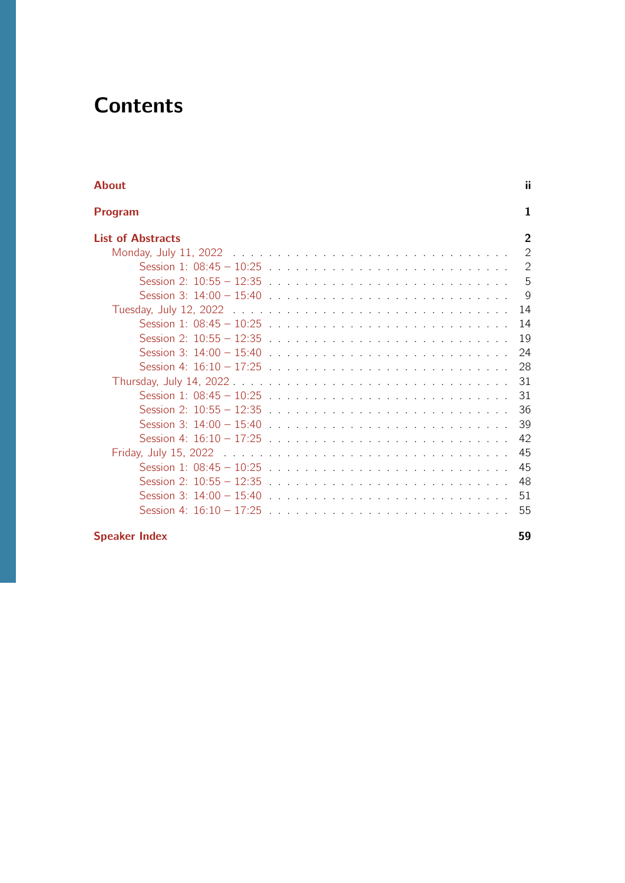# Contents

- **About** ii
- **Program** 1
- **List of Abstracts** 2
  - Monday, July 11, 2022 2
    - Session 1: 08:45 – 10:25 2
    - Session 2: 10:55 – 12:35 5
    - Session 3: 14:00 – 15:40 9
  - Tuesday, July 12, 2022 14
    - Session 1: 08:45 – 10:25 14
    - Session 2: 10:55 – 12:35 19
    - Session 3: 14:00 – 15:40 24
    - Session 4: 16:10 – 17:25 28
  - Thursday, July 14, 2022 31
    - Session 1: 08:45 – 10:25 31
    - Session 2: 10:55 – 12:35 36
    - Session 3: 14:00 – 15:40 39
    - Session 4: 16:10 – 17:25 42
  - Friday, July 15, 2022 45
    - Session 1: 08:45 – 10:25 45
    - Session 2: 10:55 – 12:35 48
    - Session 3: 14:00 – 15:40 51
    - Session 4: 16:10 – 17:25 55
- **Speaker Index** 59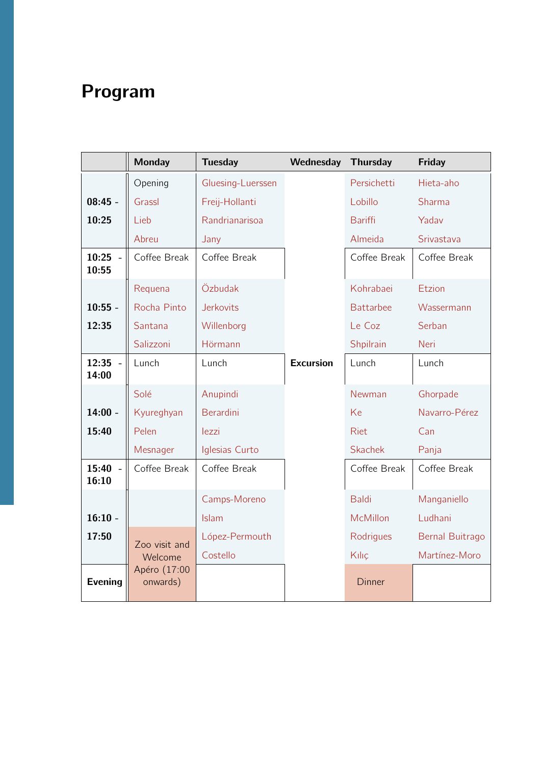# Program

| | Monday | Tuesday | Wednesday | Thursday | Friday |
|---|---|---|---|---|---|
| 08:45 - 10:25 | Opening<br>Grassl<br>Lieb<br>Abreu | Gluesing-Luerssen<br>Freij-Hollanti<br>Randrianarisoa<br>Jany | | Persichetti<br>Lobillo<br>Bariffi<br>Almeida | Hieta-aho<br>Sharma<br>Yadav<br>Srivastava |
| 10:25 - 10:55 | Coffee Break | Coffee Break | | Coffee Break | Coffee Break |
| 10:55 - 12:35 | Requena<br>Rocha Pinto<br>Santana<br>Salizzoni | Özbudak<br>Jerkovits<br>Willenborg<br>Hörmann | | Kohrabaei<br>Battarbee<br>Le Coz<br>Shpilrain | Etzion<br>Wassermann<br>Serban<br>Neri |
| 12:35 - 14:00 | Lunch | Lunch | Excursion | Lunch | Lunch |
| 14:00 - 15:40 | Solé<br>Kyureghyan<br>Pelen<br>Mesnager | Anupindi<br>Berardini<br>Iezzi<br>Iglesias Curto | | Newman<br>Ke<br>Riet<br>Skachek | Ghorpade<br>Navarro-Pérez<br>Can<br>Panja |
| 15:40 - 16:10 | Coffee Break | Coffee Break | | Coffee Break | Coffee Break |
| 16:10 - 17:50 | Zoo visit and Welcome Apéro (17:00 onwards) | Camps-Moreno<br>Islam<br>López-Permouth<br>Costello | | Baldi<br>McMillon<br>Rodrigues<br>Kılıç | Manganiello<br>Ludhani<br>Bernal Buitrago<br>Martínez-Moro |
| Evening | | | | Dinner | |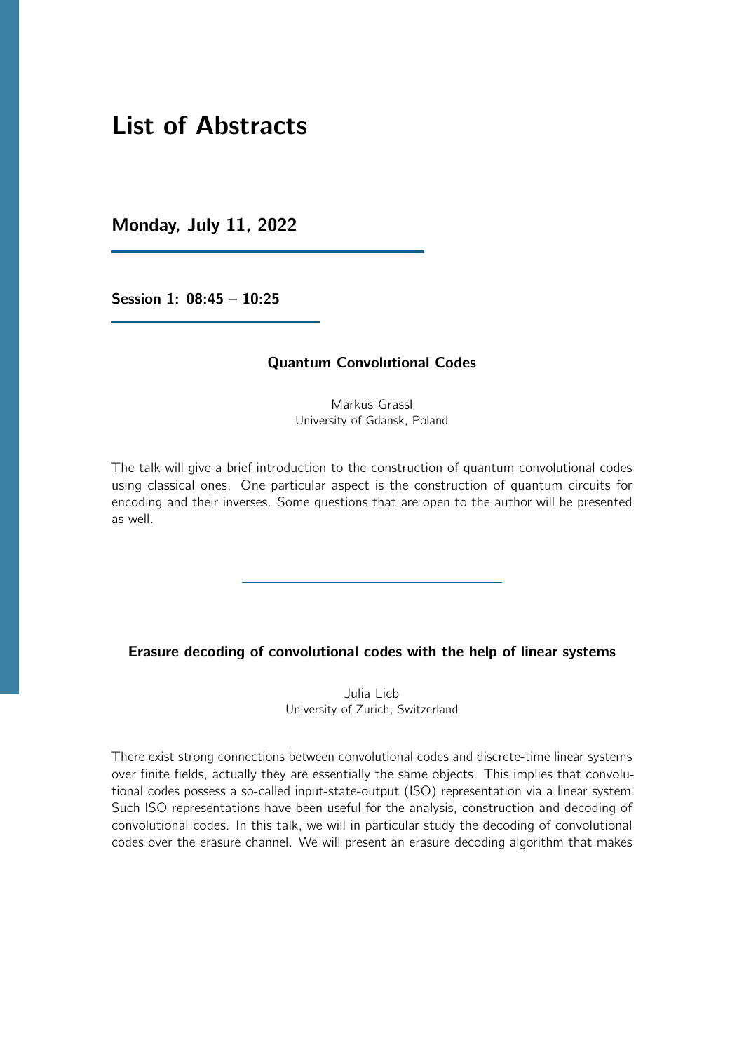# List of Abstracts

## Monday, July 11, 2022

### Session 1: 08:45 – 10:25

#### Quantum Convolutional Codes

Markus Grassl
University of Gdansk, Poland

The talk will give a brief introduction to the construction of quantum convolutional codes using classical ones. One particular aspect is the construction of quantum circuits for encoding and their inverses. Some questions that are open to the author will be presented as well.

---

#### Erasure decoding of convolutional codes with the help of linear systems

Julia Lieb
University of Zurich, Switzerland

There exist strong connections between convolutional codes and discrete-time linear systems over finite fields, actually they are essentially the same objects. This implies that convolutional codes possess a so-called input-state-output (ISO) representation via a linear system. Such ISO representations have been useful for the analysis, construction and decoding of convolutional codes. In this talk, we will in particular study the decoding of convolutional codes over the erasure channel. We will present an erasure decoding algorithm that makes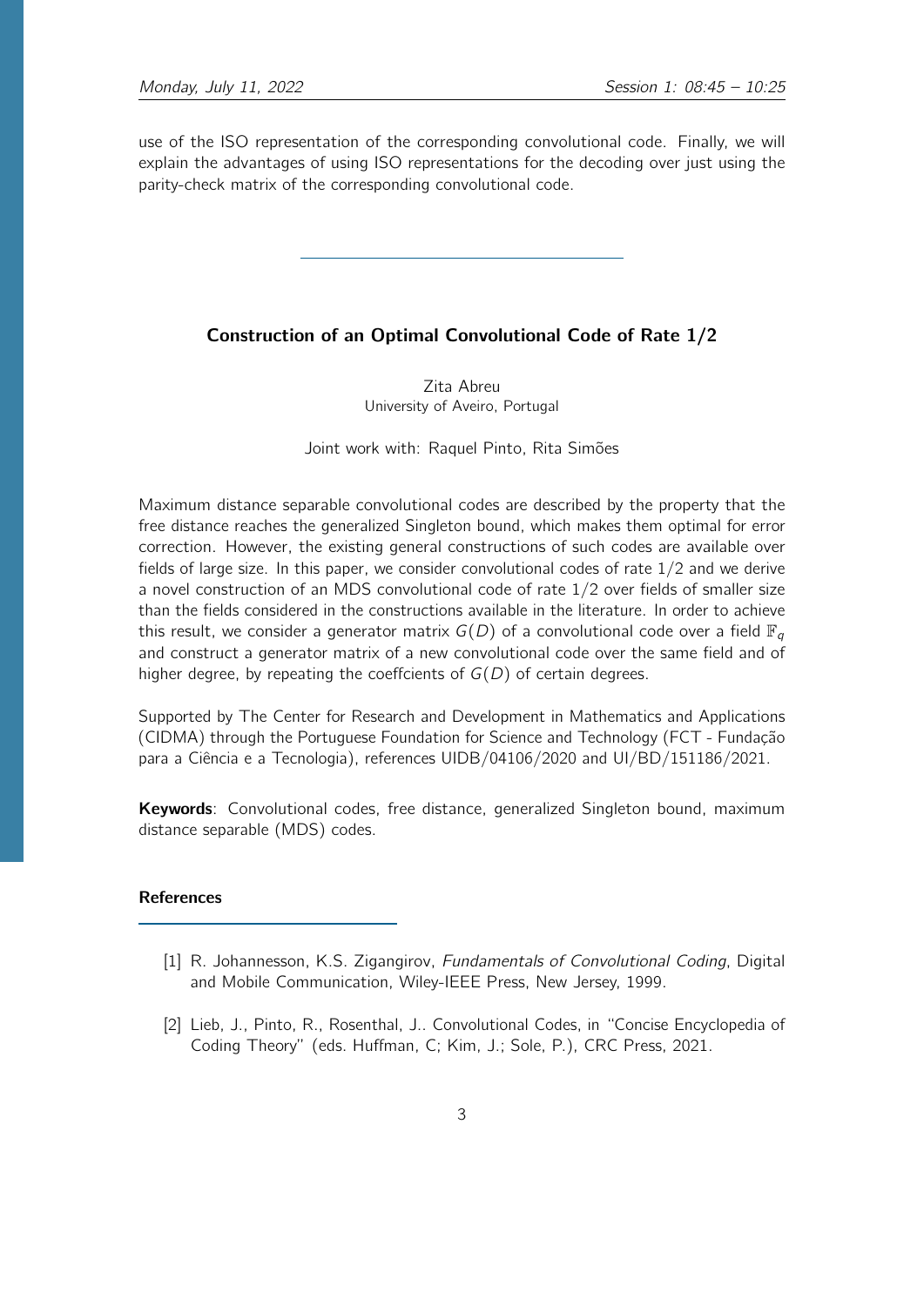use of the ISO representation of the corresponding convolutional code. Finally, we will explain the advantages of using ISO representations for the decoding over just using the parity-check matrix of the corresponding convolutional code.

---

## Construction of an Optimal Convolutional Code of Rate 1/2

Zita Abreu
University of Aveiro, Portugal

Joint work with: Raquel Pinto, Rita Simões

Maximum distance separable convolutional codes are described by the property that the free distance reaches the generalized Singleton bound, which makes them optimal for error correction. However, the existing general constructions of such codes are available over fields of large size. In this paper, we consider convolutional codes of rate $1/2$ and we derive a novel construction of an MDS convolutional code of rate $1/2$ over fields of smaller size than the fields considered in the constructions available in the literature. In order to achieve this result, we consider a generator matrix $G(D)$ of a convolutional code over a field $\mathbb{F}_q$ and construct a generator matrix of a new convolutional code over the same field and of higher degree, by repeating the coeffcients of $G(D)$ of certain degrees.

Supported by The Center for Research and Development in Mathematics and Applications (CIDMA) through the Portuguese Foundation for Science and Technology (FCT - Fundação para a Ciência e a Tecnologia), references UIDB/04106/2020 and UI/BD/151186/2021.

**Keywords**: Convolutional codes, free distance, generalized Singleton bound, maximum distance separable (MDS) codes.

### References

[1] R. Johannesson, K.S. Zigangirov, *Fundamentals of Convolutional Coding*, Digital and Mobile Communication, Wiley-IEEE Press, New Jersey, 1999.

[2] Lieb, J., Pinto, R., Rosenthal, J.. Convolutional Codes, in "Concise Encyclopedia of Coding Theory" (eds. Huffman, C; Kim, J.; Sole, P.), CRC Press, 2021.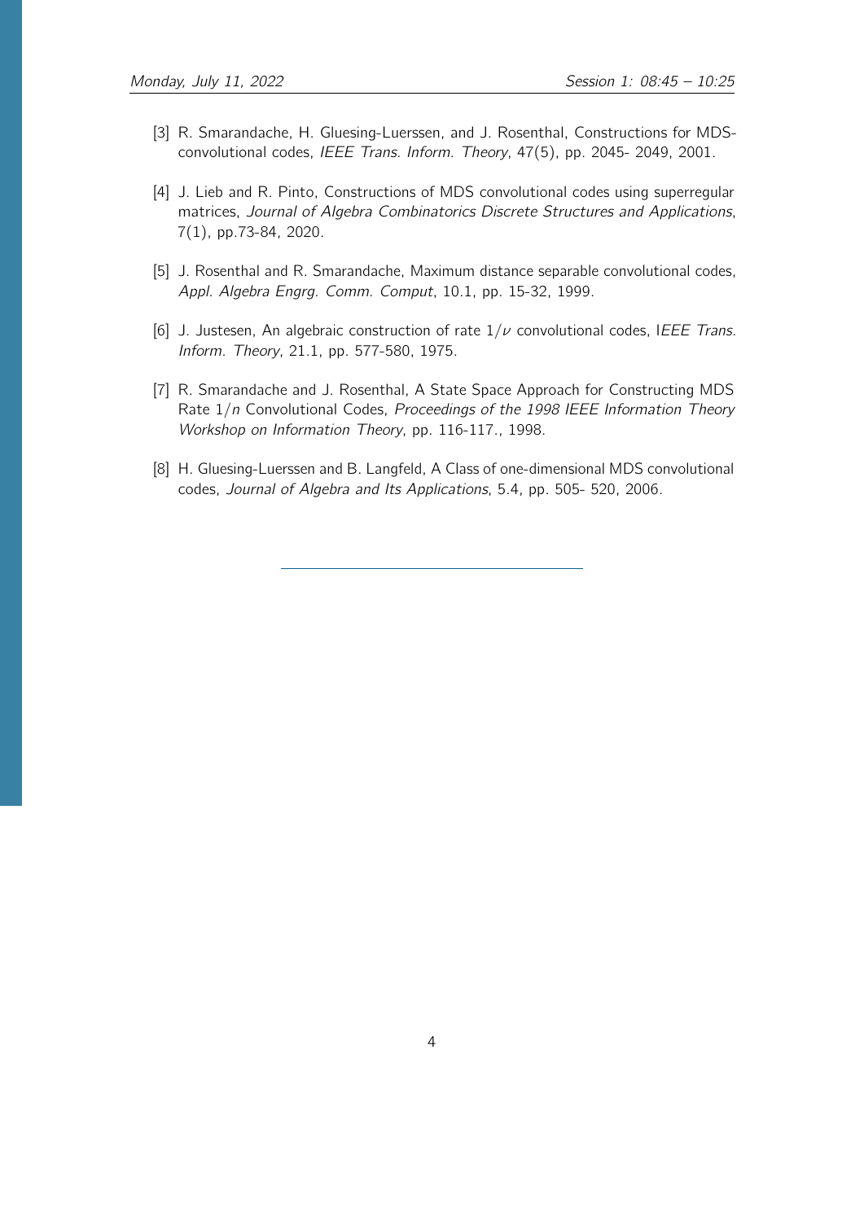[3] R. Smarandache, H. Gluesing-Luerssen, and J. Rosenthal, Constructions for MDS-convolutional codes, *IEEE Trans. Inform. Theory*, 47(5), pp. 2045- 2049, 2001.

[4] J. Lieb and R. Pinto, Constructions of MDS convolutional codes using superregular matrices, *Journal of Algebra Combinatorics Discrete Structures and Applications*, 7(1), pp.73-84, 2020.

[5] J. Rosenthal and R. Smarandache, Maximum distance separable convolutional codes, *Appl. Algebra Engrg. Comm. Comput*, 10.1, pp. 15-32, 1999.

[6] J. Justesen, An algebraic construction of rate $1/\nu$ convolutional codes, I*EEE Trans. Inform. Theory*, 21.1, pp. 577-580, 1975.

[7] R. Smarandache and J. Rosenthal, A State Space Approach for Constructing MDS Rate $1/n$ Convolutional Codes, *Proceedings of the 1998 IEEE Information Theory Workshop on Information Theory*, pp. 116-117., 1998.

[8] H. Gluesing-Luerssen and B. Langfeld, A Class of one-dimensional MDS convolutional codes, *Journal of Algebra and Its Applications*, 5.4, pp. 505- 520, 2006.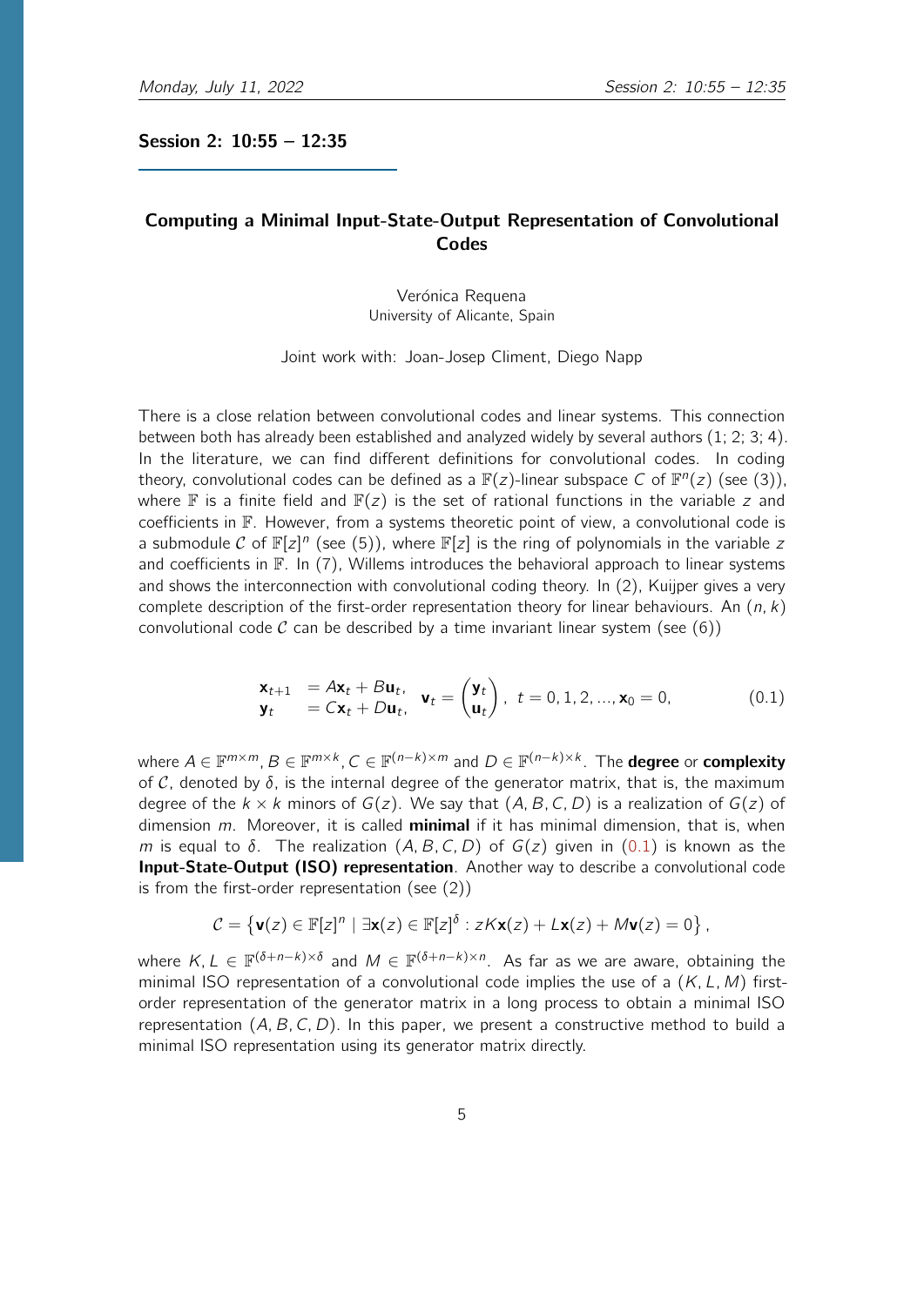## Session 2: 10:55 – 12:35

### Computing a Minimal Input-State-Output Representation of Convolutional Codes

Verónica Requena
University of Alicante, Spain

Joint work with: Joan-Josep Climent, Diego Napp

There is a close relation between convolutional codes and linear systems. This connection between both has already been established and analyzed widely by several authors (1; 2; 3; 4). In the literature, we can find different definitions for convolutional codes. In coding theory, convolutional codes can be defined as a $\mathbb{F}(z)$-linear subspace $C$ of $\mathbb{F}^n(z)$ (see (3)), where $\mathbb{F}$ is a finite field and $\mathbb{F}(z)$ is the set of rational functions in the variable $z$ and coefficients in $\mathbb{F}$. However, from a systems theoretic point of view, a convolutional code is a submodule $\mathcal{C}$ of $\mathbb{F}[z]^n$ (see (5)), where $\mathbb{F}[z]$ is the ring of polynomials in the variable $z$ and coefficients in $\mathbb{F}$. In (7), Willems introduces the behavioral approach to linear systems and shows the interconnection with convolutional coding theory. In (2), Kuijper gives a very complete description of the first-order representation theory for linear behaviours. An $(n, k)$ convolutional code $\mathcal{C}$ can be described by a time invariant linear system (see (6))

$$
\begin{aligned}
\mathbf{x}_{t+1} &= A\mathbf{x}_t + B\mathbf{u}_t, \\
\mathbf{y}_t &= C\mathbf{x}_t + D\mathbf{u}_t,
\end{aligned}
\quad \mathbf{v}_t = \begin{pmatrix} \mathbf{y}_t \\ \mathbf{u}_t \end{pmatrix}, \quad t = 0, 1, 2, ..., \mathbf{x}_0 = 0, \tag{0.1}
$$

where $A \in \mathbb{F}^{m\times m}$, $B \in \mathbb{F}^{m\times k}$, $C \in \mathbb{F}^{(n-k)\times m}$ and $D \in \mathbb{F}^{(n-k)\times k}$. The **degree** or **complexity** of $\mathcal{C}$, denoted by $\delta$, is the internal degree of the generator matrix, that is, the maximum degree of the $k \times k$ minors of $G(z)$. We say that $(A, B, C, D)$ is a realization of $G(z)$ of dimension $m$. Moreover, it is called **minimal** if it has minimal dimension, that is, when $m$ is equal to $\delta$. The realization $(A, B, C, D)$ of $G(z)$ given in (0.1) is known as the **Input-State-Output (ISO) representation**. Another way to describe a convolutional code is from the first-order representation (see (2))

$$
\mathcal{C} = \left\{ \mathbf{v}(z) \in \mathbb{F}[z]^n \mid \exists \mathbf{x}(z) \in \mathbb{F}[z]^\delta : zK\mathbf{x}(z) + L\mathbf{x}(z) + M\mathbf{v}(z) = 0 \right\},
$$

where $K, L \in \mathbb{F}^{(\delta+n-k)\times\delta}$ and $M \in \mathbb{F}^{(\delta+n-k)\times n}$. As far as we are aware, obtaining the minimal ISO representation of a convolutional code implies the use of a $(K, L, M)$ first-order representation of the generator matrix in a long process to obtain a minimal ISO representation $(A, B, C, D)$. In this paper, we present a constructive method to build a minimal ISO representation using its generator matrix directly.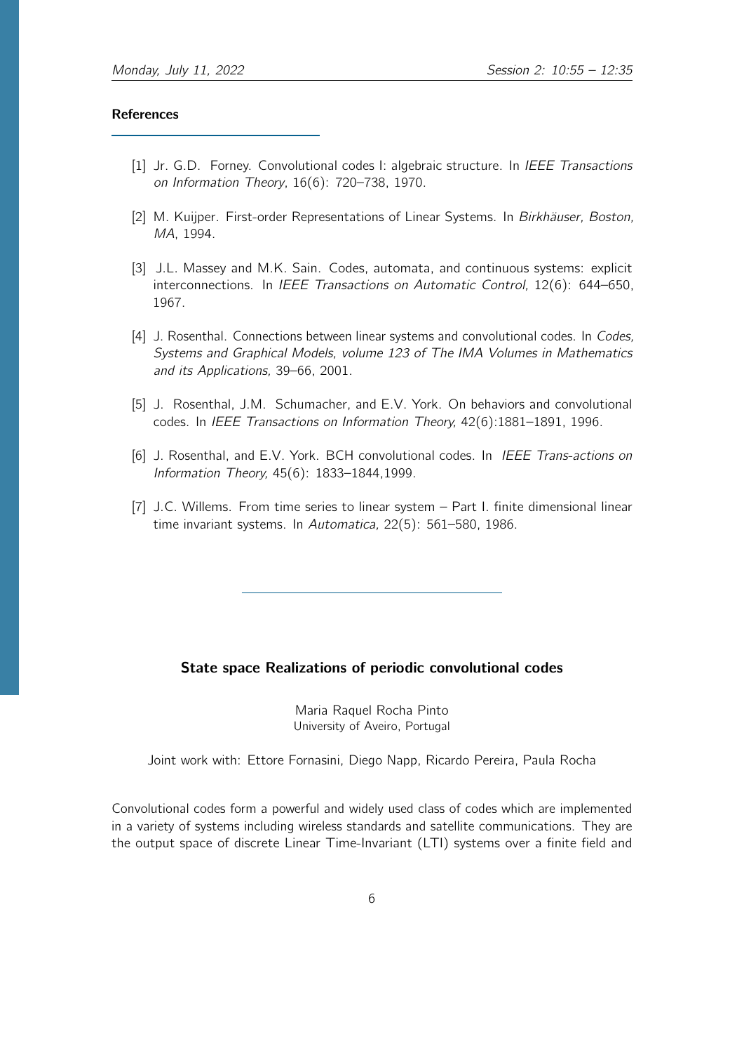### References

[1] Jr. G.D. Forney. Convolutional codes I: algebraic structure. In *IEEE Transactions on Information Theory*, 16(6): 720–738, 1970.

[2] M. Kuijper. First-order Representations of Linear Systems. In *Birkhäuser, Boston, MA*, 1994.

[3] J.L. Massey and M.K. Sain. Codes, automata, and continuous systems: explicit interconnections. In *IEEE Transactions on Automatic Control,* 12(6): 644–650, 1967.

[4] J. Rosenthal. Connections between linear systems and convolutional codes. In *Codes, Systems and Graphical Models, volume 123 of The IMA Volumes in Mathematics and its Applications,* 39–66, 2001.

[5] J. Rosenthal, J.M. Schumacher, and E.V. York. On behaviors and convolutional codes. In *IEEE Transactions on Information Theory,* 42(6):1881–1891, 1996.

[6] J. Rosenthal, and E.V. York. BCH convolutional codes. In *IEEE Trans-actions on Information Theory,* 45(6): 1833–1844,1999.

[7] J.C. Willems. From time series to linear system – Part I. finite dimensional linear time invariant systems. In *Automatica,* 22(5): 561–580, 1986.

---

## State space Realizations of periodic convolutional codes

Maria Raquel Rocha Pinto
University of Aveiro, Portugal

Joint work with: Ettore Fornasini, Diego Napp, Ricardo Pereira, Paula Rocha

Convolutional codes form a powerful and widely used class of codes which are implemented in a variety of systems including wireless standards and satellite communications. They are the output space of discrete Linear Time-Invariant (LTI) systems over a finite field and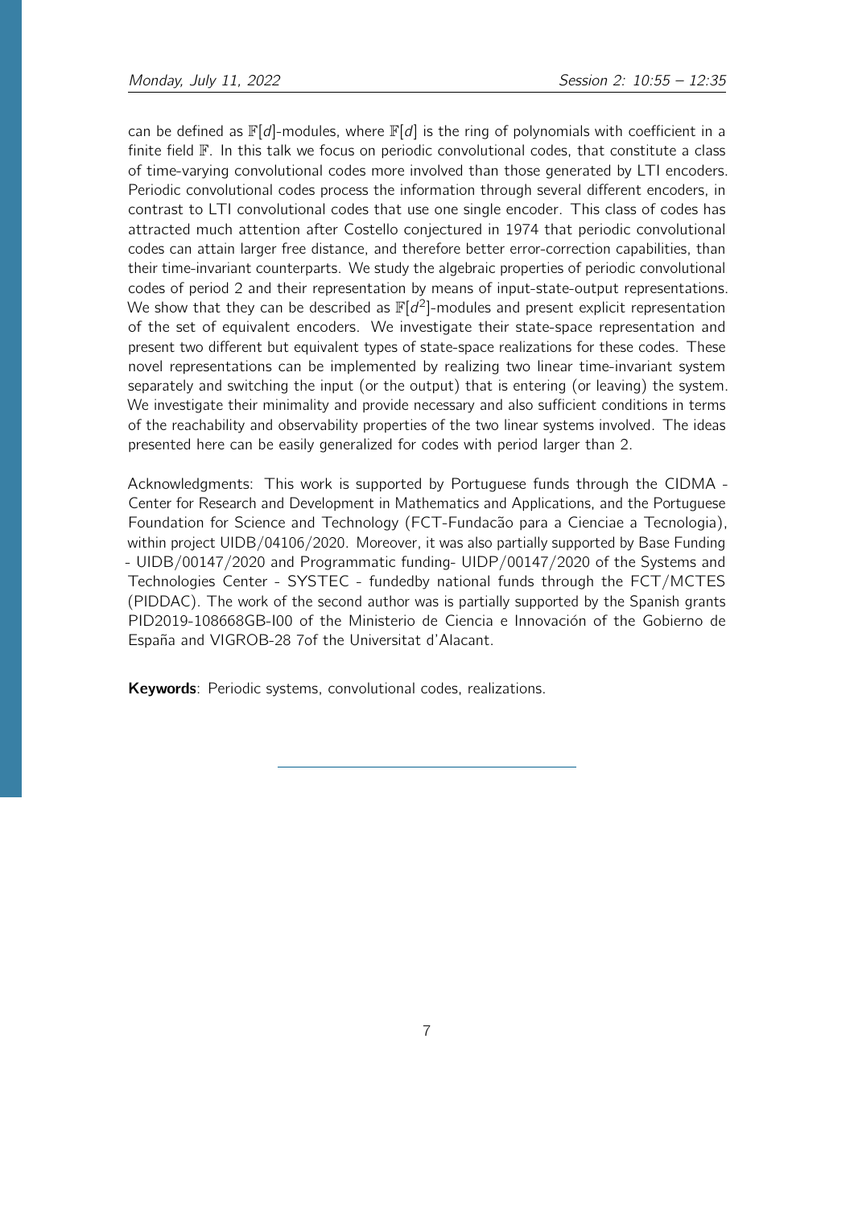can be defined as $\mathbb{F}[d]$-modules, where $\mathbb{F}[d]$ is the ring of polynomials with coefficient in a finite field $\mathbb{F}$. In this talk we focus on periodic convolutional codes, that constitute a class of time-varying convolutional codes more involved than those generated by LTI encoders. Periodic convolutional codes process the information through several different encoders, in contrast to LTI convolutional codes that use one single encoder. This class of codes has attracted much attention after Costello conjectured in 1974 that periodic convolutional codes can attain larger free distance, and therefore better error-correction capabilities, than their time-invariant counterparts. We study the algebraic properties of periodic convolutional codes of period 2 and their representation by means of input-state-output representations. We show that they can be described as $\mathbb{F}[d^2]$-modules and present explicit representation of the set of equivalent encoders. We investigate their state-space representation and present two different but equivalent types of state-space realizations for these codes. These novel representations can be implemented by realizing two linear time-invariant system separately and switching the input (or the output) that is entering (or leaving) the system. We investigate their minimality and provide necessary and also sufficient conditions in terms of the reachability and observability properties of the two linear systems involved. The ideas presented here can be easily generalized for codes with period larger than 2.

Acknowledgments: This work is supported by Portuguese funds through the CIDMA - Center for Research and Development in Mathematics and Applications, and the Portuguese Foundation for Science and Technology (FCT-Fundacão para a Cienciae a Tecnologia), within project UIDB/04106/2020. Moreover, it was also partially supported by Base Funding - UIDB/00147/2020 and Programmatic funding- UIDP/00147/2020 of the Systems and Technologies Center - SYSTEC - fundedby national funds through the FCT/MCTES (PIDDAC). The work of the second author was is partially supported by the Spanish grants PID2019-108668GB-I00 of the Ministerio de Ciencia e Innovación of the Gobierno de España and VIGROB-28 7of the Universitat d'Alacant.

**Keywords**: Periodic systems, convolutional codes, realizations.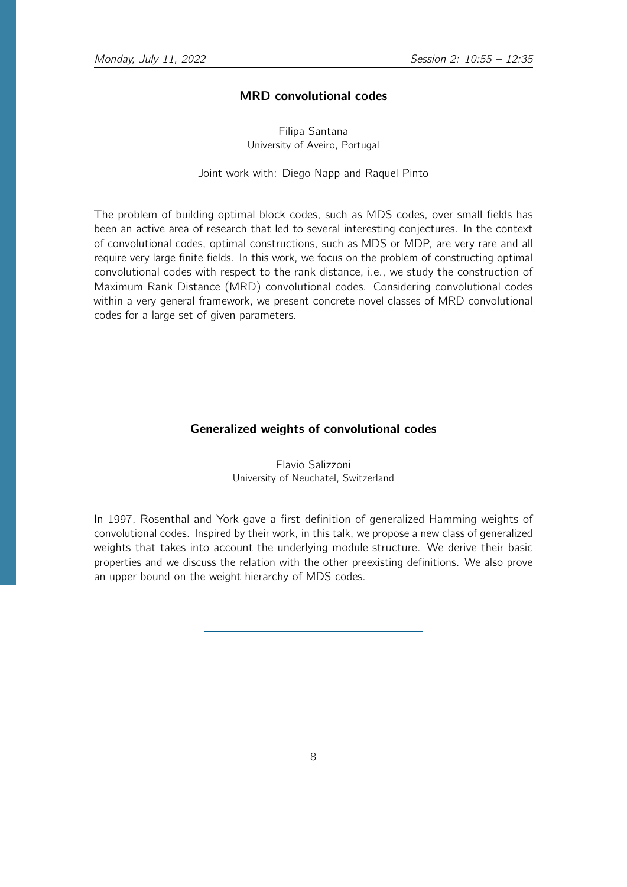## MRD convolutional codes

Filipa Santana
University of Aveiro, Portugal

Joint work with: Diego Napp and Raquel Pinto

The problem of building optimal block codes, such as MDS codes, over small fields has been an active area of research that led to several interesting conjectures. In the context of convolutional codes, optimal constructions, such as MDS or MDP, are very rare and all require very large finite fields. In this work, we focus on the problem of constructing optimal convolutional codes with respect to the rank distance, i.e., we study the construction of Maximum Rank Distance (MRD) convolutional codes. Considering convolutional codes within a very general framework, we present concrete novel classes of MRD convolutional codes for a large set of given parameters.

---

## Generalized weights of convolutional codes

Flavio Salizzoni
University of Neuchatel, Switzerland

In 1997, Rosenthal and York gave a first definition of generalized Hamming weights of convolutional codes. Inspired by their work, in this talk, we propose a new class of generalized weights that takes into account the underlying module structure. We derive their basic properties and we discuss the relation with the other preexisting definitions. We also prove an upper bound on the weight hierarchy of MDS codes.

---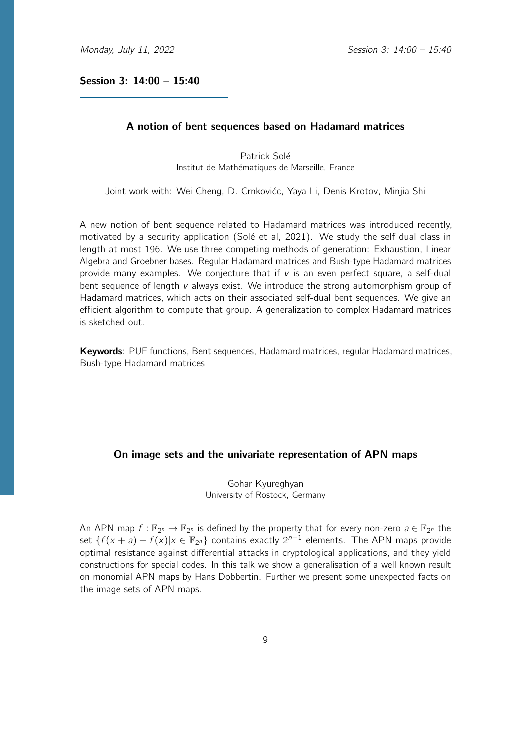## Session 3: 14:00 – 15:40

### A notion of bent sequences based on Hadamard matrices

Patrick Solé
Institut de Mathématiques de Marseille, France

Joint work with: Wei Cheng, D. Crnkovićc, Yaya Li, Denis Krotov, Minjia Shi

A new notion of bent sequence related to Hadamard matrices was introduced recently, motivated by a security application (Solé et al, 2021). We study the self dual class in length at most 196. We use three competing methods of generation: Exhaustion, Linear Algebra and Groebner bases. Regular Hadamard matrices and Bush-type Hadamard matrices provide many examples. We conjecture that if $v$ is an even perfect square, a self-dual bent sequence of length $v$ always exist. We introduce the strong automorphism group of Hadamard matrices, which acts on their associated self-dual bent sequences. We give an efficient algorithm to compute that group. A generalization to complex Hadamard matrices is sketched out.

**Keywords**: PUF functions, Bent sequences, Hadamard matrices, regular Hadamard matrices, Bush-type Hadamard matrices

---

### On image sets and the univariate representation of APN maps

Gohar Kyureghyan
University of Rostock, Germany

An APN map $f : \mathbb{F}_{2^n} \to \mathbb{F}_{2^n}$ is defined by the property that for every non-zero $a \in \mathbb{F}_{2^n}$ the set $\{f(x+a) + f(x) | x \in \mathbb{F}_{2^n}\}$ contains exactly $2^{n-1}$ elements. The APN maps provide optimal resistance against differential attacks in cryptological applications, and they yield constructions for special codes. In this talk we show a generalisation of a well known result on monomial APN maps by Hans Dobbertin. Further we present some unexpected facts on the image sets of APN maps.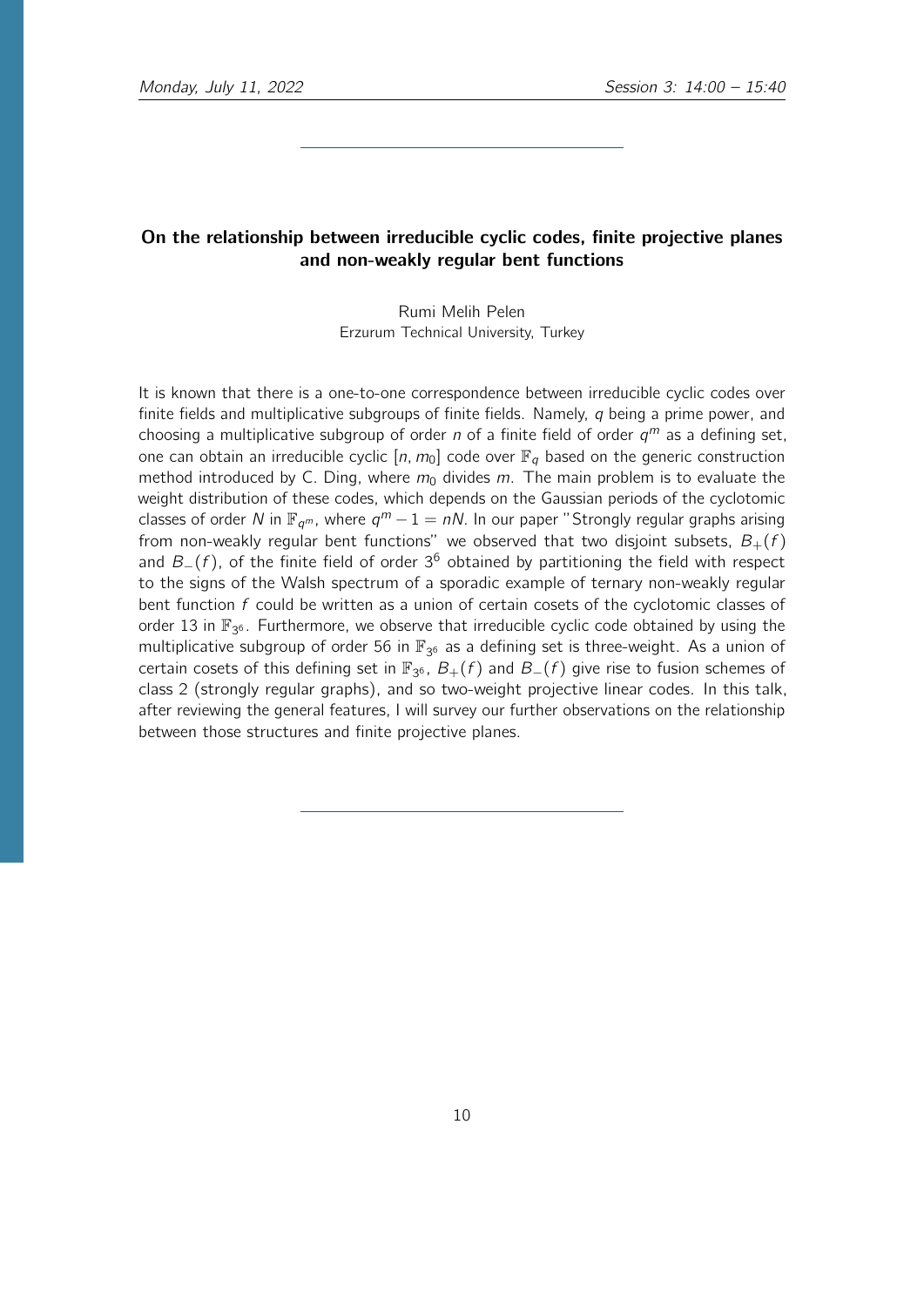## On the relationship between irreducible cyclic codes, finite projective planes and non-weakly regular bent functions

Rumi Melih Pelen
Erzurum Technical University, Turkey

It is known that there is a one-to-one correspondence between irreducible cyclic codes over finite fields and multiplicative subgroups of finite fields. Namely, $q$ being a prime power, and choosing a multiplicative subgroup of order $n$ of a finite field of order $q^m$ as a defining set, one can obtain an irreducible cyclic $[n, m_0]$ code over $\mathbb{F}_q$ based on the generic construction method introduced by C. Ding, where $m_0$ divides $m$. The main problem is to evaluate the weight distribution of these codes, which depends on the Gaussian periods of the cyclotomic classes of order $N$ in $\mathbb{F}_{q^m}$, where $q^m - 1 = nN$. In our paper "Strongly regular graphs arising from non-weakly regular bent functions" we observed that two disjoint subsets, $B_+(f)$ and $B_-(f)$, of the finite field of order $3^6$ obtained by partitioning the field with respect to the signs of the Walsh spectrum of a sporadic example of ternary non-weakly regular bent function $f$ could be written as a union of certain cosets of the cyclotomic classes of order 13 in $\mathbb{F}_{3^6}$. Furthermore, we observe that irreducible cyclic code obtained by using the multiplicative subgroup of order 56 in $\mathbb{F}_{3^6}$ as a defining set is three-weight. As a union of certain cosets of this defining set in $\mathbb{F}_{3^6}$, $B_+(f)$ and $B_-(f)$ give rise to fusion schemes of class 2 (strongly regular graphs), and so two-weight projective linear codes. In this talk, after reviewing the general features, I will survey our further observations on the relationship between those structures and finite projective planes.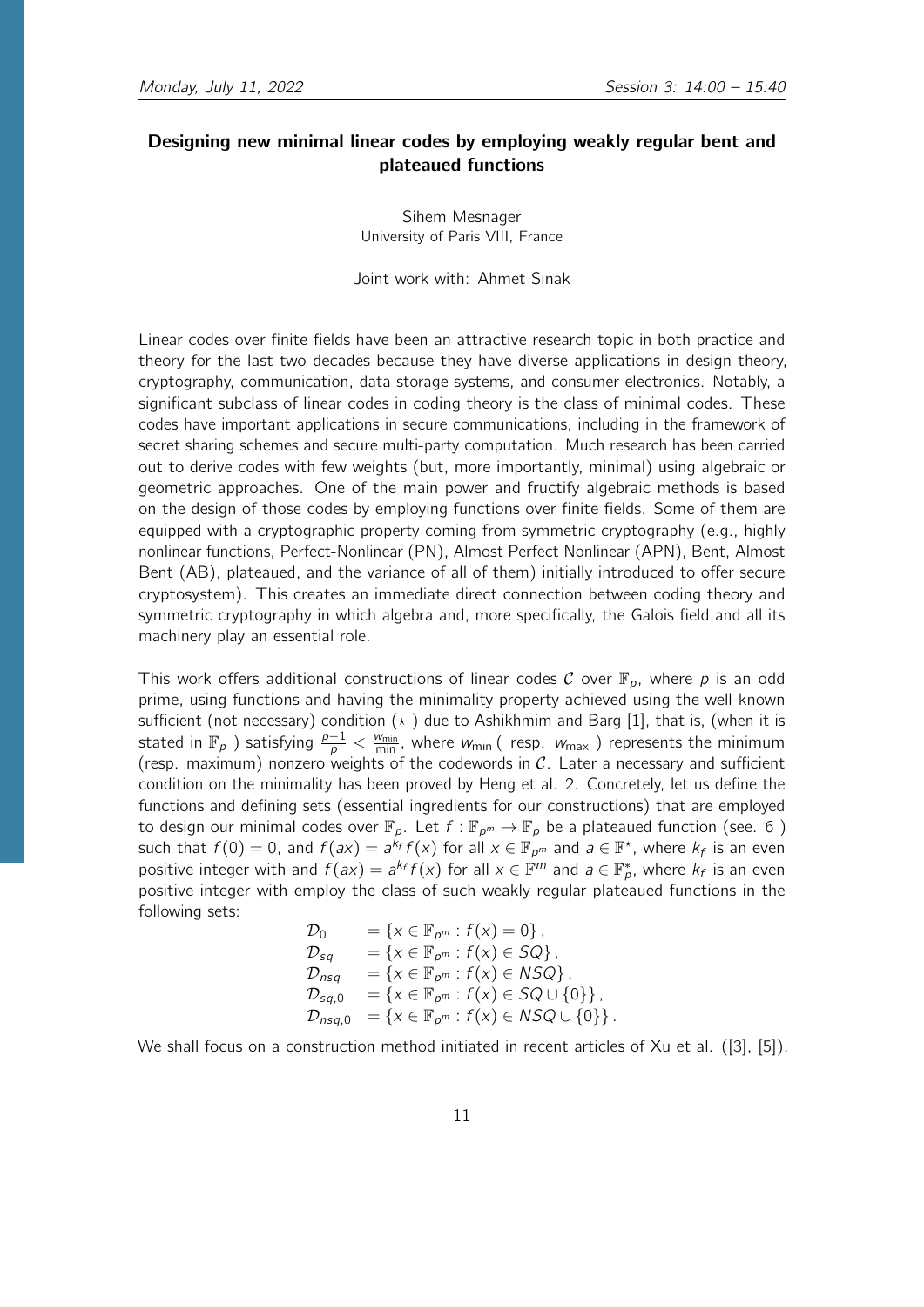## Designing new minimal linear codes by employing weakly regular bent and plateaued functions

Sihem Mesnager
University of Paris VIII, France

Joint work with: Ahmet Sınak

Linear codes over finite fields have been an attractive research topic in both practice and theory for the last two decades because they have diverse applications in design theory, cryptography, communication, data storage systems, and consumer electronics. Notably, a significant subclass of linear codes in coding theory is the class of minimal codes. These codes have important applications in secure communications, including in the framework of secret sharing schemes and secure multi-party computation. Much research has been carried out to derive codes with few weights (but, more importantly, minimal) using algebraic or geometric approaches. One of the main power and fructify algebraic methods is based on the design of those codes by employing functions over finite fields. Some of them are equipped with a cryptographic property coming from symmetric cryptography (e.g., highly nonlinear functions, Perfect-Nonlinear (PN), Almost Perfect Nonlinear (APN), Bent, Almost Bent (AB), plateaued, and the variance of all of them) initially introduced to offer secure cryptosystem). This creates an immediate direct connection between coding theory and symmetric cryptography in which algebra and, more specifically, the Galois field and all its machinery play an essential role.

This work offers additional constructions of linear codes $\mathcal{C}$ over $\mathbb{F}_p$, where $p$ is an odd prime, using functions and having the minimality property achieved using the well-known sufficient (not necessary) condition ($\star$ ) due to Ashikhmim and Barg [1], that is, (when it is stated in $\mathbb{F}_p$ ) satisfying $\frac{p-1}{p} < \frac{w_{\min}}{\min}$, where $w_{\min}$ ( resp. $w_{\max}$ ) represents the minimum (resp. maximum) nonzero weights of the codewords in $\mathcal{C}$. Later a necessary and sufficient condition on the minimality has been proved by Heng et al. 2. Concretely, let us define the functions and defining sets (essential ingredients for our constructions) that are employed to design our minimal codes over $\mathbb{F}_p$. Let $f : \mathbb{F}_{p^m} \to \mathbb{F}_p$ be a plateaued function (see. 6 ) such that $f(0) = 0$, and $f(ax) = a^{k_f} f(x)$ for all $x \in \mathbb{F}_{p^m}$ and $a \in \mathbb{F}^{\star}$, where $k_f$ is an even positive integer with and $f(ax) = a^{k_f} f(x)$ for all $x \in \mathbb{F}^m$ and $a \in \mathbb{F}_p^{*}$, where $k_f$ is an even positive integer with employ the class of such weakly regular plateaued functions in the following sets:

$$
\begin{aligned}
\mathcal{D}_0 &= \{x \in \mathbb{F}_{p^m} : f(x) = 0\}, \\
\mathcal{D}_{sq} &= \{x \in \mathbb{F}_{p^m} : f(x) \in SQ\}, \\
\mathcal{D}_{nsq} &= \{x \in \mathbb{F}_{p^m} : f(x) \in NSQ\}, \\
\mathcal{D}_{sq,0} &= \{x \in \mathbb{F}_{p^m} : f(x) \in SQ \cup \{0\}\}, \\
\mathcal{D}_{nsq,0} &= \{x \in \mathbb{F}_{p^m} : f(x) \in NSQ \cup \{0\}\}.
\end{aligned}
$$

We shall focus on a construction method initiated in recent articles of Xu et al. ([3], [5]).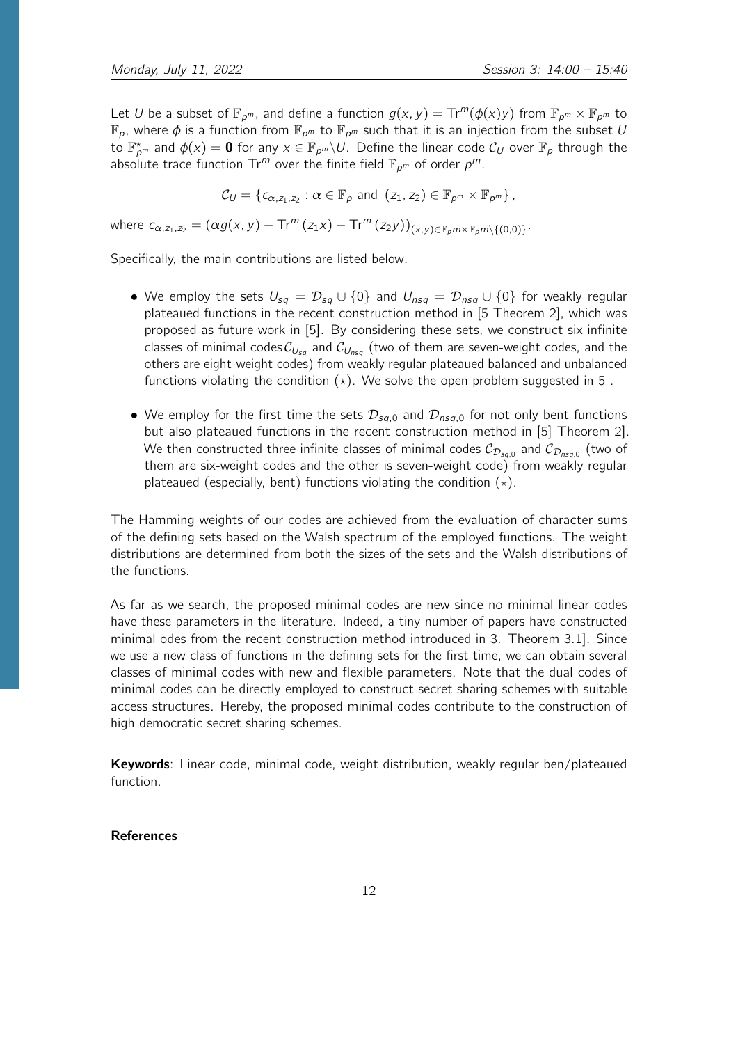Let $U$ be a subset of $\mathbb{F}_{p^m}$, and define a function $g(x, y) = \mathrm{Tr}^m(\phi(x)y)$ from $\mathbb{F}_{p^m} \times \mathbb{F}_{p^m}$ to $\mathbb{F}_p$, where $\phi$ is a function from $\mathbb{F}_{p^m}$ to $\mathbb{F}_{p^m}$ such that it is an injection from the subset $U$ to $\mathbb{F}_{p^m}^{\star}$ and $\phi(x) = \mathbf{0}$ for any $x \in \mathbb{F}_{p^m} \backslash U$. Define the linear code $\mathcal{C}_U$ over $\mathbb{F}_p$ through the absolute trace function $\mathrm{Tr}^m$ over the finite field $\mathbb{F}_{p^m}$ of order $p^m$.

$$\mathcal{C}_U = \{c_{\alpha,z_1,z_2} : \alpha \in \mathbb{F}_p \text{ and } (z_1, z_2) \in \mathbb{F}_{p^m} \times \mathbb{F}_{p^m}\},$$

where $c_{\alpha,z_1,z_2} = (\alpha g(x, y) - \mathrm{Tr}^m(z_1x) - \mathrm{Tr}^m(z_2y))_{(x,y)\in\mathbb{F}_pm\times\mathbb{F}_pm\backslash\{(0,0)\}}$.

Specifically, the main contributions are listed below.

- We employ the sets $U_{sq} = \mathcal{D}_{sq} \cup \{0\}$ and $U_{nsq} = \mathcal{D}_{nsq} \cup \{0\}$ for weakly regular plateaued functions in the recent construction method in [5 Theorem 2], which was proposed as future work in [5]. By considering these sets, we construct six infinite classes of minimal codes $\mathcal{C}_{U_{sq}}$ and $\mathcal{C}_{U_{nsq}}$ (two of them are seven-weight codes, and the others are eight-weight codes) from weakly regular plateaued balanced and unbalanced functions violating the condition $(\star)$. We solve the open problem suggested in 5 .
- We employ for the first time the sets $\mathcal{D}_{sq,0}$ and $\mathcal{D}_{nsq,0}$ for not only bent functions but also plateaued functions in the recent construction method in [5] Theorem 2]. We then constructed three infinite classes of minimal codes $\mathcal{C}_{\mathcal{D}_{sq,0}}$ and $\mathcal{C}_{\mathcal{D}_{nsq,0}}$ (two of them are six-weight codes and the other is seven-weight code) from weakly regular plateaued (especially, bent) functions violating the condition $(\star)$.

The Hamming weights of our codes are achieved from the evaluation of character sums of the defining sets based on the Walsh spectrum of the employed functions. The weight distributions are determined from both the sizes of the sets and the Walsh distributions of the functions.

As far as we search, the proposed minimal codes are new since no minimal linear codes have these parameters in the literature. Indeed, a tiny number of papers have constructed minimal odes from the recent construction method introduced in 3. Theorem 3.1]. Since we use a new class of functions in the defining sets for the first time, we can obtain several classes of minimal codes with new and flexible parameters. Note that the dual codes of minimal codes can be directly employed to construct secret sharing schemes with suitable access structures. Hereby, the proposed minimal codes contribute to the construction of high democratic secret sharing schemes.

**Keywords**: Linear code, minimal code, weight distribution, weakly regular ben/plateaued function.

**References**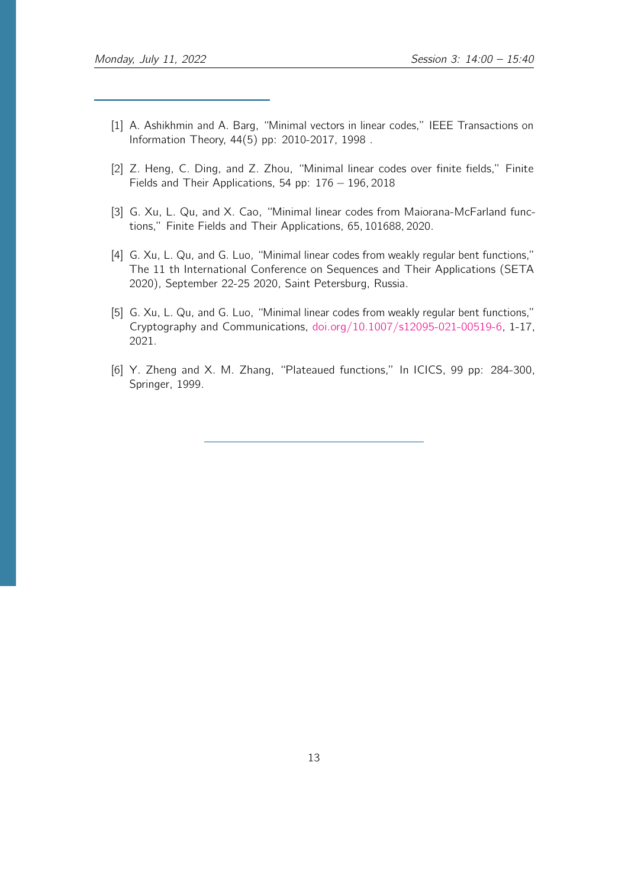[1] A. Ashikhmin and A. Barg, "Minimal vectors in linear codes," IEEE Transactions on Information Theory, 44(5) pp: 2010-2017, 1998 .

[2] Z. Heng, C. Ding, and Z. Zhou, "Minimal linear codes over finite fields," Finite Fields and Their Applications, 54 pp: $176 - 196$, 2018

[3] G. Xu, L. Qu, and X. Cao, "Minimal linear codes from Maiorana-McFarland functions," Finite Fields and Their Applications, 65, 101688, 2020.

[4] G. Xu, L. Qu, and G. Luo, "Minimal linear codes from weakly regular bent functions," The 11 th International Conference on Sequences and Their Applications (SETA 2020), September 22-25 2020, Saint Petersburg, Russia.

[5] G. Xu, L. Qu, and G. Luo, "Minimal linear codes from weakly regular bent functions," Cryptography and Communications, doi.org/10.1007/s12095-021-00519-6, 1-17, 2021.

[6] Y. Zheng and X. M. Zhang, "Plateaued functions," In ICICS, 99 pp: 284-300, Springer, 1999.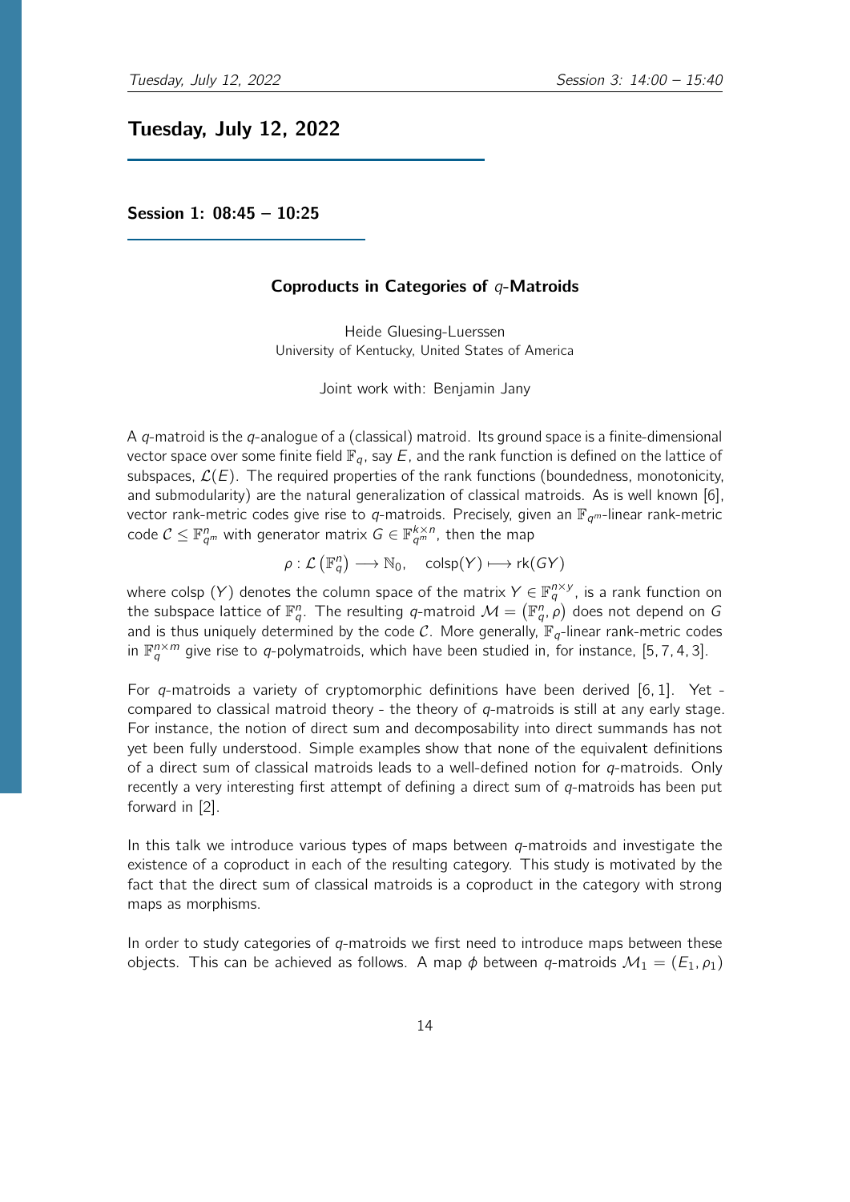## Tuesday, July 12, 2022

### Session 1: 08:45 – 10:25

#### Coproducts in Categories of $q$-Matroids

Heide Gluesing-Luerssen
University of Kentucky, United States of America

Joint work with: Benjamin Jany

A $q$-matroid is the $q$-analogue of a (classical) matroid. Its ground space is a finite-dimensional vector space over some finite field $\mathbb{F}_q$, say $E$, and the rank function is defined on the lattice of subspaces, $\mathcal{L}(E)$. The required properties of the rank functions (boundedness, monotonicity, and submodularity) are the natural generalization of classical matroids. As is well known [6], vector rank-metric codes give rise to $q$-matroids. Precisely, given an $\mathbb{F}_{q^m}$-linear rank-metric code $\mathcal{C} \leq \mathbb{F}_{q^m}^n$ with generator matrix $G \in \mathbb{F}_{q^m}^{k\times n}$, then the map

$$\rho : \mathcal{L}\left(\mathbb{F}_q^n\right) \longrightarrow \mathbb{N}_0, \quad \text{colsp}(Y) \longmapsto \text{rk}(GY)$$

where colsp $(Y)$ denotes the column space of the matrix $Y \in \mathbb{F}_q^{n\times y}$, is a rank function on the subspace lattice of $\mathbb{F}_q^n$. The resulting $q$-matroid $\mathcal{M} = \left(\mathbb{F}_q^n, \rho\right)$ does not depend on $G$ and is thus uniquely determined by the code $\mathcal{C}$. More generally, $\mathbb{F}_q$-linear rank-metric codes in $\mathbb{F}_q^{n\times m}$ give rise to $q$-polymatroids, which have been studied in, for instance, [5, 7, 4, 3].

For $q$-matroids a variety of cryptomorphic definitions have been derived [6, 1]. Yet - compared to classical matroid theory - the theory of $q$-matroids is still at any early stage. For instance, the notion of direct sum and decomposability into direct summands has not yet been fully understood. Simple examples show that none of the equivalent definitions of a direct sum of classical matroids leads to a well-defined notion for $q$-matroids. Only recently a very interesting first attempt of defining a direct sum of $q$-matroids has been put forward in [2].

In this talk we introduce various types of maps between $q$-matroids and investigate the existence of a coproduct in each of the resulting category. This study is motivated by the fact that the direct sum of classical matroids is a coproduct in the category with strong maps as morphisms.

In order to study categories of $q$-matroids we first need to introduce maps between these objects. This can be achieved as follows. A map $\phi$ between $q$-matroids $\mathcal{M}_1 = (E_1, \rho_1)$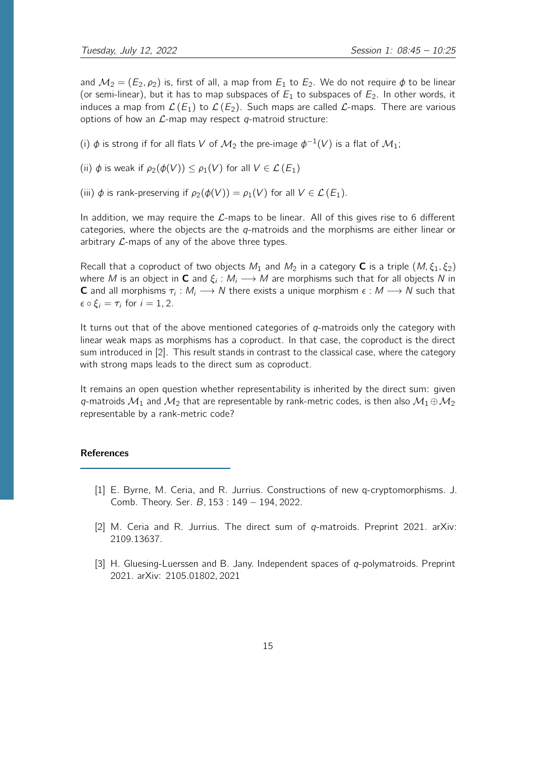and $\mathcal{M}_2 = (E_2, \rho_2)$ is, first of all, a map from $E_1$ to $E_2$. We do not require $\phi$ to be linear (or semi-linear), but it has to map subspaces of $E_1$ to subspaces of $E_2$. In other words, it induces a map from $\mathcal{L}(E_1)$ to $\mathcal{L}(E_2)$. Such maps are called $\mathcal{L}$-maps. There are various options of how an $\mathcal{L}$-map may respect $q$-matroid structure:

(i) $\phi$ is strong if for all flats $V$ of $\mathcal{M}_2$ the pre-image $\phi^{-1}(V)$ is a flat of $\mathcal{M}_1$;

(ii) $\phi$ is weak if $\rho_2(\phi(V)) \leq \rho_1(V)$ for all $V \in \mathcal{L}(E_1)$

(iii) $\phi$ is rank-preserving if $\rho_2(\phi(V)) = \rho_1(V)$ for all $V \in \mathcal{L}(E_1)$.

In addition, we may require the $\mathcal{L}$-maps to be linear. All of this gives rise to 6 different categories, where the objects are the $q$-matroids and the morphisms are either linear or arbitrary $\mathcal{L}$-maps of any of the above three types.

Recall that a coproduct of two objects $M_1$ and $M_2$ in a category $\mathbf{C}$ is a triple $(M, \xi_1, \xi_2)$ where $M$ is an object in $\mathbf{C}$ and $\xi_i : M_i \longrightarrow M$ are morphisms such that for all objects $N$ in $\mathbf{C}$ and all morphisms $\tau_i : M_i \longrightarrow N$ there exists a unique morphism $\epsilon : M \longrightarrow N$ such that $\epsilon \circ \xi_i = \tau_i$ for $i = 1, 2$.

It turns out that of the above mentioned categories of $q$-matroids only the category with linear weak maps as morphisms has a coproduct. In that case, the coproduct is the direct sum introduced in [2]. This result stands in contrast to the classical case, where the category with strong maps leads to the direct sum as coproduct.

It remains an open question whether representability is inherited by the direct sum: given $q$-matroids $\mathcal{M}_1$ and $\mathcal{M}_2$ that are representable by rank-metric codes, is then also $\mathcal{M}_1 \oplus \mathcal{M}_2$ representable by a rank-metric code?

## References

[1] E. Byrne, M. Ceria, and R. Jurrius. Constructions of new q-cryptomorphisms. J. Comb. Theory. Ser. $B$, $153 : 149 - 194, 2022$.

[2] M. Ceria and R. Jurrius. The direct sum of $q$-matroids. Preprint 2021. arXiv: 2109.13637.

[3] H. Gluesing-Luerssen and B. Jany. Independent spaces of $q$-polymatroids. Preprint 2021. arXiv: 2105.01802, 2021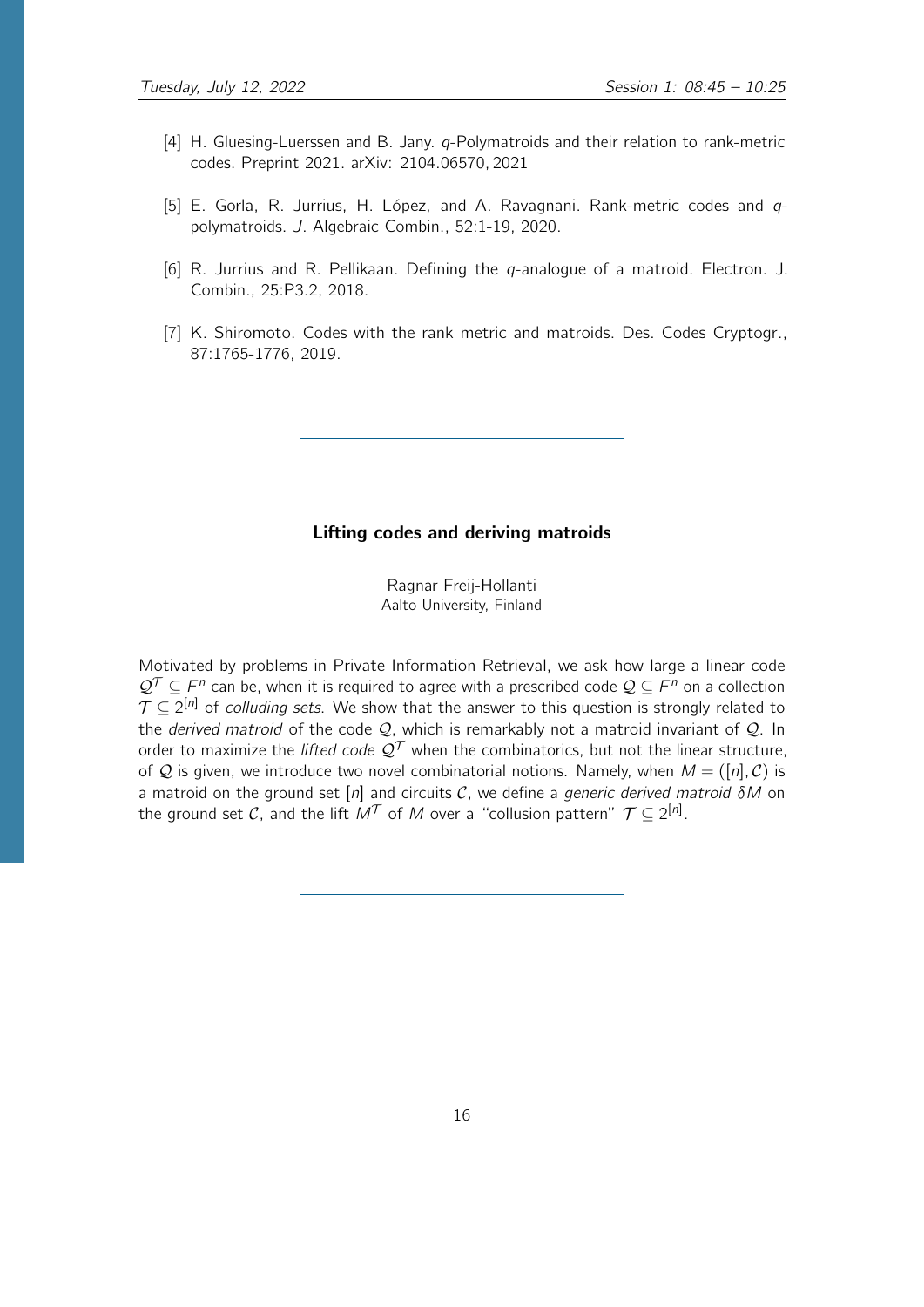[4] H. Gluesing-Luerssen and B. Jany. $q$-Polymatroids and their relation to rank-metric codes. Preprint 2021. arXiv: 2104.06570, 2021

[5] E. Gorla, R. Jurrius, H. López, and A. Ravagnani. Rank-metric codes and $q$-polymatroids. *J. Algebraic Combin.*, 52:1-19, 2020.

[6] R. Jurrius and R. Pellikaan. Defining the $q$-analogue of a matroid. Electron. J. Combin., 25:P3.2, 2018.

[7] K. Shiromoto. Codes with the rank metric and matroids. Des. Codes Cryptogr., 87:1765-1776, 2019.

---

## Lifting codes and deriving matroids

Ragnar Freij-Hollanti
Aalto University, Finland

Motivated by problems in Private Information Retrieval, we ask how large a linear code $\mathcal{Q}^{\mathcal{T}} \subseteq F^n$ can be, when it is required to agree with a prescribed code $\mathcal{Q} \subseteq F^n$ on a collection $\mathcal{T} \subseteq 2^{[n]}$ of *colluding sets*. We show that the answer to this question is strongly related to the *derived matroid* of the code $\mathcal{Q}$, which is remarkably not a matroid invariant of $\mathcal{Q}$. In order to maximize the *lifted code* $\mathcal{Q}^{\mathcal{T}}$ when the combinatorics, but not the linear structure, of $\mathcal{Q}$ is given, we introduce two novel combinatorial notions. Namely, when $M = ([n], \mathcal{C})$ is a matroid on the ground set $[n]$ and circuits $\mathcal{C}$, we define a *generic derived matroid* $\delta M$ on the ground set $\mathcal{C}$, and the lift $M^{\mathcal{T}}$ of $M$ over a "collusion pattern" $\mathcal{T} \subseteq 2^{[n]}$.

---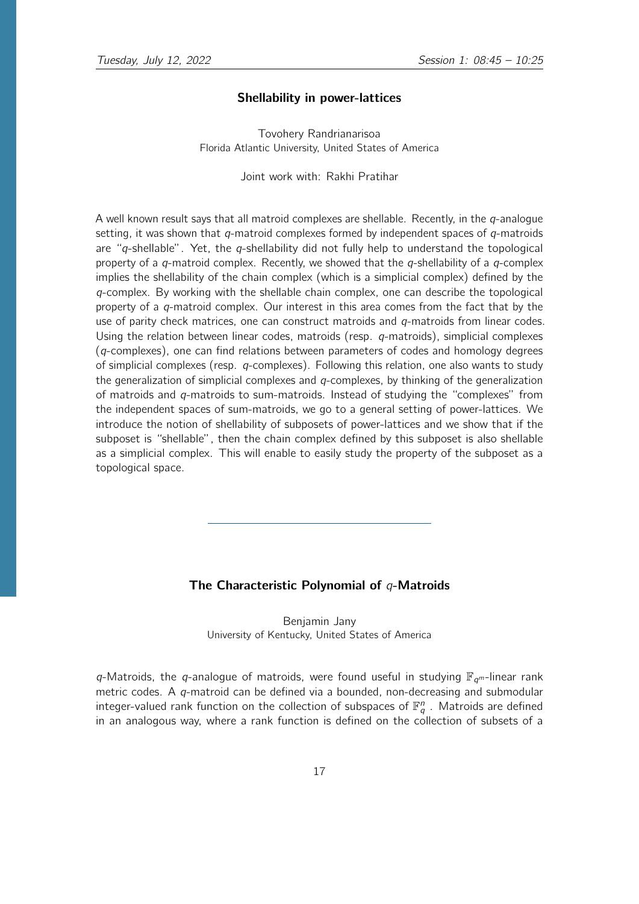## Shellability in power-lattices

Tovohery Randrianarisoa
Florida Atlantic University, United States of America

Joint work with: Rakhi Pratihar

A well known result says that all matroid complexes are shellable. Recently, in the $q$-analogue setting, it was shown that $q$-matroid complexes formed by independent spaces of $q$-matroids are "$q$-shellable". Yet, the $q$-shellability did not fully help to understand the topological property of a $q$-matroid complex. Recently, we showed that the $q$-shellability of a $q$-complex implies the shellability of the chain complex (which is a simplicial complex) defined by the $q$-complex. By working with the shellable chain complex, one can describe the topological property of a $q$-matroid complex. Our interest in this area comes from the fact that by the use of parity check matrices, one can construct matroids and $q$-matroids from linear codes. Using the relation between linear codes, matroids (resp. $q$-matroids), simplicial complexes ($q$-complexes), one can find relations between parameters of codes and homology degrees of simplicial complexes (resp. $q$-complexes). Following this relation, one also wants to study the generalization of simplicial complexes and $q$-complexes, by thinking of the generalization of matroids and $q$-matroids to sum-matroids. Instead of studying the "complexes" from the independent spaces of sum-matroids, we go to a general setting of power-lattices. We introduce the notion of shellability of subposets of power-lattices and we show that if the subposet is "shellable", then the chain complex defined by this subposet is also shellable as a simplicial complex. This will enable to easily study the property of the subposet as a topological space.

## The Characteristic Polynomial of $q$-Matroids

Benjamin Jany
University of Kentucky, United States of America

$q$-Matroids, the $q$-analogue of matroids, were found useful in studying $\mathbb{F}_{q^m}$-linear rank metric codes. A $q$-matroid can be defined via a bounded, non-decreasing and submodular integer-valued rank function on the collection of subspaces of $\mathbb{F}_q^n$. Matroids are defined in an analogous way, where a rank function is defined on the collection of subsets of a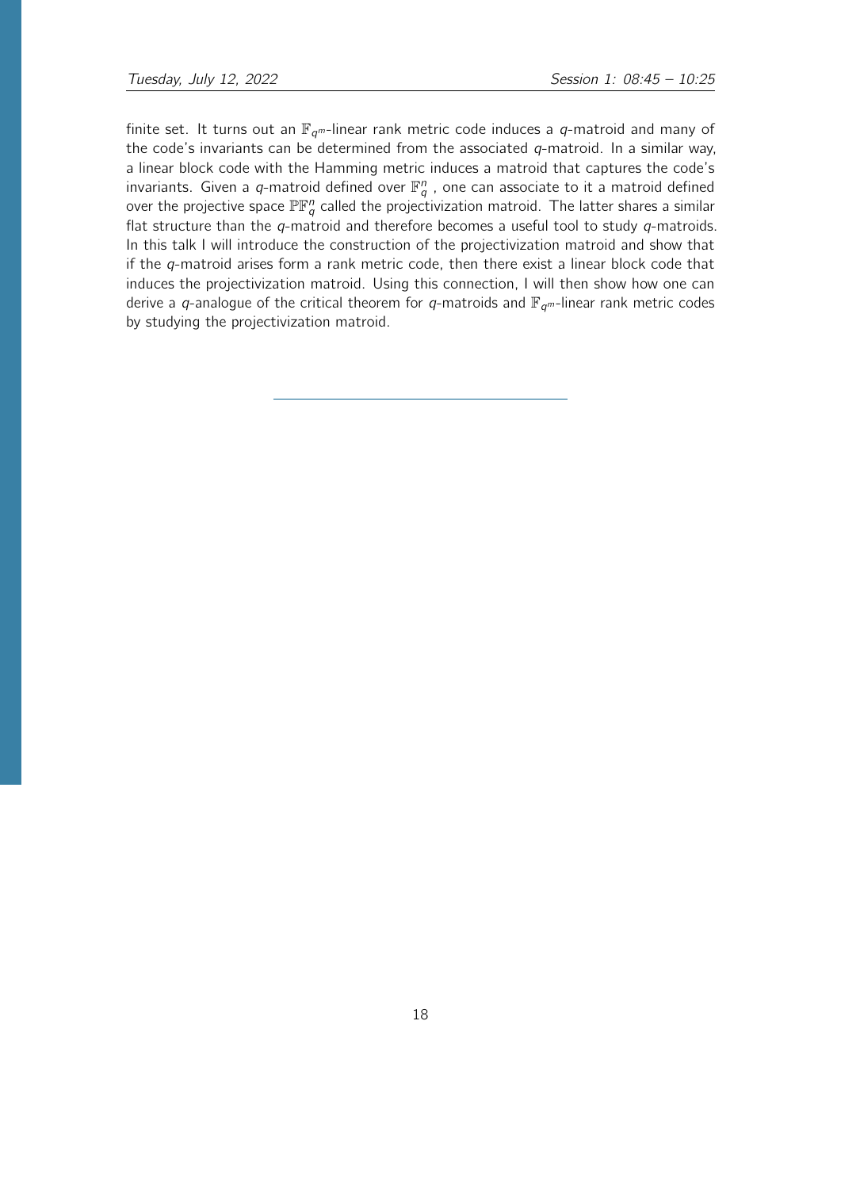finite set. It turns out an $\mathbb{F}_{q^m}$-linear rank metric code induces a $q$-matroid and many of the code's invariants can be determined from the associated $q$-matroid. In a similar way, a linear block code with the Hamming metric induces a matroid that captures the code's invariants. Given a $q$-matroid defined over $\mathbb{F}_q^n$ , one can associate to it a matroid defined over the projective space $\mathbb{P}\mathbb{F}_q^n$ called the projectivization matroid. The latter shares a similar flat structure than the $q$-matroid and therefore becomes a useful tool to study $q$-matroids. In this talk I will introduce the construction of the projectivization matroid and show that if the $q$-matroid arises form a rank metric code, then there exist a linear block code that induces the projectivization matroid. Using this connection, I will then show how one can derive a $q$-analogue of the critical theorem for $q$-matroids and $\mathbb{F}_{q^m}$-linear rank metric codes by studying the projectivization matroid.

---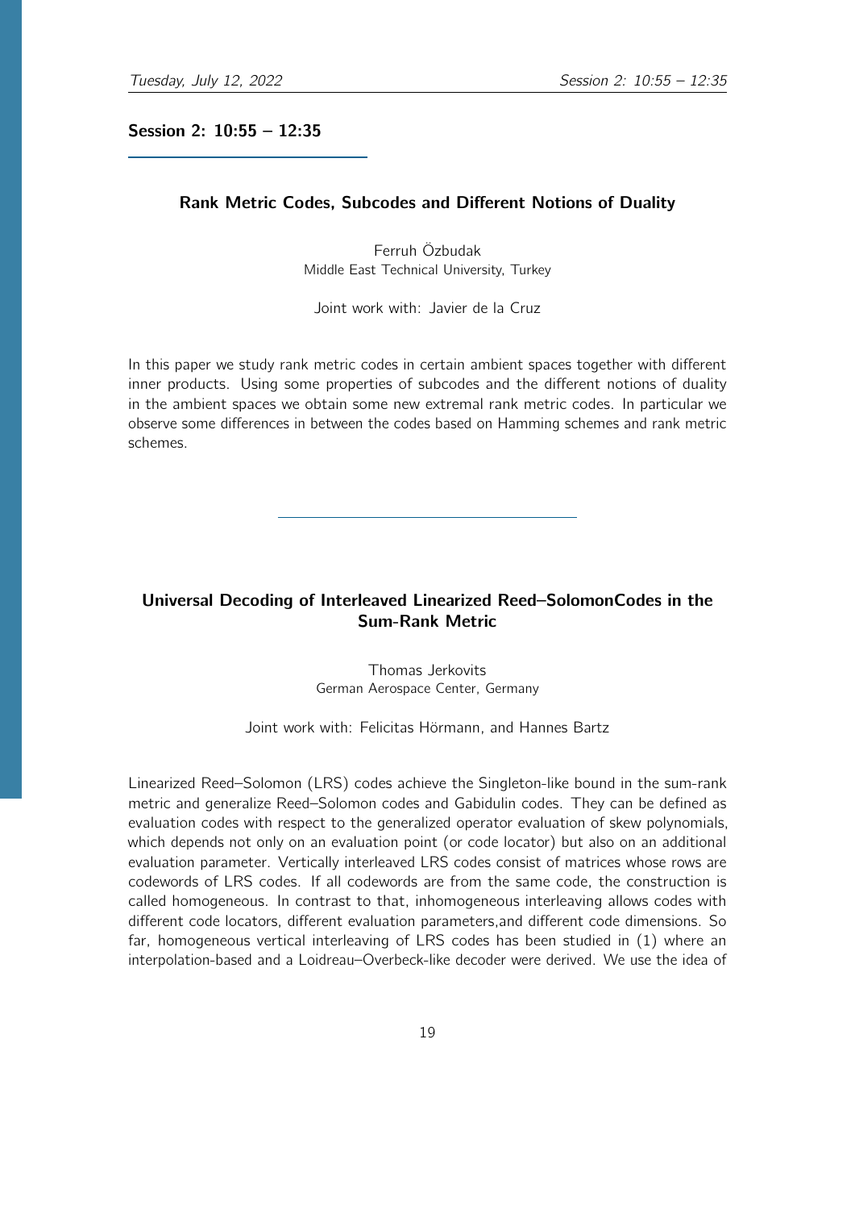## Session 2: 10:55 – 12:35

### Rank Metric Codes, Subcodes and Different Notions of Duality

Ferruh Özbudak
Middle East Technical University, Turkey

Joint work with: Javier de la Cruz

In this paper we study rank metric codes in certain ambient spaces together with different inner products. Using some properties of subcodes and the different notions of duality in the ambient spaces we obtain some new extremal rank metric codes. In particular we observe some differences in between the codes based on Hamming schemes and rank metric schemes.

---

### Universal Decoding of Interleaved Linearized Reed–SolomonCodes in the Sum-Rank Metric

Thomas Jerkovits
German Aerospace Center, Germany

Joint work with: Felicitas Hörmann, and Hannes Bartz

Linearized Reed–Solomon (LRS) codes achieve the Singleton-like bound in the sum-rank metric and generalize Reed–Solomon codes and Gabidulin codes. They can be defined as evaluation codes with respect to the generalized operator evaluation of skew polynomials, which depends not only on an evaluation point (or code locator) but also on an additional evaluation parameter. Vertically interleaved LRS codes consist of matrices whose rows are codewords of LRS codes. If all codewords are from the same code, the construction is called homogeneous. In contrast to that, inhomogeneous interleaving allows codes with different code locators, different evaluation parameters,and different code dimensions. So far, homogeneous vertical interleaving of LRS codes has been studied in (1) where an interpolation-based and a Loidreau–Overbeck-like decoder were derived. We use the idea of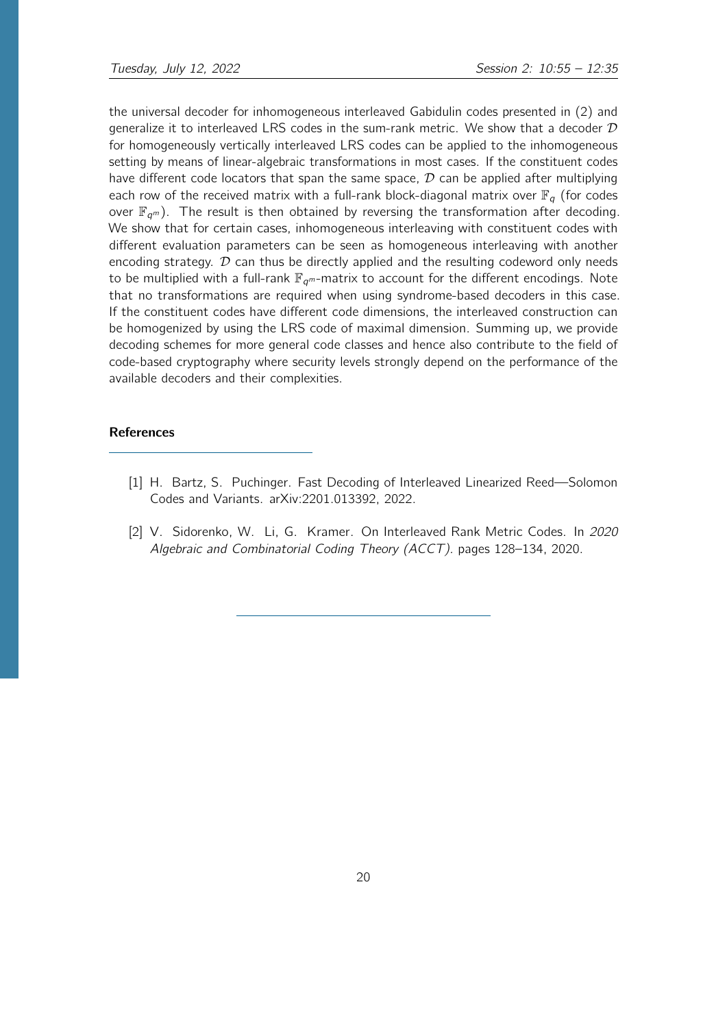the universal decoder for inhomogeneous interleaved Gabidulin codes presented in (2) and generalize it to interleaved LRS codes in the sum-rank metric. We show that a decoder $\mathcal{D}$ for homogeneously vertically interleaved LRS codes can be applied to the inhomogeneous setting by means of linear-algebraic transformations in most cases. If the constituent codes have different code locators that span the same space, $\mathcal{D}$ can be applied after multiplying each row of the received matrix with a full-rank block-diagonal matrix over $\mathbb{F}_q$ (for codes over $\mathbb{F}_{q^m}$). The result is then obtained by reversing the transformation after decoding. We show that for certain cases, inhomogeneous interleaving with constituent codes with different evaluation parameters can be seen as homogeneous interleaving with another encoding strategy. $\mathcal{D}$ can thus be directly applied and the resulting codeword only needs to be multiplied with a full-rank $\mathbb{F}_{q^m}$-matrix to account for the different encodings. Note that no transformations are required when using syndrome-based decoders in this case. If the constituent codes have different code dimensions, the interleaved construction can be homogenized by using the LRS code of maximal dimension. Summing up, we provide decoding schemes for more general code classes and hence also contribute to the field of code-based cryptography where security levels strongly depend on the performance of the available decoders and their complexities.

## References

[1] H. Bartz, S. Puchinger. Fast Decoding of Interleaved Linearized Reed—Solomon Codes and Variants. arXiv:2201.013392, 2022.

[2] V. Sidorenko, W. Li, G. Kramer. On Interleaved Rank Metric Codes. In *2020 Algebraic and Combinatorial Coding Theory (ACCT)*. pages 128–134, 2020.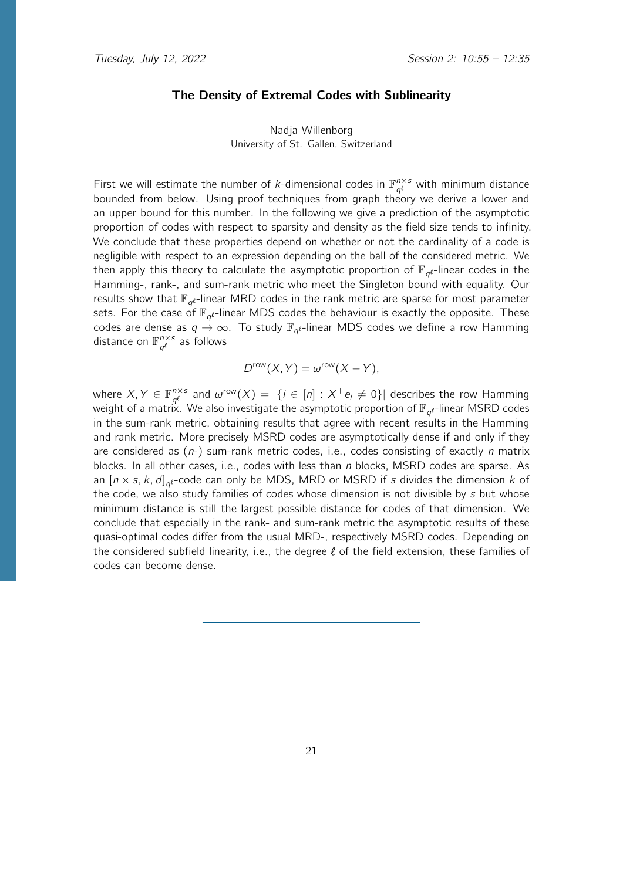### The Density of Extremal Codes with Sublinearity

Nadja Willenborg
University of St. Gallen, Switzerland

First we will estimate the number of $k$-dimensional codes in $\mathbb{F}_{q^\ell}^{n\times s}$ with minimum distance bounded from below. Using proof techniques from graph theory we derive a lower and an upper bound for this number. In the following we give a prediction of the asymptotic proportion of codes with respect to sparsity and density as the field size tends to infinity. We conclude that these properties depend on whether or not the cardinality of a code is negligible with respect to an expression depending on the ball of the considered metric. We then apply this theory to calculate the asymptotic proportion of $\mathbb{F}_{q^\ell}$-linear codes in the Hamming-, rank-, and sum-rank metric who meet the Singleton bound with equality. Our results show that $\mathbb{F}_{q^\ell}$-linear MRD codes in the rank metric are sparse for most parameter sets. For the case of $\mathbb{F}_{q^\ell}$-linear MDS codes the behaviour is exactly the opposite. These codes are dense as $q \to \infty$. To study $\mathbb{F}_{q^\ell}$-linear MDS codes we define a row Hamming distance on $\mathbb{F}_{q^\ell}^{n\times s}$ as follows

$$D^{\text{row}}(X,Y) = \omega^{\text{row}}(X-Y),$$

where $X, Y \in \mathbb{F}_{q^\ell}^{n\times s}$ and $\omega^{\text{row}}(X) = |\{i \in [n] : X^\top e_i \neq 0\}|$ describes the row Hamming weight of a matrix. We also investigate the asymptotic proportion of $\mathbb{F}_{q^\ell}$-linear MSRD codes in the sum-rank metric, obtaining results that agree with recent results in the Hamming and rank metric. More precisely MSRD codes are asymptotically dense if and only if they are considered as ($n$-) sum-rank metric codes, i.e., codes consisting of exactly $n$ matrix blocks. In all other cases, i.e., codes with less than $n$ blocks, MSRD codes are sparse. As an $[n \times s, k, d]_{q^\ell}$-code can only be MDS, MRD or MSRD if $s$ divides the dimension $k$ of the code, we also study families of codes whose dimension is not divisible by $s$ but whose minimum distance is still the largest possible distance for codes of that dimension. We conclude that especially in the rank- and sum-rank metric the asymptotic results of these quasi-optimal codes differ from the usual MRD-, respectively MSRD codes. Depending on the considered subfield linearity, i.e., the degree $\ell$ of the field extension, these families of codes can become dense.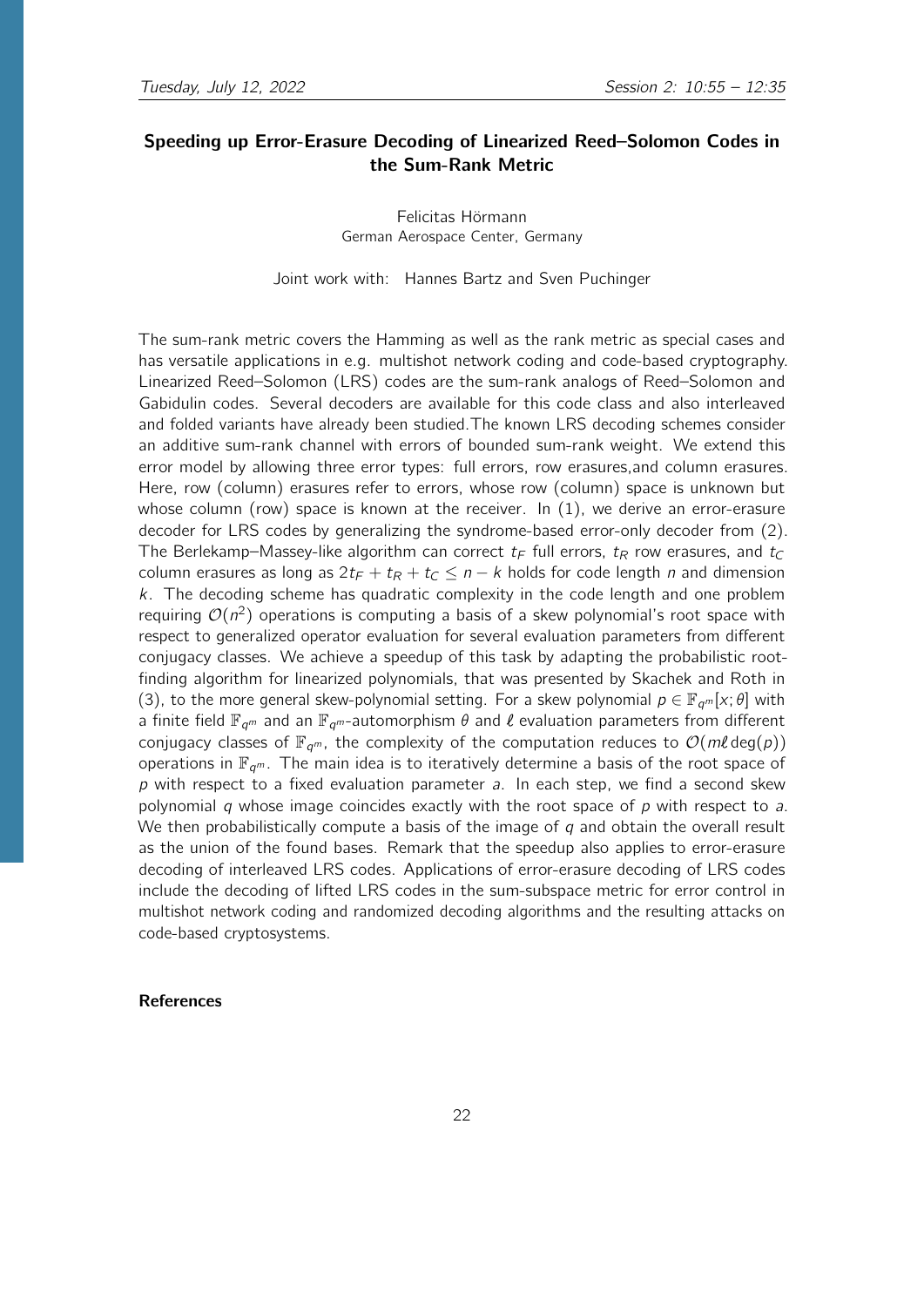## Speeding up Error-Erasure Decoding of Linearized Reed–Solomon Codes in the Sum-Rank Metric

Felicitas Hörmann
German Aerospace Center, Germany

Joint work with: Hannes Bartz and Sven Puchinger

The sum-rank metric covers the Hamming as well as the rank metric as special cases and has versatile applications in e.g. multishot network coding and code-based cryptography. Linearized Reed–Solomon (LRS) codes are the sum-rank analogs of Reed–Solomon and Gabidulin codes. Several decoders are available for this code class and also interleaved and folded variants have already been studied.The known LRS decoding schemes consider an additive sum-rank channel with errors of bounded sum-rank weight. We extend this error model by allowing three error types: full errors, row erasures,and column erasures. Here, row (column) erasures refer to errors, whose row (column) space is unknown but whose column (row) space is known at the receiver. In (1), we derive an error-erasure decoder for LRS codes by generalizing the syndrome-based error-only decoder from (2). The Berlekamp–Massey-like algorithm can correct $t_F$ full errors, $t_R$ row erasures, and $t_C$ column erasures as long as $2t_F + t_R + t_C \leq n - k$ holds for code length $n$ and dimension $k$. The decoding scheme has quadratic complexity in the code length and one problem requiring $\mathcal{O}(n^2)$ operations is computing a basis of a skew polynomial's root space with respect to generalized operator evaluation for several evaluation parameters from different conjugacy classes. We achieve a speedup of this task by adapting the probabilistic root-finding algorithm for linearized polynomials, that was presented by Skachek and Roth in (3), to the more general skew-polynomial setting. For a skew polynomial $p \in \mathbb{F}_{q^m}[x; \theta]$ with a finite field $\mathbb{F}_{q^m}$ and an $\mathbb{F}_{q^m}$-automorphism $\theta$ and $\ell$ evaluation parameters from different conjugacy classes of $\mathbb{F}_{q^m}$, the complexity of the computation reduces to $\mathcal{O}(m\ell \deg(p))$ operations in $\mathbb{F}_{q^m}$. The main idea is to iteratively determine a basis of the root space of $p$ with respect to a fixed evaluation parameter $a$. In each step, we find a second skew polynomial $q$ whose image coincides exactly with the root space of $p$ with respect to $a$. We then probabilistically compute a basis of the image of $q$ and obtain the overall result as the union of the found bases. Remark that the speedup also applies to error-erasure decoding of interleaved LRS codes. Applications of error-erasure decoding of LRS codes include the decoding of lifted LRS codes in the sum-subspace metric for error control in multishot network coding and randomized decoding algorithms and the resulting attacks on code-based cryptosystems.

**References**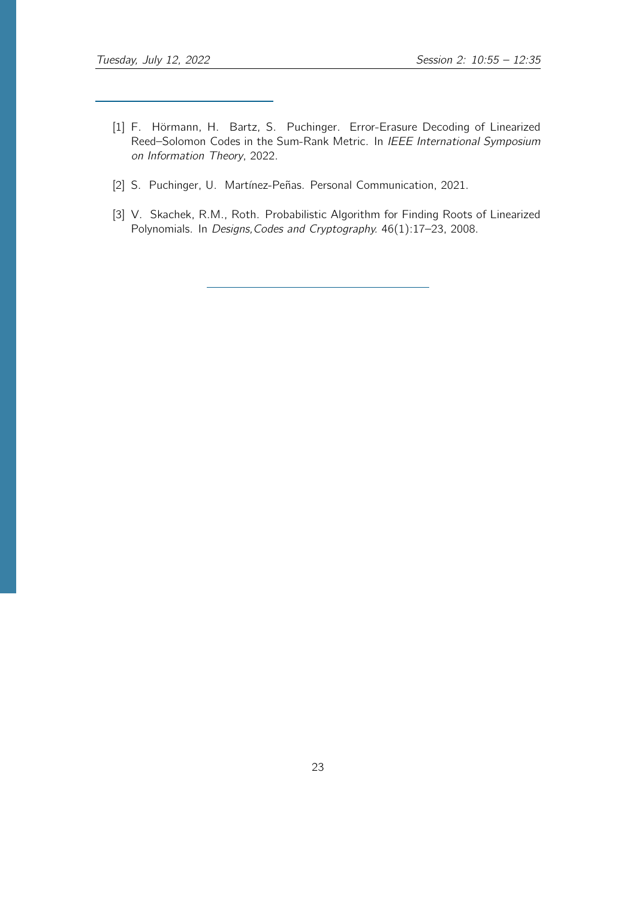[1] F. Hörmann, H. Bartz, S. Puchinger. Error-Erasure Decoding of Linearized Reed–Solomon Codes in the Sum-Rank Metric. In *IEEE International Symposium on Information Theory*, 2022.

[2] S. Puchinger, U. Martínez-Peñas. Personal Communication, 2021.

[3] V. Skachek, R.M., Roth. Probabilistic Algorithm for Finding Roots of Linearized Polynomials. In *Designs,Codes and Cryptography*. 46(1):17–23, 2008.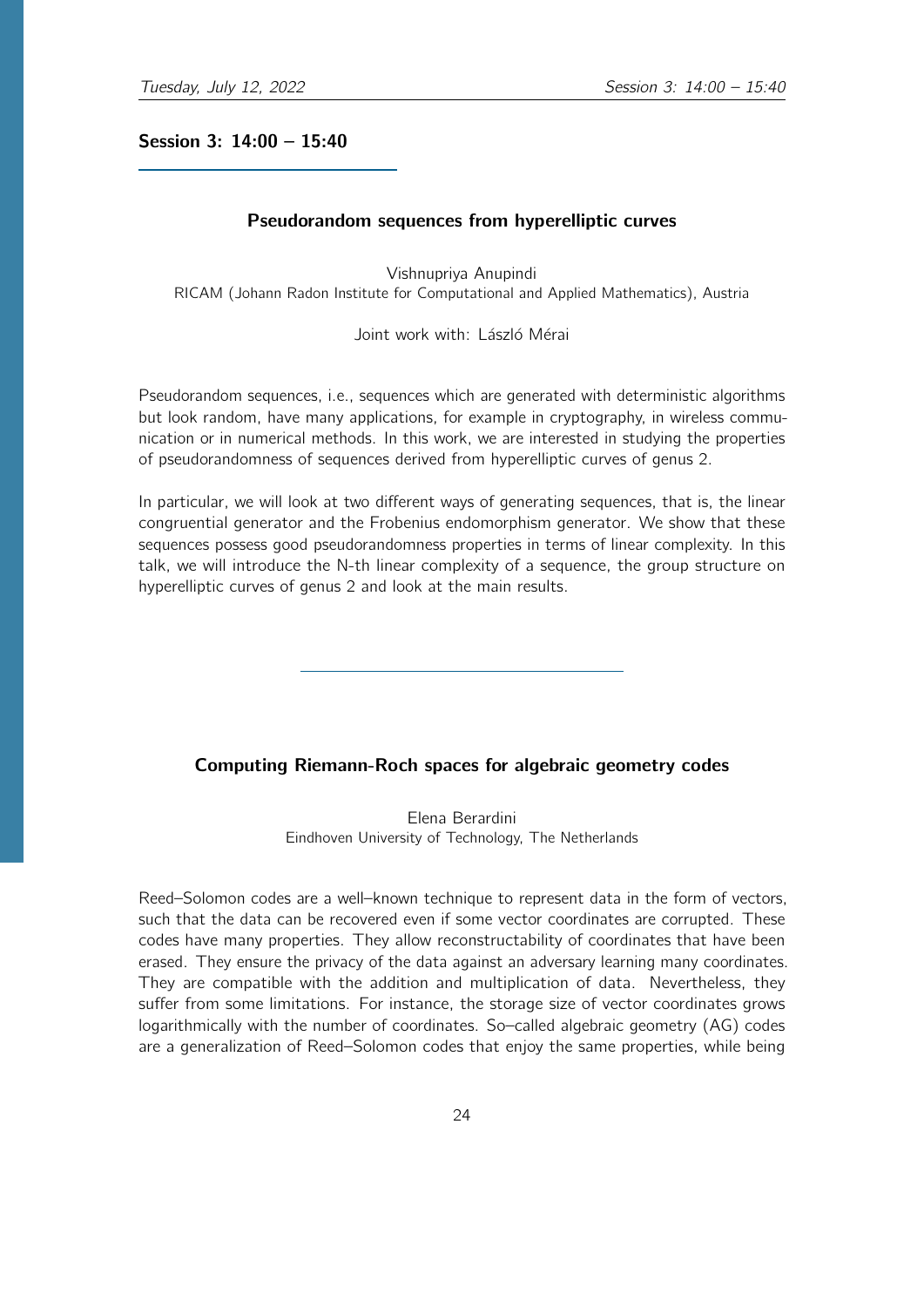## Session 3: 14:00 – 15:40

### Pseudorandom sequences from hyperelliptic curves

Vishnupriya Anupindi
RICAM (Johann Radon Institute for Computational and Applied Mathematics), Austria

Joint work with: László Mérai

Pseudorandom sequences, i.e., sequences which are generated with deterministic algorithms but look random, have many applications, for example in cryptography, in wireless communication or in numerical methods. In this work, we are interested in studying the properties of pseudorandomness of sequences derived from hyperelliptic curves of genus 2.

In particular, we will look at two different ways of generating sequences, that is, the linear congruential generator and the Frobenius endomorphism generator. We show that these sequences possess good pseudorandomness properties in terms of linear complexity. In this talk, we will introduce the N-th linear complexity of a sequence, the group structure on hyperelliptic curves of genus 2 and look at the main results.

---

### Computing Riemann-Roch spaces for algebraic geometry codes

Elena Berardini
Eindhoven University of Technology, The Netherlands

Reed–Solomon codes are a well–known technique to represent data in the form of vectors, such that the data can be recovered even if some vector coordinates are corrupted. These codes have many properties. They allow reconstructability of coordinates that have been erased. They ensure the privacy of the data against an adversary learning many coordinates. They are compatible with the addition and multiplication of data. Nevertheless, they suffer from some limitations. For instance, the storage size of vector coordinates grows logarithmically with the number of coordinates. So–called algebraic geometry (AG) codes are a generalization of Reed–Solomon codes that enjoy the same properties, while being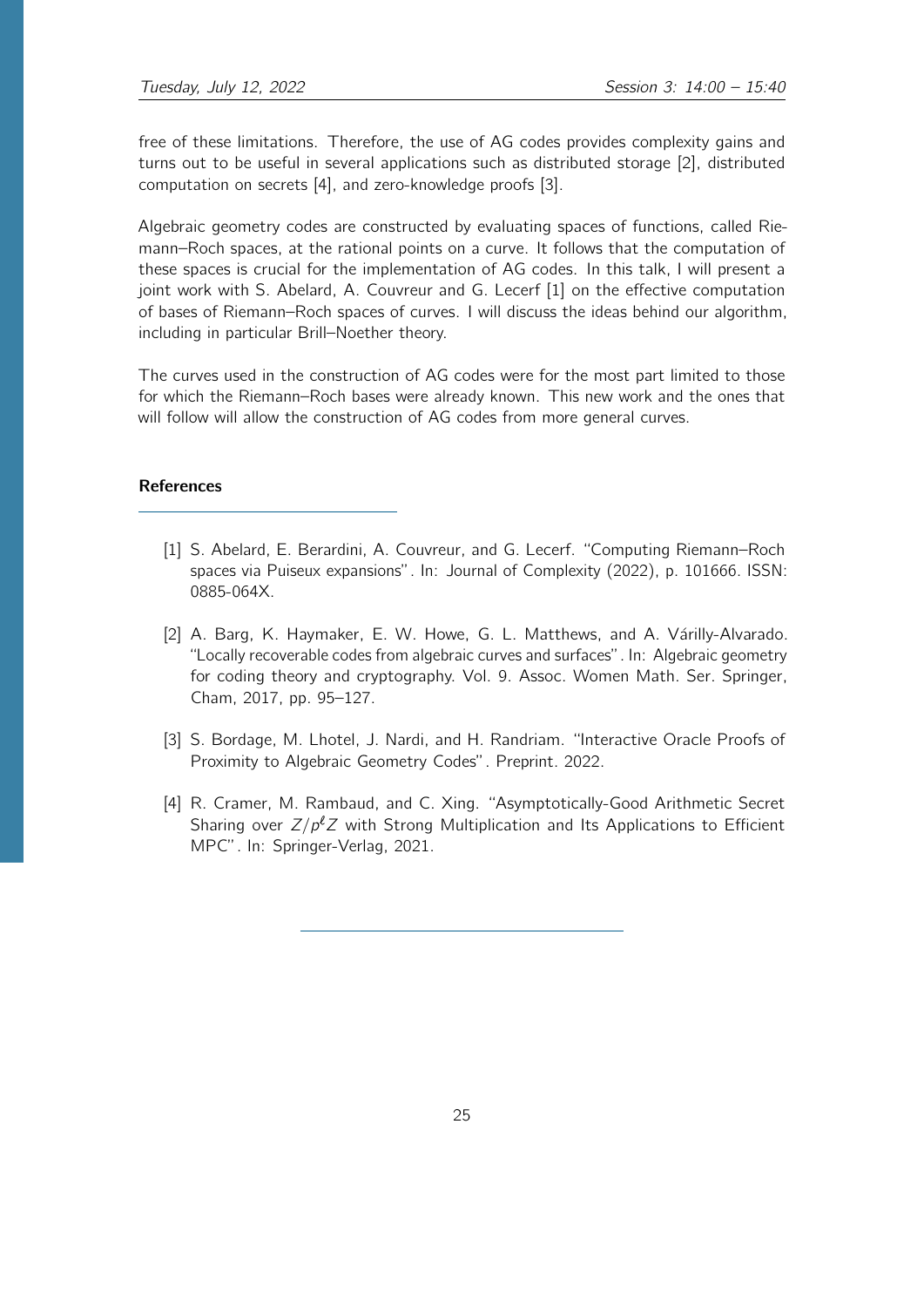free of these limitations. Therefore, the use of AG codes provides complexity gains and turns out to be useful in several applications such as distributed storage [2], distributed computation on secrets [4], and zero-knowledge proofs [3].

Algebraic geometry codes are constructed by evaluating spaces of functions, called Riemann–Roch spaces, at the rational points on a curve. It follows that the computation of these spaces is crucial for the implementation of AG codes. In this talk, I will present a joint work with S. Abelard, A. Couvreur and G. Lecerf [1] on the effective computation of bases of Riemann–Roch spaces of curves. I will discuss the ideas behind our algorithm, including in particular Brill–Noether theory.

The curves used in the construction of AG codes were for the most part limited to those for which the Riemann–Roch bases were already known. This new work and the ones that will follow will allow the construction of AG codes from more general curves.

**References**

[1] S. Abelard, E. Berardini, A. Couvreur, and G. Lecerf. "Computing Riemann–Roch spaces via Puiseux expansions". In: Journal of Complexity (2022), p. 101666. ISSN: 0885-064X.

[2] A. Barg, K. Haymaker, E. W. Howe, G. L. Matthews, and A. Várilly-Alvarado. "Locally recoverable codes from algebraic curves and surfaces". In: Algebraic geometry for coding theory and cryptography. Vol. 9. Assoc. Women Math. Ser. Springer, Cham, 2017, pp. 95–127.

[3] S. Bordage, M. Lhotel, J. Nardi, and H. Randriam. "Interactive Oracle Proofs of Proximity to Algebraic Geometry Codes". Preprint. 2022.

[4] R. Cramer, M. Rambaud, and C. Xing. "Asymptotically-Good Arithmetic Secret Sharing over $Z/p^{\ell}Z$ with Strong Multiplication and Its Applications to Efficient MPC". In: Springer-Verlag, 2021.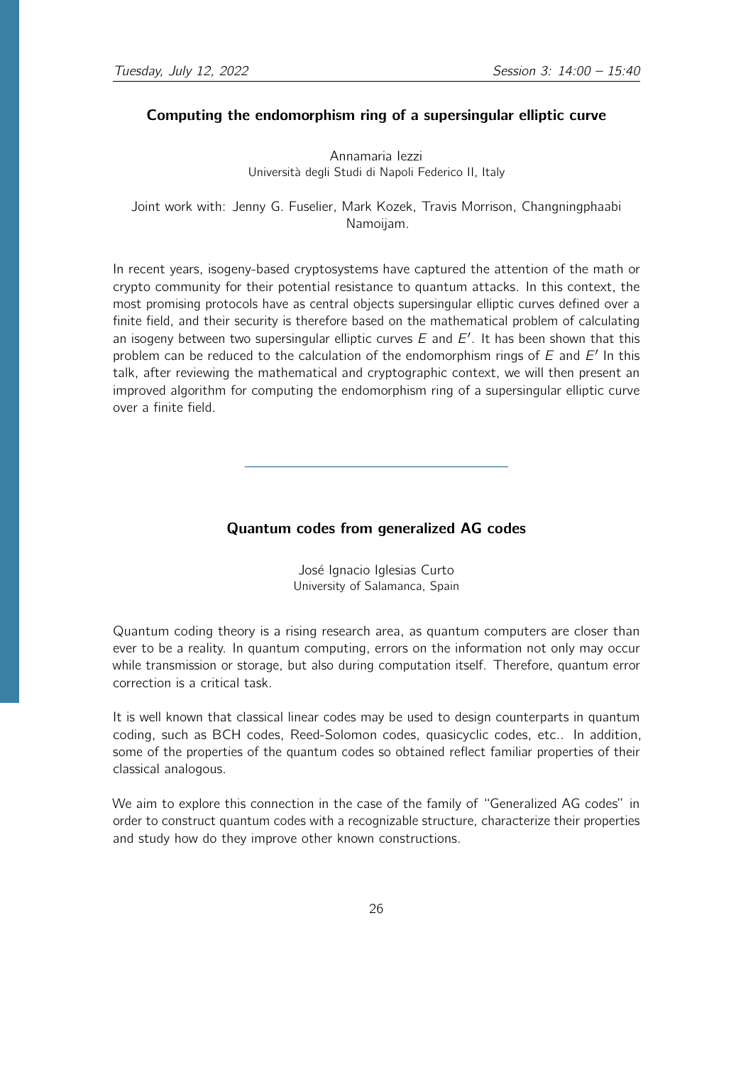## Computing the endomorphism ring of a supersingular elliptic curve

Annamaria Iezzi
Università degli Studi di Napoli Federico II, Italy

Joint work with: Jenny G. Fuselier, Mark Kozek, Travis Morrison, Changningphaabi Namoijam.

In recent years, isogeny-based cryptosystems have captured the attention of the math or crypto community for their potential resistance to quantum attacks. In this context, the most promising protocols have as central objects supersingular elliptic curves defined over a finite field, and their security is therefore based on the mathematical problem of calculating an isogeny between two supersingular elliptic curves $E$ and $E'$. It has been shown that this problem can be reduced to the calculation of the endomorphism rings of $E$ and $E'$ In this talk, after reviewing the mathematical and cryptographic context, we will then present an improved algorithm for computing the endomorphism ring of a supersingular elliptic curve over a finite field.

---

## Quantum codes from generalized AG codes

José Ignacio Iglesias Curto
University of Salamanca, Spain

Quantum coding theory is a rising research area, as quantum computers are closer than ever to be a reality. In quantum computing, errors on the information not only may occur while transmission or storage, but also during computation itself. Therefore, quantum error correction is a critical task.

It is well known that classical linear codes may be used to design counterparts in quantum coding, such as BCH codes, Reed-Solomon codes, quasicyclic codes, etc.. In addition, some of the properties of the quantum codes so obtained reflect familiar properties of their classical analogous.

We aim to explore this connection in the case of the family of "Generalized AG codes" in order to construct quantum codes with a recognizable structure, characterize their properties and study how do they improve other known constructions.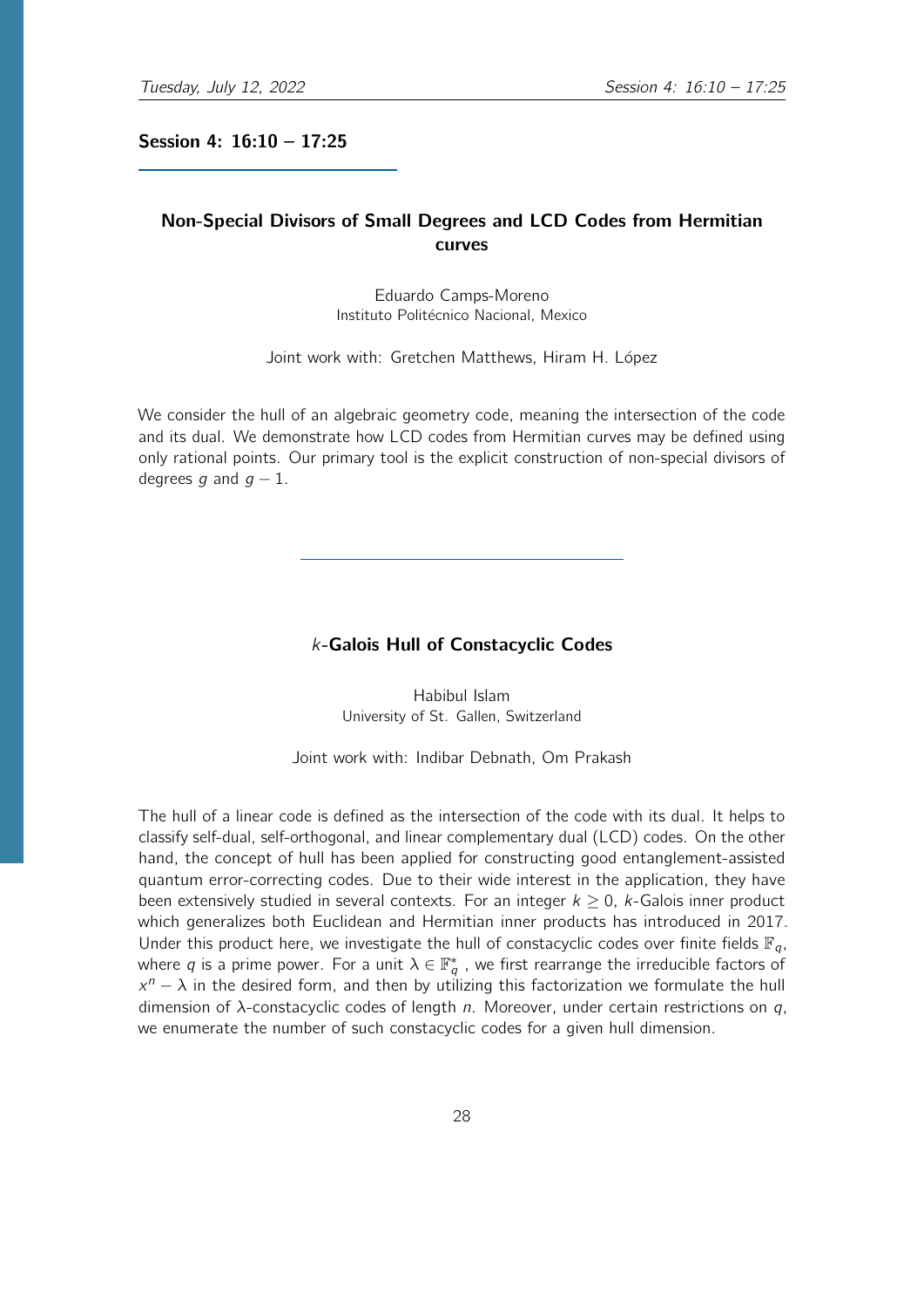## Session 4: 16:10 – 17:25

### Non-Special Divisors of Small Degrees and LCD Codes from Hermitian curves

Eduardo Camps-Moreno
Instituto Politécnico Nacional, Mexico

Joint work with: Gretchen Matthews, Hiram H. López

We consider the hull of an algebraic geometry code, meaning the intersection of the code and its dual. We demonstrate how LCD codes from Hermitian curves may be defined using only rational points. Our primary tool is the explicit construction of non-special divisors of degrees $g$ and $g-1$.

---

### $k$-Galois Hull of Constacyclic Codes

Habibul Islam
University of St. Gallen, Switzerland

Joint work with: Indibar Debnath, Om Prakash

The hull of a linear code is defined as the intersection of the code with its dual. It helps to classify self-dual, self-orthogonal, and linear complementary dual (LCD) codes. On the other hand, the concept of hull has been applied for constructing good entanglement-assisted quantum error-correcting codes. Due to their wide interest in the application, they have been extensively studied in several contexts. For an integer $k \geq 0$, $k$-Galois inner product which generalizes both Euclidean and Hermitian inner products has introduced in 2017. Under this product here, we investigate the hull of constacyclic codes over finite fields $\mathbb{F}_q$, where $q$ is a prime power. For a unit $\lambda \in \mathbb{F}_q^*$, we first rearrange the irreducible factors of $x^n - \lambda$ in the desired form, and then by utilizing this factorization we formulate the hull dimension of $\lambda$-constacyclic codes of length $n$. Moreover, under certain restrictions on $q$, we enumerate the number of such constacyclic codes for a given hull dimension.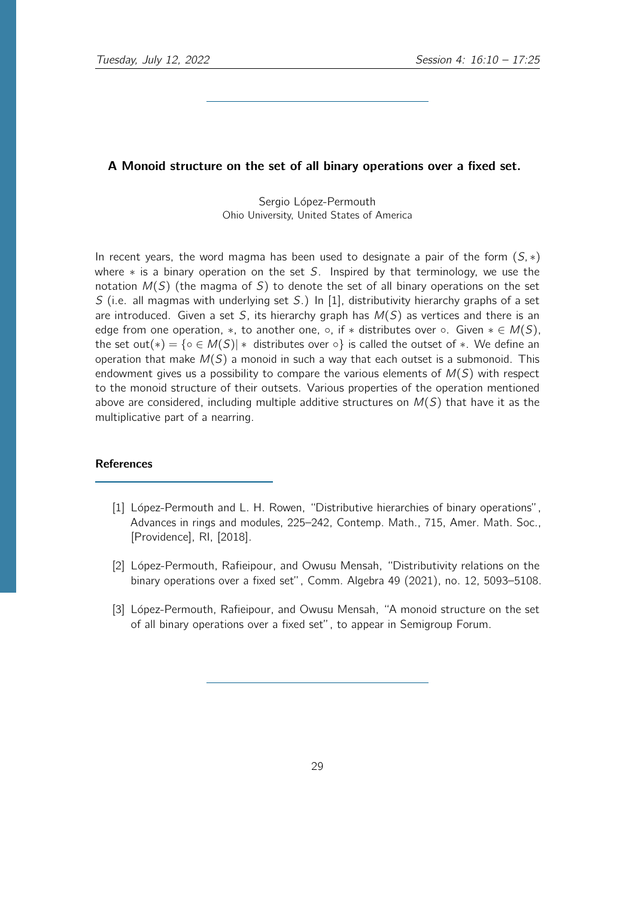## A Monoid structure on the set of all binary operations over a fixed set.

Sergio López-Permouth
Ohio University, United States of America

In recent years, the word magma has been used to designate a pair of the form $(S, *)$ where $*$ is a binary operation on the set $S$. Inspired by that terminology, we use the notation $M(S)$ (the magma of $S$) to denote the set of all binary operations on the set $S$ (i.e. all magmas with underlying set $S$.) In [1], distributivity hierarchy graphs of a set are introduced. Given a set $S$, its hierarchy graph has $M(S)$ as vertices and there is an edge from one operation, $*$, to another one, $\circ$, if $*$ distributes over $\circ$. Given $* \in M(S)$, the set $\text{out}(*) = \{\circ \in M(S) | * \text{ distributes over } \circ\}$ is called the outset of $*$. We define an operation that make $M(S)$ a monoid in such a way that each outset is a submonoid. This endowment gives us a possibility to compare the various elements of $M(S)$ with respect to the monoid structure of their outsets. Various properties of the operation mentioned above are considered, including multiple additive structures on $M(S)$ that have it as the multiplicative part of a nearring.

### References

[1] López-Permouth and L. H. Rowen, "Distributive hierarchies of binary operations", Advances in rings and modules, 225–242, Contemp. Math., 715, Amer. Math. Soc., [Providence], RI, [2018].

[2] López-Permouth, Rafieipour, and Owusu Mensah, "Distributivity relations on the binary operations over a fixed set", Comm. Algebra 49 (2021), no. 12, 5093–5108.

[3] López-Permouth, Rafieipour, and Owusu Mensah, "A monoid structure on the set of all binary operations over a fixed set", to appear in Semigroup Forum.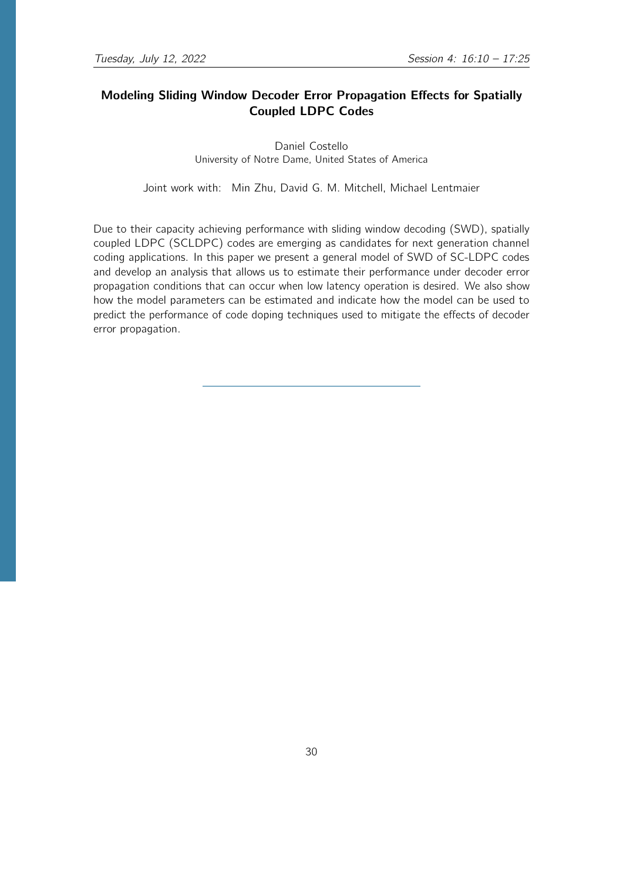## Modeling Sliding Window Decoder Error Propagation Effects for Spatially Coupled LDPC Codes

Daniel Costello
University of Notre Dame, United States of America

Joint work with: Min Zhu, David G. M. Mitchell, Michael Lentmaier

Due to their capacity achieving performance with sliding window decoding (SWD), spatially coupled LDPC (SCLDPC) codes are emerging as candidates for next generation channel coding applications. In this paper we present a general model of SWD of SC-LDPC codes and develop an analysis that allows us to estimate their performance under decoder error propagation conditions that can occur when low latency operation is desired. We also show how the model parameters can be estimated and indicate how the model can be used to predict the performance of code doping techniques used to mitigate the effects of decoder error propagation.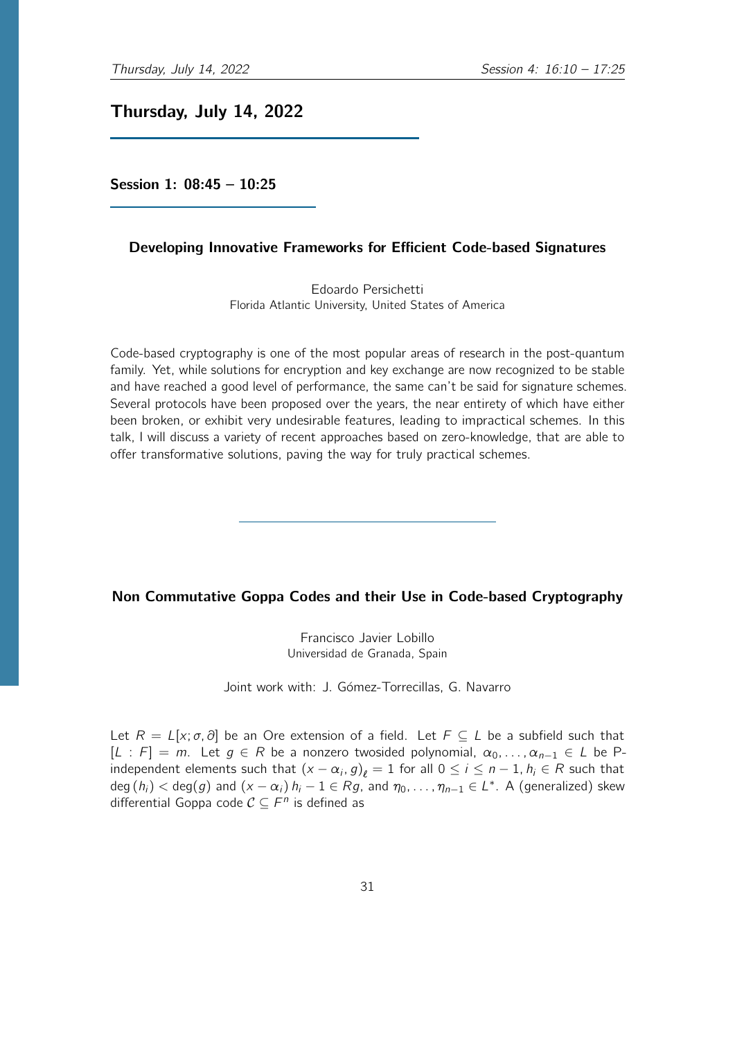## Thursday, July 14, 2022

### Session 1: 08:45 – 10:25

#### Developing Innovative Frameworks for Efficient Code-based Signatures

Edoardo Persichetti
Florida Atlantic University, United States of America

Code-based cryptography is one of the most popular areas of research in the post-quantum family. Yet, while solutions for encryption and key exchange are now recognized to be stable and have reached a good level of performance, the same can't be said for signature schemes. Several protocols have been proposed over the years, the near entirety of which have either been broken, or exhibit very undesirable features, leading to impractical schemes. In this talk, I will discuss a variety of recent approaches based on zero-knowledge, that are able to offer transformative solutions, paving the way for truly practical schemes.

---

#### Non Commutative Goppa Codes and their Use in Code-based Cryptography

Francisco Javier Lobillo
Universidad de Granada, Spain

Joint work with: J. Gómez-Torrecillas, G. Navarro

Let $R = L[x; \sigma, \partial]$ be an Ore extension of a field. Let $F \subseteq L$ be a subfield such that $[L : F] = m$. Let $g \in R$ be a nonzero twosided polynomial, $\alpha_0, \ldots, \alpha_{n-1} \in L$ be P-independent elements such that $(x - \alpha_i, g)_\ell = 1$ for all $0 \leq i \leq n-1$, $h_i \in R$ such that $\deg(h_i) < \deg(g)$ and $(x - \alpha_i) h_i - 1 \in Rg$, and $\eta_0, \ldots, \eta_{n-1} \in L^*$. A (generalized) skew differential Goppa code $\mathcal{C} \subseteq F^n$ is defined as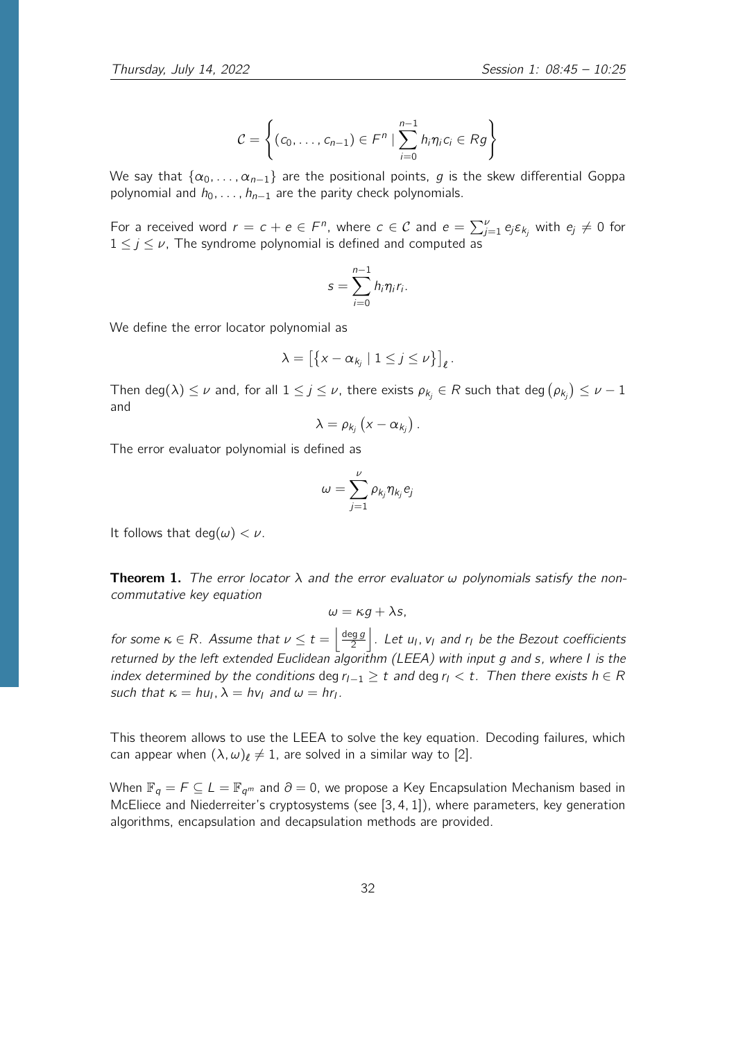$$\mathcal{C} = \left\{ (c_0, \ldots, c_{n-1}) \in F^n \mid \sum_{i=0}^{n-1} h_i \eta_i c_i \in Rg \right\}$$

We say that $\{\alpha_0, \ldots, \alpha_{n-1}\}$ are the positional points, $g$ is the skew differential Goppa polynomial and $h_0, \ldots, h_{n-1}$ are the parity check polynomials.

For a received word $r = c + e \in F^n$, where $c \in \mathcal{C}$ and $e = \sum_{j=1}^{\nu} e_j \varepsilon_{k_j}$ with $e_j \neq 0$ for $1 \leq j \leq \nu$, The syndrome polynomial is defined and computed as

$$s = \sum_{i=0}^{n-1} h_i \eta_i r_i.$$

We define the error locator polynomial as

$$\lambda = \left[ \left\{ x - \alpha_{k_j} \mid 1 \leq j \leq \nu \right\} \right]_{\ell}.$$

Then $\deg(\lambda) \leq \nu$ and, for all $1 \leq j \leq \nu$, there exists $\rho_{k_j} \in R$ such that $\deg\left(\rho_{k_j}\right) \leq \nu - 1$ and

$$\lambda = \rho_{k_j} \left( x - \alpha_{k_j} \right).$$

The error evaluator polynomial is defined as

$$\omega = \sum_{j=1}^{\nu} \rho_{k_j} \eta_{k_j} e_j$$

It follows that $\deg(\omega) < \nu$.

**Theorem 1.** *The error locator $\lambda$ and the error evaluator $\omega$ polynomials satisfy the non-commutative key equation*

$$\omega = \kappa g + \lambda s,$$

*for some $\kappa \in R$. Assume that $\nu \leq t = \left\lfloor \frac{\deg g}{2} \right\rfloor$. Let $u_l, v_l$ and $r_l$ be the Bezout coefficients returned by the left extended Euclidean algorithm (LEEA) with input $g$ and $s$, where $l$ is the index determined by the conditions $\deg r_{l-1} \geq t$ and $\deg r_l < t$. Then there exists $h \in R$ such that $\kappa = hu_l$, $\lambda = hv_l$ and $\omega = hr_l$.*

This theorem allows to use the LEEA to solve the key equation. Decoding failures, which can appear when $(\lambda, \omega)_{\ell} \neq 1$, are solved in a similar way to [2].

When $\mathbb{F}_q = F \subseteq L = \mathbb{F}_{q^m}$ and $\partial = 0$, we propose a Key Encapsulation Mechanism based in McEliece and Niederreiter's cryptosystems (see [3, 4, 1]), where parameters, key generation algorithms, encapsulation and decapsulation methods are provided.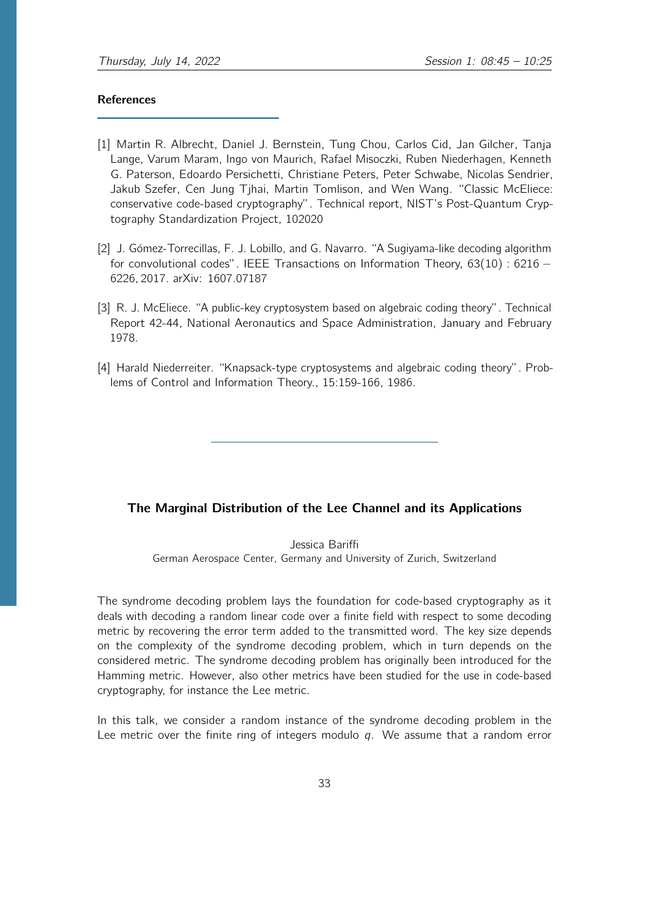#### References

[1] Martin R. Albrecht, Daniel J. Bernstein, Tung Chou, Carlos Cid, Jan Gilcher, Tanja Lange, Varum Maram, Ingo von Maurich, Rafael Misoczki, Ruben Niederhagen, Kenneth G. Paterson, Edoardo Persichetti, Christiane Peters, Peter Schwabe, Nicolas Sendrier, Jakub Szefer, Cen Jung Tjhai, Martin Tomlison, and Wen Wang. "Classic McEliece: conservative code-based cryptography". Technical report, NIST's Post-Quantum Cryptography Standardization Project, 102020

[2] J. Gómez-Torrecillas, F. J. Lobillo, and G. Navarro. "A Sugiyama-like decoding algorithm for convolutional codes". IEEE Transactions on Information Theory, 63(10) : 6216 – 6226, 2017. arXiv: 1607.07187

[3] R. J. McEliece. "A public-key cryptosystem based on algebraic coding theory". Technical Report 42-44, National Aeronautics and Space Administration, January and February 1978.

[4] Harald Niederreiter. "Knapsack-type cryptosystems and algebraic coding theory". Problems of Control and Information Theory., 15:159-166, 1986.

---

### The Marginal Distribution of the Lee Channel and its Applications

Jessica Bariffi
German Aerospace Center, Germany and University of Zurich, Switzerland

The syndrome decoding problem lays the foundation for code-based cryptography as it deals with decoding a random linear code over a finite field with respect to some decoding metric by recovering the error term added to the transmitted word. The key size depends on the complexity of the syndrome decoding problem, which in turn depends on the considered metric. The syndrome decoding problem has originally been introduced for the Hamming metric. However, also other metrics have been studied for the use in code-based cryptography, for instance the Lee metric.

In this talk, we consider a random instance of the syndrome decoding problem in the Lee metric over the finite ring of integers modulo $q$. We assume that a random error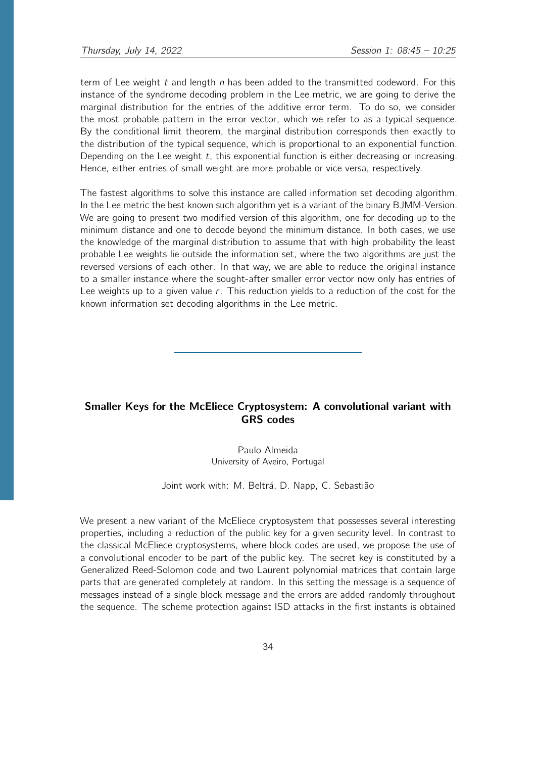term of Lee weight $t$ and length $n$ has been added to the transmitted codeword. For this instance of the syndrome decoding problem in the Lee metric, we are going to derive the marginal distribution for the entries of the additive error term. To do so, we consider the most probable pattern in the error vector, which we refer to as a typical sequence. By the conditional limit theorem, the marginal distribution corresponds then exactly to the distribution of the typical sequence, which is proportional to an exponential function. Depending on the Lee weight $t$, this exponential function is either decreasing or increasing. Hence, either entries of small weight are more probable or vice versa, respectively.

The fastest algorithms to solve this instance are called information set decoding algorithm. In the Lee metric the best known such algorithm yet is a variant of the binary BJMM-Version. We are going to present two modified version of this algorithm, one for decoding up to the minimum distance and one to decode beyond the minimum distance. In both cases, we use the knowledge of the marginal distribution to assume that with high probability the least probable Lee weights lie outside the information set, where the two algorithms are just the reversed versions of each other. In that way, we are able to reduce the original instance to a smaller instance where the sought-after smaller error vector now only has entries of Lee weights up to a given value $r$. This reduction yields to a reduction of the cost for the known information set decoding algorithms in the Lee metric.

---

### Smaller Keys for the McEliece Cryptosystem: A convolutional variant with GRS codes

Paulo Almeida
University of Aveiro, Portugal

Joint work with: M. Beltrá, D. Napp, C. Sebastião

We present a new variant of the McEliece cryptosystem that possesses several interesting properties, including a reduction of the public key for a given security level. In contrast to the classical McEliece cryptosystems, where block codes are used, we propose the use of a convolutional encoder to be part of the public key. The secret key is constituted by a Generalized Reed-Solomon code and two Laurent polynomial matrices that contain large parts that are generated completely at random. In this setting the message is a sequence of messages instead of a single block message and the errors are added randomly throughout the sequence. The scheme protection against ISD attacks in the first instants is obtained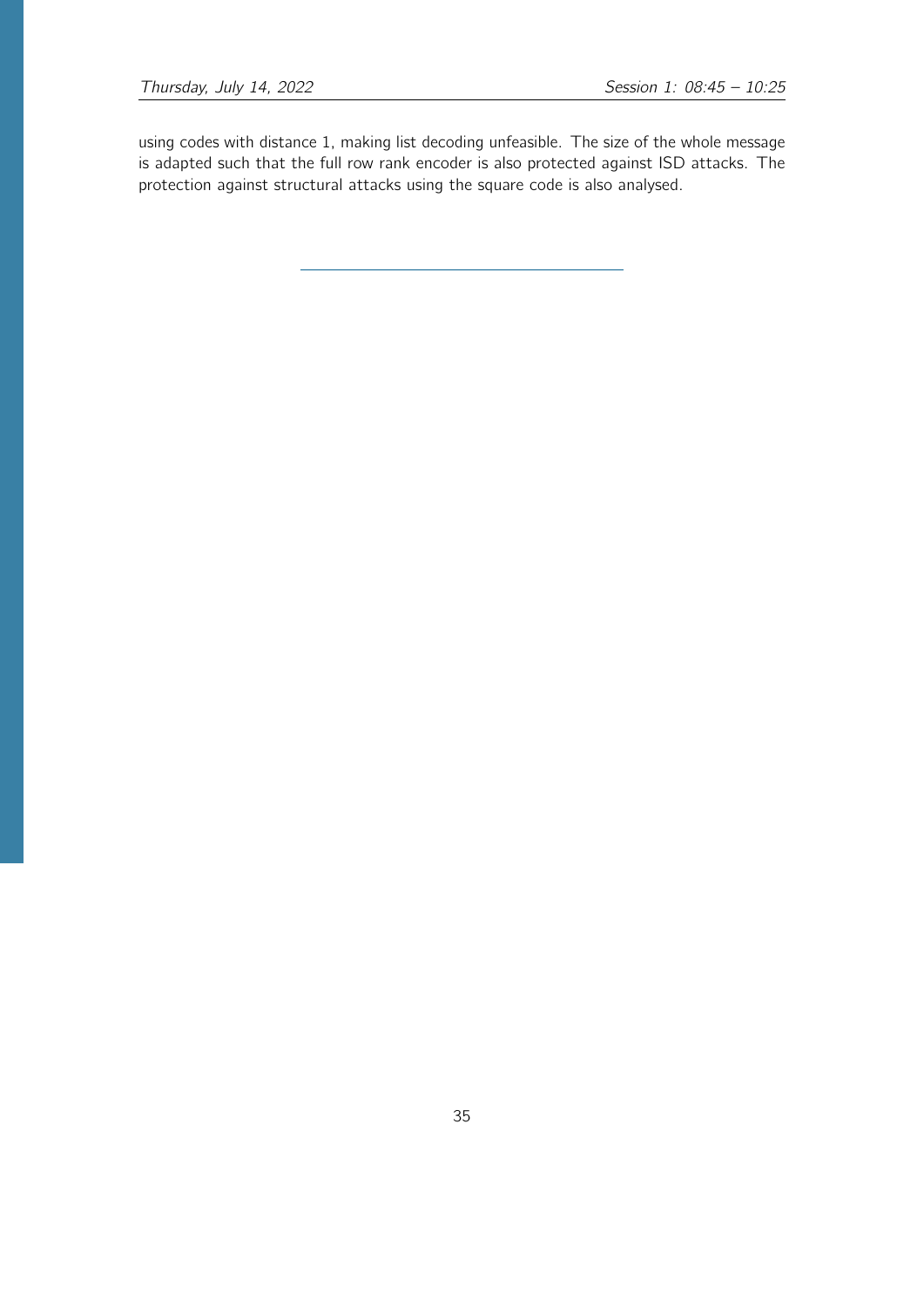using codes with distance 1, making list decoding unfeasible. The size of the whole message is adapted such that the full row rank encoder is also protected against ISD attacks. The protection against structural attacks using the square code is also analysed.

---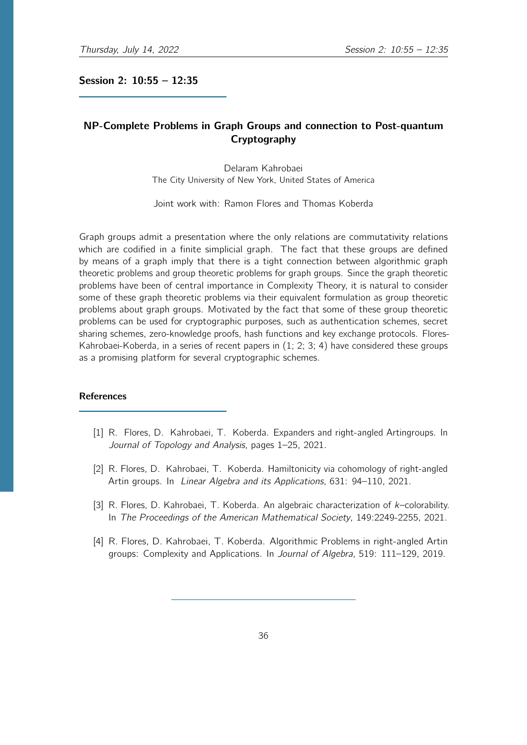## Session 2: 10:55 – 12:35

### NP-Complete Problems in Graph Groups and connection to Post-quantum Cryptography

Delaram Kahrobaei
The City University of New York, United States of America

Joint work with: Ramon Flores and Thomas Koberda

Graph groups admit a presentation where the only relations are commutativity relations which are codified in a finite simplicial graph. The fact that these groups are defined by means of a graph imply that there is a tight connection between algorithmic graph theoretic problems and group theoretic problems for graph groups. Since the graph theoretic problems have been of central importance in Complexity Theory, it is natural to consider some of these graph theoretic problems via their equivalent formulation as group theoretic problems about graph groups. Motivated by the fact that some of these group theoretic problems can be used for cryptographic purposes, such as authentication schemes, secret sharing schemes, zero-knowledge proofs, hash functions and key exchange protocols. Flores-Kahrobaei-Koberda, in a series of recent papers in (1; 2; 3; 4) have considered these groups as a promising platform for several cryptographic schemes.

#### References

[1] R. Flores, D. Kahrobaei, T. Koberda. Expanders and right-angled Artingroups. In *Journal of Topology and Analysis*, pages 1–25, 2021.

[2] R. Flores, D. Kahrobaei, T. Koberda. Hamiltonicity via cohomology of right-angled Artin groups. In *Linear Algebra and its Applications*, 631: 94–110, 2021.

[3] R. Flores, D. Kahrobaei, T. Koberda. An algebraic characterization of $k$–colorability. In *The Proceedings of the American Mathematical Society*, 149:2249-2255, 2021.

[4] R. Flores, D. Kahrobaei, T. Koberda. Algorithmic Problems in right-angled Artin groups: Complexity and Applications. In *Journal of Algebra*, 519: 111–129, 2019.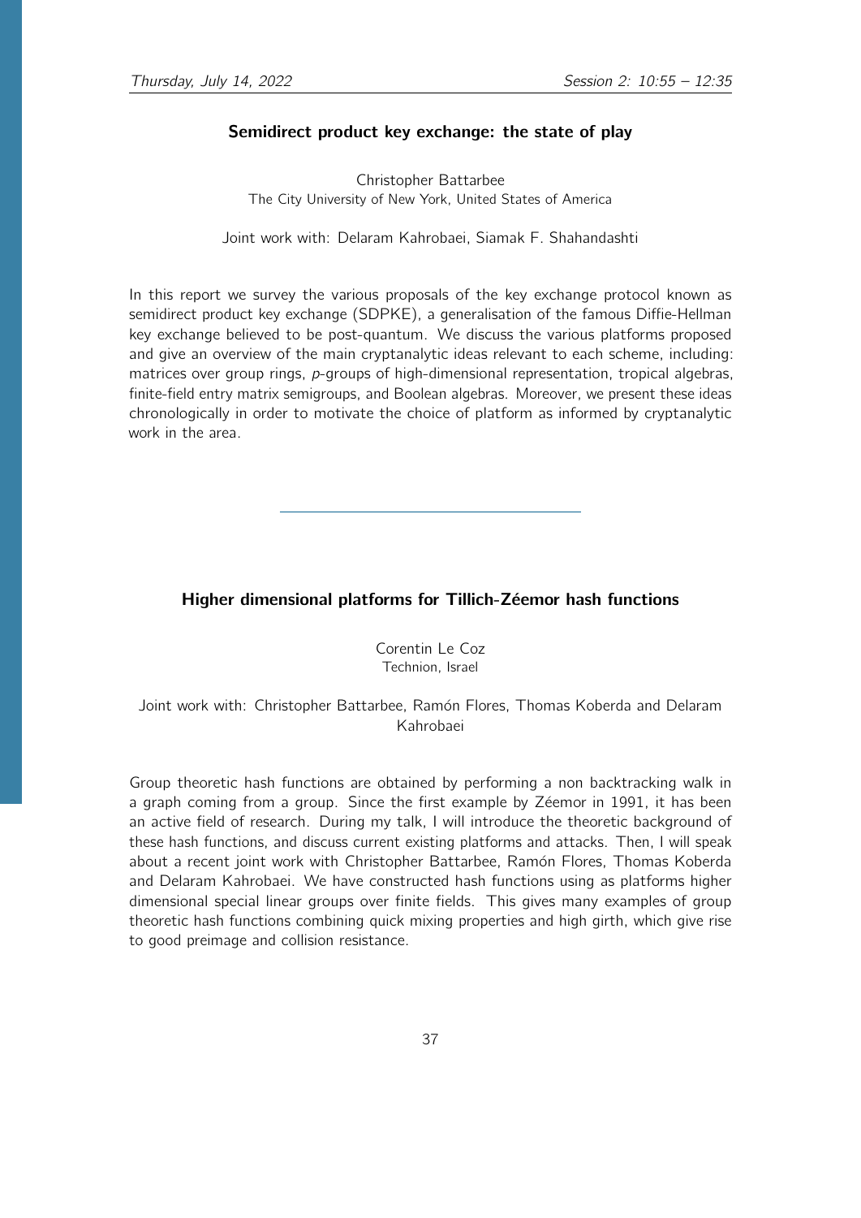## Semidirect product key exchange: the state of play

Christopher Battarbee
The City University of New York, United States of America

Joint work with: Delaram Kahrobaei, Siamak F. Shahandashti

In this report we survey the various proposals of the key exchange protocol known as semidirect product key exchange (SDPKE), a generalisation of the famous Diffie-Hellman key exchange believed to be post-quantum. We discuss the various platforms proposed and give an overview of the main cryptanalytic ideas relevant to each scheme, including: matrices over group rings, $p$-groups of high-dimensional representation, tropical algebras, finite-field entry matrix semigroups, and Boolean algebras. Moreover, we present these ideas chronologically in order to motivate the choice of platform as informed by cryptanalytic work in the area.

---

## Higher dimensional platforms for Tillich-Zéemor hash functions

Corentin Le Coz
Technion, Israel

Joint work with: Christopher Battarbee, Ramón Flores, Thomas Koberda and Delaram Kahrobaei

Group theoretic hash functions are obtained by performing a non backtracking walk in a graph coming from a group. Since the first example by Zéemor in 1991, it has been an active field of research. During my talk, I will introduce the theoretic background of these hash functions, and discuss current existing platforms and attacks. Then, I will speak about a recent joint work with Christopher Battarbee, Ramón Flores, Thomas Koberda and Delaram Kahrobaei. We have constructed hash functions using as platforms higher dimensional special linear groups over finite fields. This gives many examples of group theoretic hash functions combining quick mixing properties and high girth, which give rise to good preimage and collision resistance.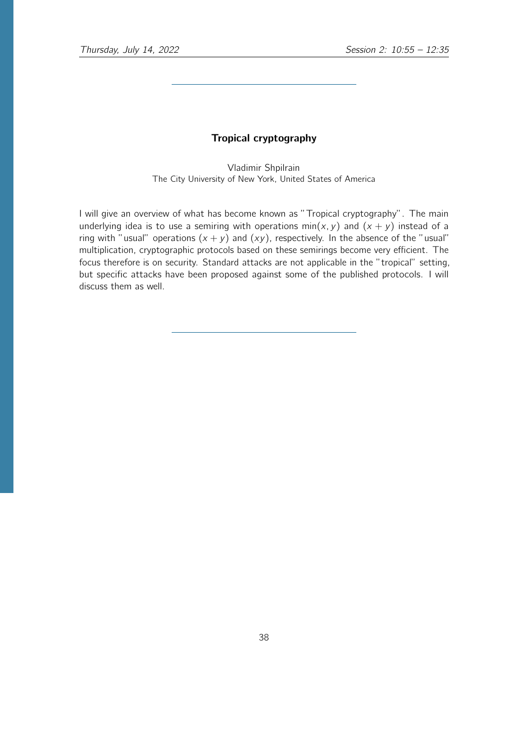## Tropical cryptography

Vladimir Shpilrain
The City University of New York, United States of America

I will give an overview of what has become known as "Tropical cryptography". The main underlying idea is to use a semiring with operations $\min(x, y)$ and $(x + y)$ instead of a ring with "usual" operations $(x + y)$ and $(xy)$, respectively. In the absence of the "usual" multiplication, cryptographic protocols based on these semirings become very efficient. The focus therefore is on security. Standard attacks are not applicable in the "tropical" setting, but specific attacks have been proposed against some of the published protocols. I will discuss them as well.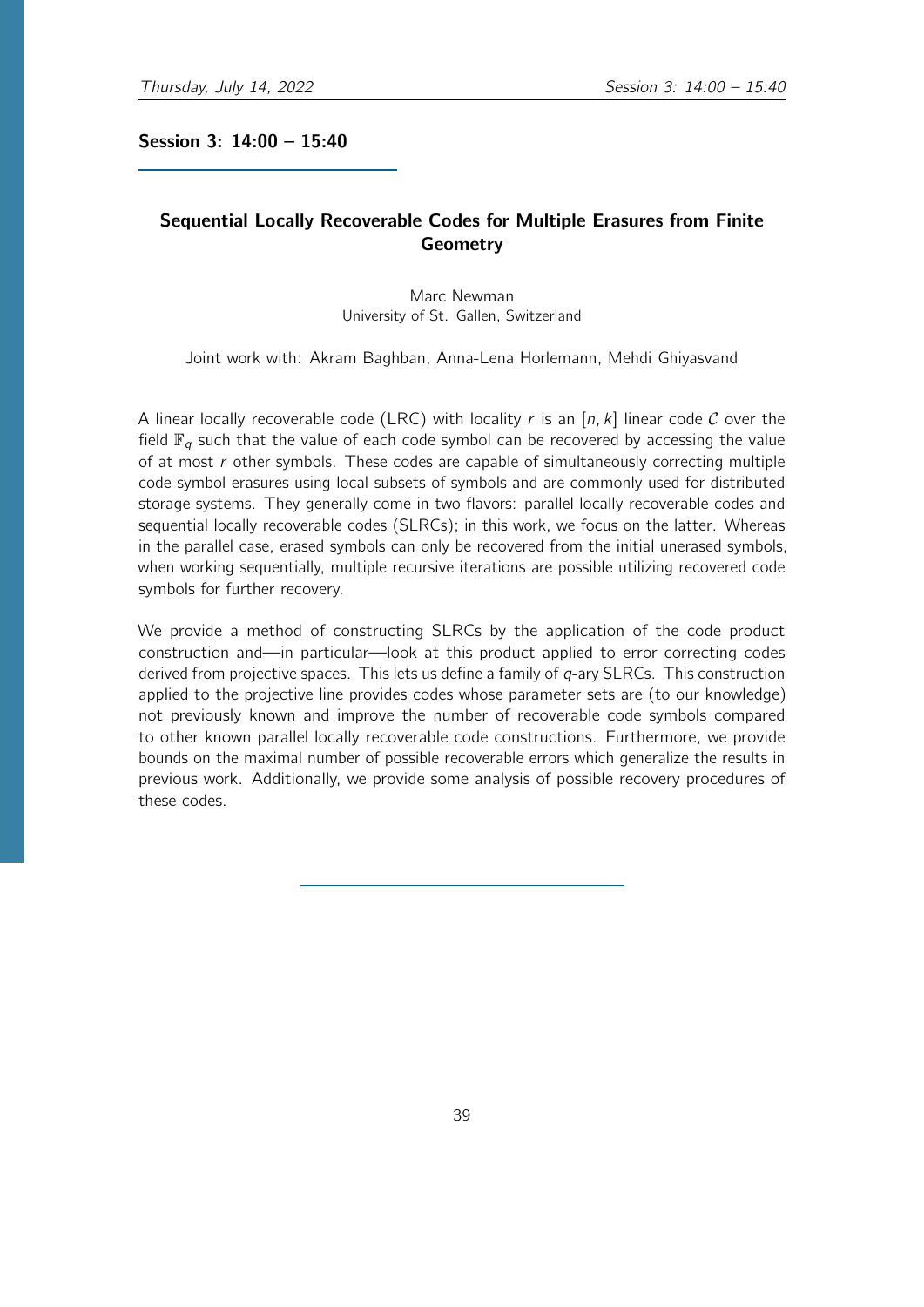## Session 3: 14:00 – 15:40

### Sequential Locally Recoverable Codes for Multiple Erasures from Finite Geometry

Marc Newman
University of St. Gallen, Switzerland

Joint work with: Akram Baghban, Anna-Lena Horlemann, Mehdi Ghiyasvand

A linear locally recoverable code (LRC) with locality $r$ is an $[n, k]$ linear code $\mathcal{C}$ over the field $\mathbb{F}_q$ such that the value of each code symbol can be recovered by accessing the value of at most $r$ other symbols. These codes are capable of simultaneously correcting multiple code symbol erasures using local subsets of symbols and are commonly used for distributed storage systems. They generally come in two flavors: parallel locally recoverable codes and sequential locally recoverable codes (SLRCs); in this work, we focus on the latter. Whereas in the parallel case, erased symbols can only be recovered from the initial unerased symbols, when working sequentially, multiple recursive iterations are possible utilizing recovered code symbols for further recovery.

We provide a method of constructing SLRCs by the application of the code product construction and—in particular—look at this product applied to error correcting codes derived from projective spaces. This lets us define a family of $q$-ary SLRCs. This construction applied to the projective line provides codes whose parameter sets are (to our knowledge) not previously known and improve the number of recoverable code symbols compared to other known parallel locally recoverable code constructions. Furthermore, we provide bounds on the maximal number of possible recoverable errors which generalize the results in previous work. Additionally, we provide some analysis of possible recovery procedures of these codes.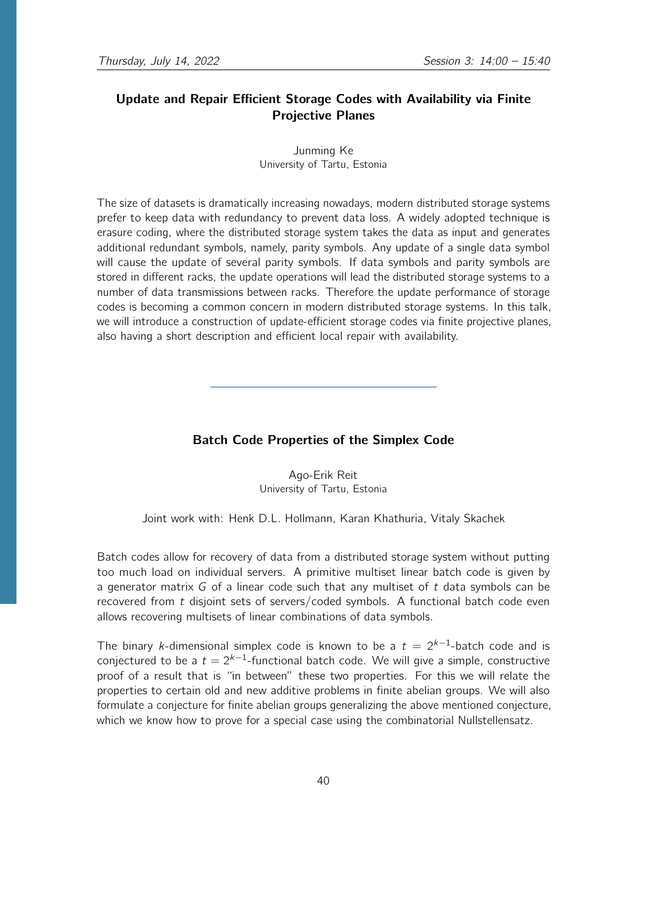## Update and Repair Efficient Storage Codes with Availability via Finite Projective Planes

Junming Ke
University of Tartu, Estonia

The size of datasets is dramatically increasing nowadays, modern distributed storage systems prefer to keep data with redundancy to prevent data loss. A widely adopted technique is erasure coding, where the distributed storage system takes the data as input and generates additional redundant symbols, namely, parity symbols. Any update of a single data symbol will cause the update of several parity symbols. If data symbols and parity symbols are stored in different racks, the update operations will lead the distributed storage systems to a number of data transmissions between racks. Therefore the update performance of storage codes is becoming a common concern in modern distributed storage systems. In this talk, we will introduce a construction of update-efficient storage codes via finite projective planes, also having a short description and efficient local repair with availability.

---

## Batch Code Properties of the Simplex Code

Ago-Erik Reit
University of Tartu, Estonia

Joint work with: Henk D.L. Hollmann, Karan Khathuria, Vitaly Skachek

Batch codes allow for recovery of data from a distributed storage system without putting too much load on individual servers. A primitive multiset linear batch code is given by a generator matrix $G$ of a linear code such that any multiset of $t$ data symbols can be recovered from $t$ disjoint sets of servers/coded symbols. A functional batch code even allows recovering multisets of linear combinations of data symbols.

The binary $k$-dimensional simplex code is known to be a $t = 2^{k-1}$-batch code and is conjectured to be a $t = 2^{k-1}$-functional batch code. We will give a simple, constructive proof of a result that is "in between" these two properties. For this we will relate the properties to certain old and new additive problems in finite abelian groups. We will also formulate a conjecture for finite abelian groups generalizing the above mentioned conjecture, which we know how to prove for a special case using the combinatorial Nullstellensatz.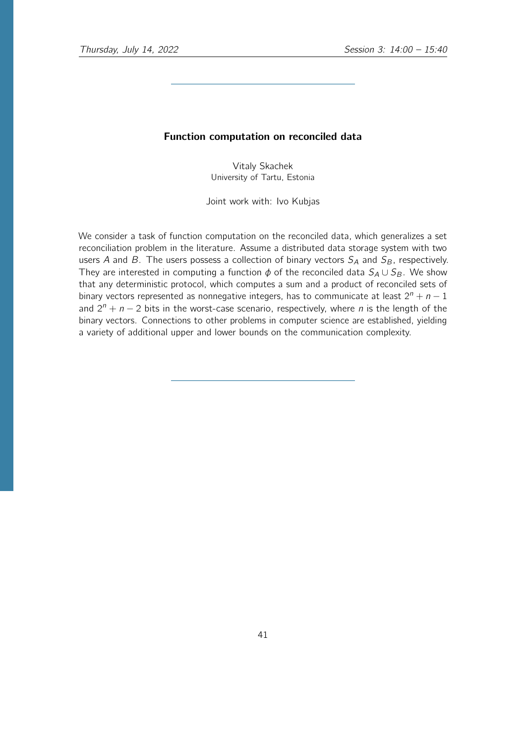## Function computation on reconciled data

Vitaly Skachek
University of Tartu, Estonia

Joint work with: Ivo Kubjas

We consider a task of function computation on the reconciled data, which generalizes a set reconciliation problem in the literature. Assume a distributed data storage system with two users $A$ and $B$. The users possess a collection of binary vectors $S_A$ and $S_B$, respectively. They are interested in computing a function $\phi$ of the reconciled data $S_A \cup S_B$. We show that any deterministic protocol, which computes a sum and a product of reconciled sets of binary vectors represented as nonnegative integers, has to communicate at least $2^n + n - 1$ and $2^n + n - 2$ bits in the worst-case scenario, respectively, where $n$ is the length of the binary vectors. Connections to other problems in computer science are established, yielding a variety of additional upper and lower bounds on the communication complexity.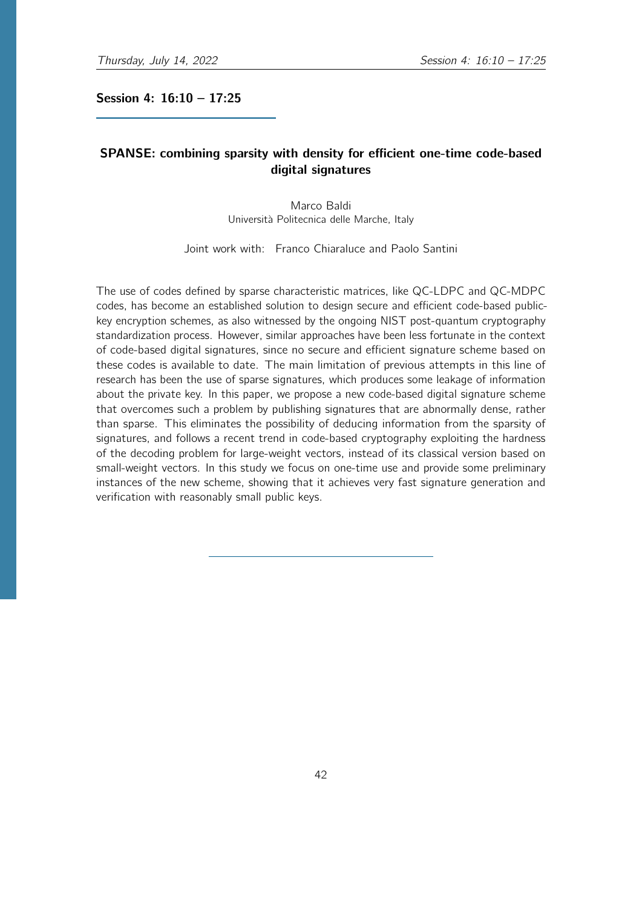## Session 4: 16:10 – 17:25

### SPANSE: combining sparsity with density for efficient one-time code-based digital signatures

Marco Baldi
Università Politecnica delle Marche, Italy

Joint work with: Franco Chiaraluce and Paolo Santini

The use of codes defined by sparse characteristic matrices, like QC-LDPC and QC-MDPC codes, has become an established solution to design secure and efficient code-based public-key encryption schemes, as also witnessed by the ongoing NIST post-quantum cryptography standardization process. However, similar approaches have been less fortunate in the context of code-based digital signatures, since no secure and efficient signature scheme based on these codes is available to date. The main limitation of previous attempts in this line of research has been the use of sparse signatures, which produces some leakage of information about the private key. In this paper, we propose a new code-based digital signature scheme that overcomes such a problem by publishing signatures that are abnormally dense, rather than sparse. This eliminates the possibility of deducing information from the sparsity of signatures, and follows a recent trend in code-based cryptography exploiting the hardness of the decoding problem for large-weight vectors, instead of its classical version based on small-weight vectors. In this study we focus on one-time use and provide some preliminary instances of the new scheme, showing that it achieves very fast signature generation and verification with reasonably small public keys.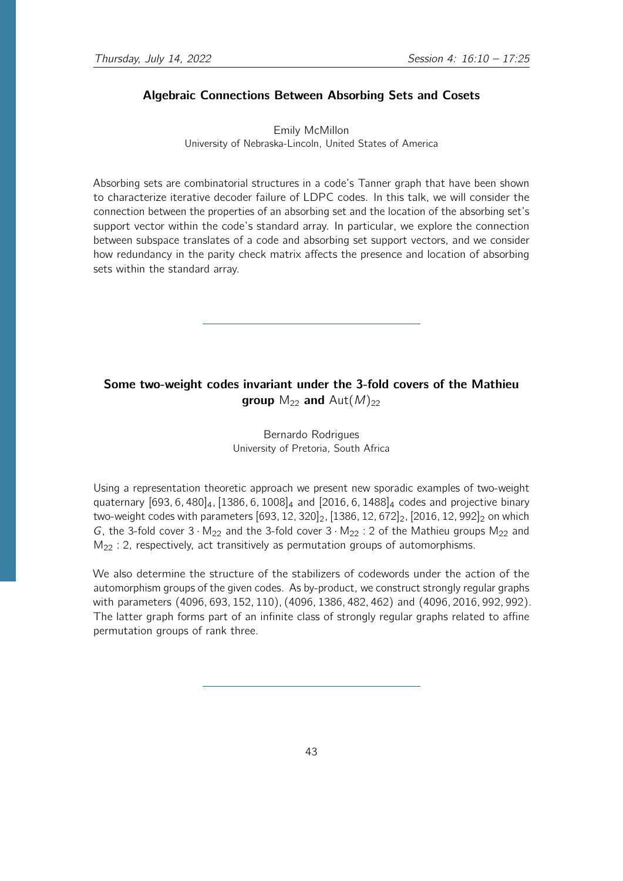## Algebraic Connections Between Absorbing Sets and Cosets

Emily McMillon
University of Nebraska-Lincoln, United States of America

Absorbing sets are combinatorial structures in a code's Tanner graph that have been shown to characterize iterative decoder failure of LDPC codes. In this talk, we will consider the connection between the properties of an absorbing set and the location of the absorbing set's support vector within the code's standard array. In particular, we explore the connection between subspace translates of a code and absorbing set support vectors, and we consider how redundancy in the parity check matrix affects the presence and location of absorbing sets within the standard array.

---

## Some two-weight codes invariant under the 3-fold covers of the Mathieu group $\mathrm{M}_{22}$ and $\mathrm{Aut}(M)_{22}$

Bernardo Rodrigues
University of Pretoria, South Africa

Using a representation theoretic approach we present new sporadic examples of two-weight quaternary $[693, 6, 480]_4$, $[1386, 6, 1008]_4$ and $[2016, 6, 1488]_4$ codes and projective binary two-weight codes with parameters $[693, 12, 320]_2$, $[1386, 12, 672]_2$, $[2016, 12, 992]_2$ on which $G$, the 3-fold cover $3 \cdot \mathrm{M}_{22}$ and the 3-fold cover $3 \cdot \mathrm{M}_{22} : 2$ of the Mathieu groups $\mathrm{M}_{22}$ and $\mathrm{M}_{22} : 2$, respectively, act transitively as permutation groups of automorphisms.

We also determine the structure of the stabilizers of codewords under the action of the automorphism groups of the given codes. As by-product, we construct strongly regular graphs with parameters $(4096, 693, 152, 110)$, $(4096, 1386, 482, 462)$ and $(4096, 2016, 992, 992)$. The latter graph forms part of an infinite class of strongly regular graphs related to affine permutation groups of rank three.

---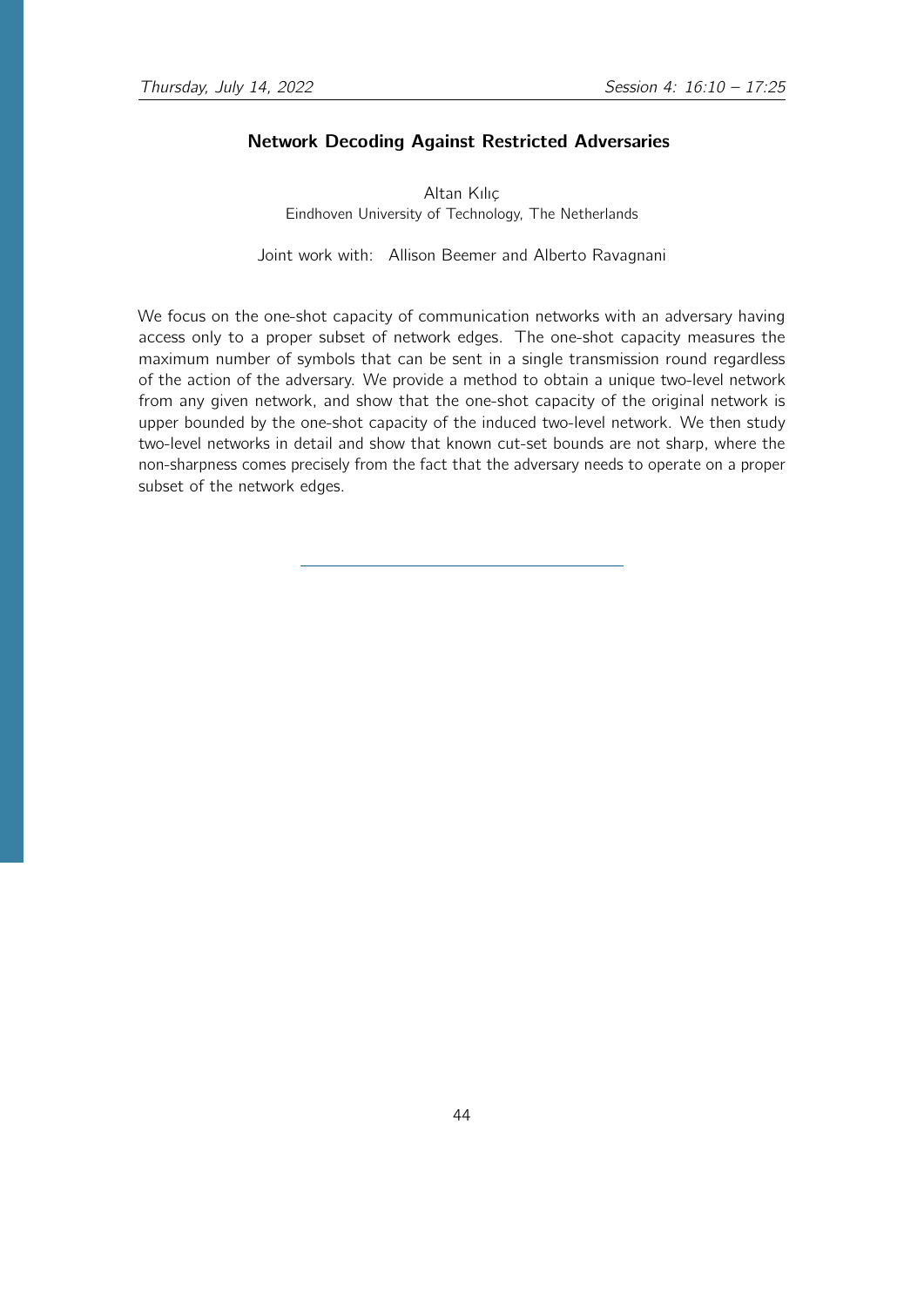### Network Decoding Against Restricted Adversaries

Altan Kılıç
Eindhoven University of Technology, The Netherlands

Joint work with: Allison Beemer and Alberto Ravagnani

We focus on the one-shot capacity of communication networks with an adversary having access only to a proper subset of network edges. The one-shot capacity measures the maximum number of symbols that can be sent in a single transmission round regardless of the action of the adversary. We provide a method to obtain a unique two-level network from any given network, and show that the one-shot capacity of the original network is upper bounded by the one-shot capacity of the induced two-level network. We then study two-level networks in detail and show that known cut-set bounds are not sharp, where the non-sharpness comes precisely from the fact that the adversary needs to operate on a proper subset of the network edges.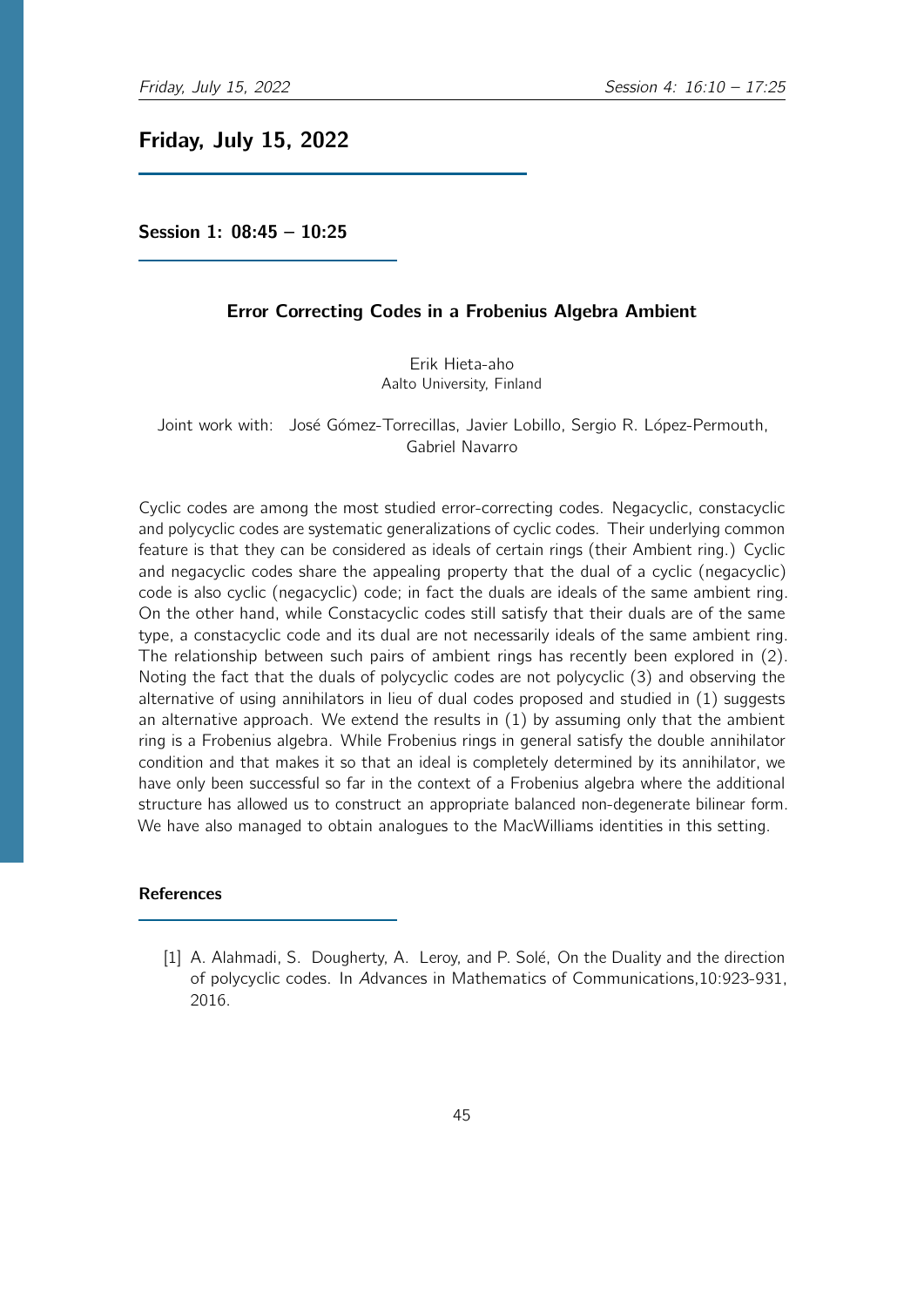# Friday, July 15, 2022

## Session 1: 08:45 – 10:25

### Error Correcting Codes in a Frobenius Algebra Ambient

Erik Hieta-aho
Aalto University, Finland

Joint work with: José Gómez-Torrecillas, Javier Lobillo, Sergio R. López-Permouth, Gabriel Navarro

Cyclic codes are among the most studied error-correcting codes. Negacyclic, constacyclic and polycyclic codes are systematic generalizations of cyclic codes. Their underlying common feature is that they can be considered as ideals of certain rings (their Ambient ring.) Cyclic and negacyclic codes share the appealing property that the dual of a cyclic (negacyclic) code is also cyclic (negacyclic) code; in fact the duals are ideals of the same ambient ring. On the other hand, while Constacyclic codes still satisfy that their duals are of the same type, a constacyclic code and its dual are not necessarily ideals of the same ambient ring. The relationship between such pairs of ambient rings has recently been explored in (2). Noting the fact that the duals of polycyclic codes are not polycyclic (3) and observing the alternative of using annihilators in lieu of dual codes proposed and studied in (1) suggests an alternative approach. We extend the results in (1) by assuming only that the ambient ring is a Frobenius algebra. While Frobenius rings in general satisfy the double annihilator condition and that makes it so that an ideal is completely determined by its annihilator, we have only been successful so far in the context of a Frobenius algebra where the additional structure has allowed us to construct an appropriate balanced non-degenerate bilinear form. We have also managed to obtain analogues to the MacWilliams identities in this setting.

#### References

[1] A. Alahmadi, S. Dougherty, A. Leroy, and P. Solé, On the Duality and the direction of polycyclic codes. In *Advances in Mathematics of Communications*,10:923-931, 2016.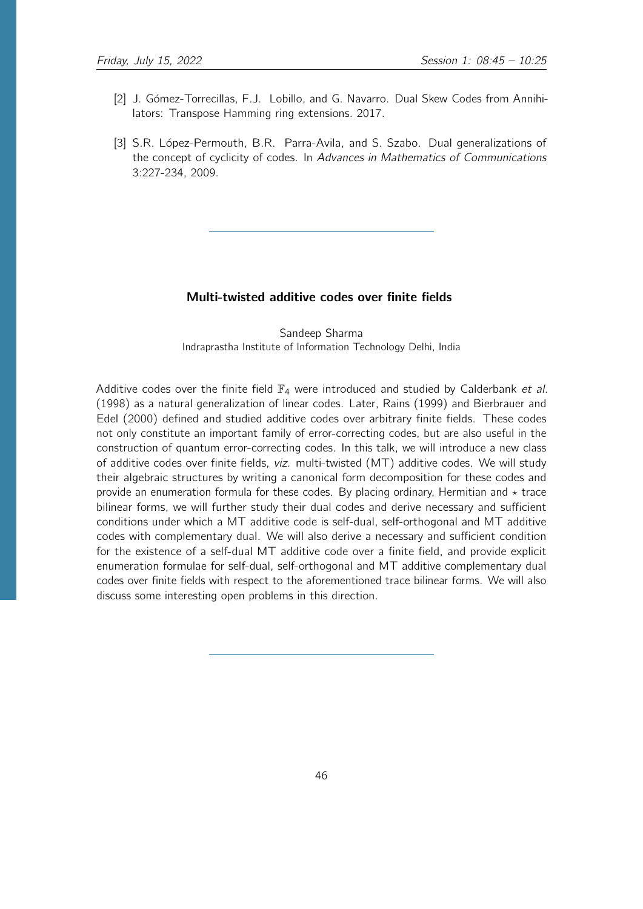[2] J. Gómez-Torrecillas, F.J. Lobillo, and G. Navarro. Dual Skew Codes from Annihilators: Transpose Hamming ring extensions. 2017.

[3] S.R. López-Permouth, B.R. Parra-Avila, and S. Szabo. Dual generalizations of the concept of cyclicity of codes. In *Advances in Mathematics of Communications* 3:227-234, 2009.

---

### Multi-twisted additive codes over finite fields

Sandeep Sharma
Indraprastha Institute of Information Technology Delhi, India

Additive codes over the finite field $\mathbb{F}_4$ were introduced and studied by Calderbank *et al.* (1998) as a natural generalization of linear codes. Later, Rains (1999) and Bierbrauer and Edel (2000) defined and studied additive codes over arbitrary finite fields. These codes not only constitute an important family of error-correcting codes, but are also useful in the construction of quantum error-correcting codes. In this talk, we will introduce a new class of additive codes over finite fields, *viz.* multi-twisted (MT) additive codes. We will study their algebraic structures by writing a canonical form decomposition for these codes and provide an enumeration formula for these codes. By placing ordinary, Hermitian and $\star$ trace bilinear forms, we will further study their dual codes and derive necessary and sufficient conditions under which a MT additive code is self-dual, self-orthogonal and MT additive codes with complementary dual. We will also derive a necessary and sufficient condition for the existence of a self-dual MT additive code over a finite field, and provide explicit enumeration formulae for self-dual, self-orthogonal and MT additive complementary dual codes over finite fields with respect to the aforementioned trace bilinear forms. We will also discuss some interesting open problems in this direction.

---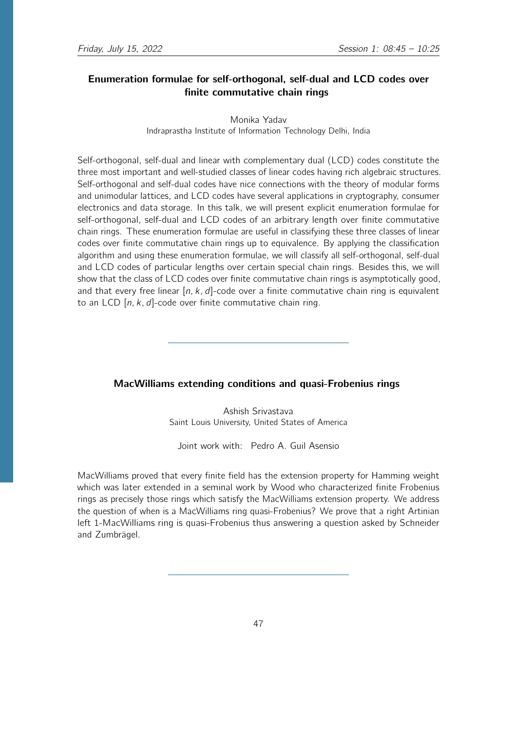## Enumeration formulae for self-orthogonal, self-dual and LCD codes over finite commutative chain rings

Monika Yadav
Indraprastha Institute of Information Technology Delhi, India

Self-orthogonal, self-dual and linear with complementary dual (LCD) codes constitute the three most important and well-studied classes of linear codes having rich algebraic structures. Self-orthogonal and self-dual codes have nice connections with the theory of modular forms and unimodular lattices, and LCD codes have several applications in cryptography, consumer electronics and data storage. In this talk, we will present explicit enumeration formulae for self-orthogonal, self-dual and LCD codes of an arbitrary length over finite commutative chain rings. These enumeration formulae are useful in classifying these three classes of linear codes over finite commutative chain rings up to equivalence. By applying the classification algorithm and using these enumeration formulae, we will classify all self-orthogonal, self-dual and LCD codes of particular lengths over certain special chain rings. Besides this, we will show that the class of LCD codes over finite commutative chain rings is asymptotically good, and that every free linear $[n, k, d]$-code over a finite commutative chain ring is equivalent to an LCD $[n, k, d]$-code over finite commutative chain ring.

---

## MacWilliams extending conditions and quasi-Frobenius rings

Ashish Srivastava
Saint Louis University, United States of America

Joint work with: Pedro A. Guil Asensio

MacWilliams proved that every finite field has the extension property for Hamming weight which was later extended in a seminal work by Wood who characterized finite Frobenius rings as precisely those rings which satisfy the MacWilliams extension property. We address the question of when is a MacWilliams ring quasi-Frobenius? We prove that a right Artinian left 1-MacWilliams ring is quasi-Frobenius thus answering a question asked by Schneider and Zumbrägel.

---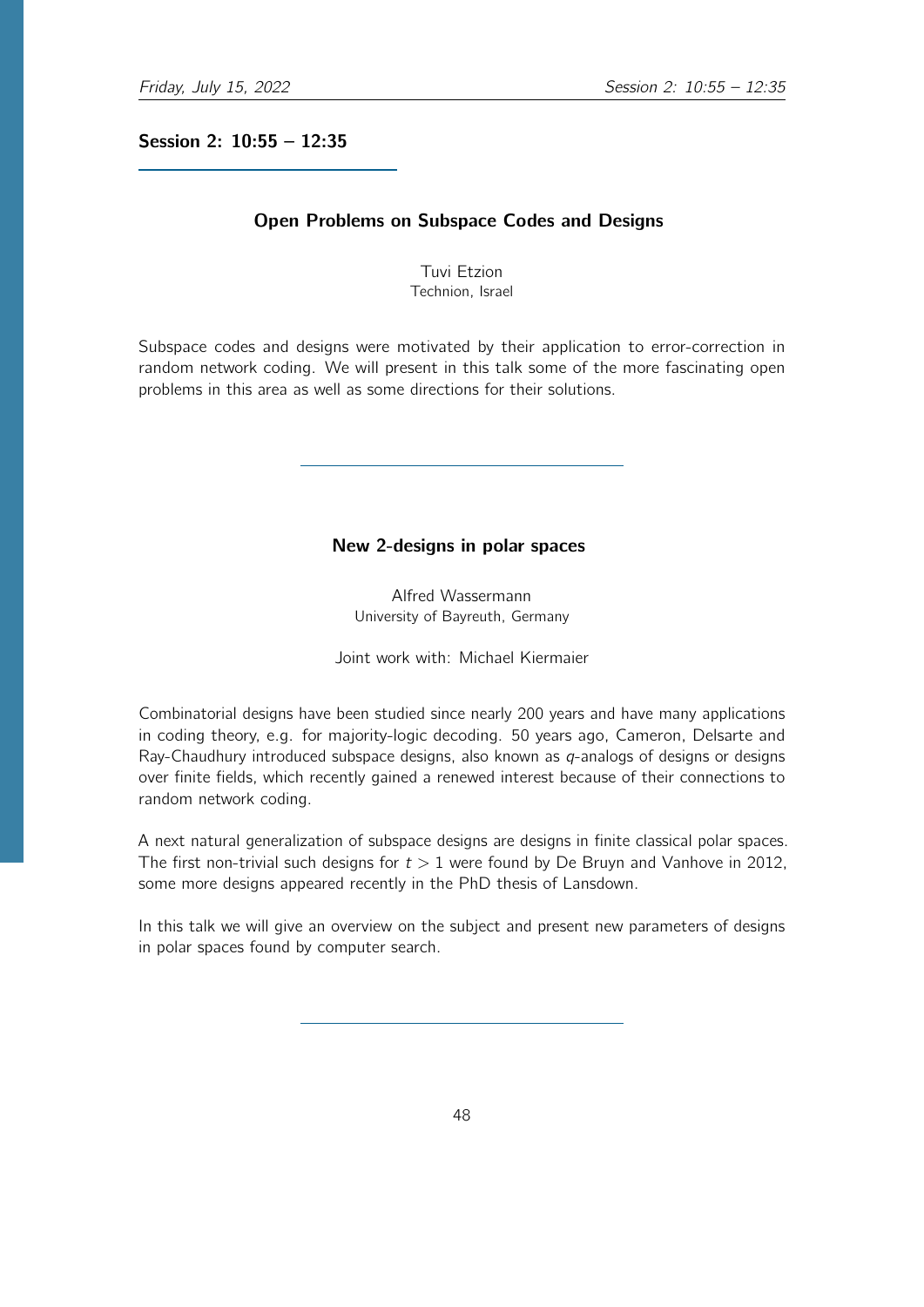## Session 2: 10:55 – 12:35

### Open Problems on Subspace Codes and Designs

Tuvi Etzion
Technion, Israel

Subspace codes and designs were motivated by their application to error-correction in random network coding. We will present in this talk some of the more fascinating open problems in this area as well as some directions for their solutions.

---

### New 2-designs in polar spaces

Alfred Wassermann
University of Bayreuth, Germany

Joint work with: Michael Kiermaier

Combinatorial designs have been studied since nearly 200 years and have many applications in coding theory, e.g. for majority-logic decoding. 50 years ago, Cameron, Delsarte and Ray-Chaudhury introduced subspace designs, also known as $q$-analogs of designs or designs over finite fields, which recently gained a renewed interest because of their connections to random network coding.

A next natural generalization of subspace designs are designs in finite classical polar spaces. The first non-trivial such designs for $t > 1$ were found by De Bruyn and Vanhove in 2012, some more designs appeared recently in the PhD thesis of Lansdown.

In this talk we will give an overview on the subject and present new parameters of designs in polar spaces found by computer search.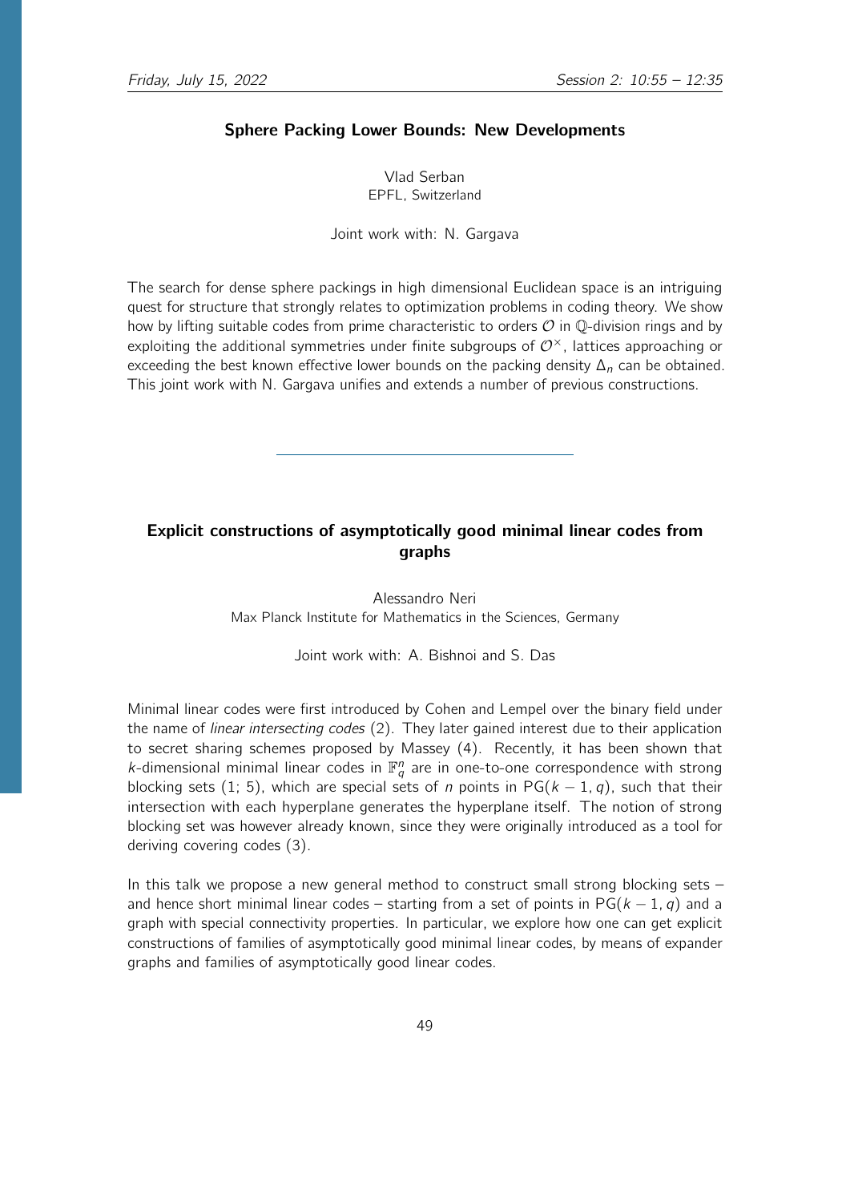### Sphere Packing Lower Bounds: New Developments

Vlad Serban
EPFL, Switzerland

Joint work with: N. Gargava

The search for dense sphere packings in high dimensional Euclidean space is an intriguing quest for structure that strongly relates to optimization problems in coding theory. We show how by lifting suitable codes from prime characteristic to orders $\mathcal{O}$ in $\mathbb{Q}$-division rings and by exploiting the additional symmetries under finite subgroups of $\mathcal{O}^\times$, lattices approaching or exceeding the best known effective lower bounds on the packing density $\Delta_n$ can be obtained. This joint work with N. Gargava unifies and extends a number of previous constructions.

---

### Explicit constructions of asymptotically good minimal linear codes from graphs

Alessandro Neri
Max Planck Institute for Mathematics in the Sciences, Germany

Joint work with: A. Bishnoi and S. Das

Minimal linear codes were first introduced by Cohen and Lempel over the binary field under the name of *linear intersecting codes* (2). They later gained interest due to their application to secret sharing schemes proposed by Massey (4). Recently, it has been shown that $k$-dimensional minimal linear codes in $\mathbb{F}_q^n$ are in one-to-one correspondence with strong blocking sets (1; 5), which are special sets of $n$ points in $\mathrm{PG}(k-1, q)$, such that their intersection with each hyperplane generates the hyperplane itself. The notion of strong blocking set was however already known, since they were originally introduced as a tool for deriving covering codes (3).

In this talk we propose a new general method to construct small strong blocking sets – and hence short minimal linear codes – starting from a set of points in $\mathrm{PG}(k-1, q)$ and a graph with special connectivity properties. In particular, we explore how one can get explicit constructions of families of asymptotically good minimal linear codes, by means of expander graphs and families of asymptotically good linear codes.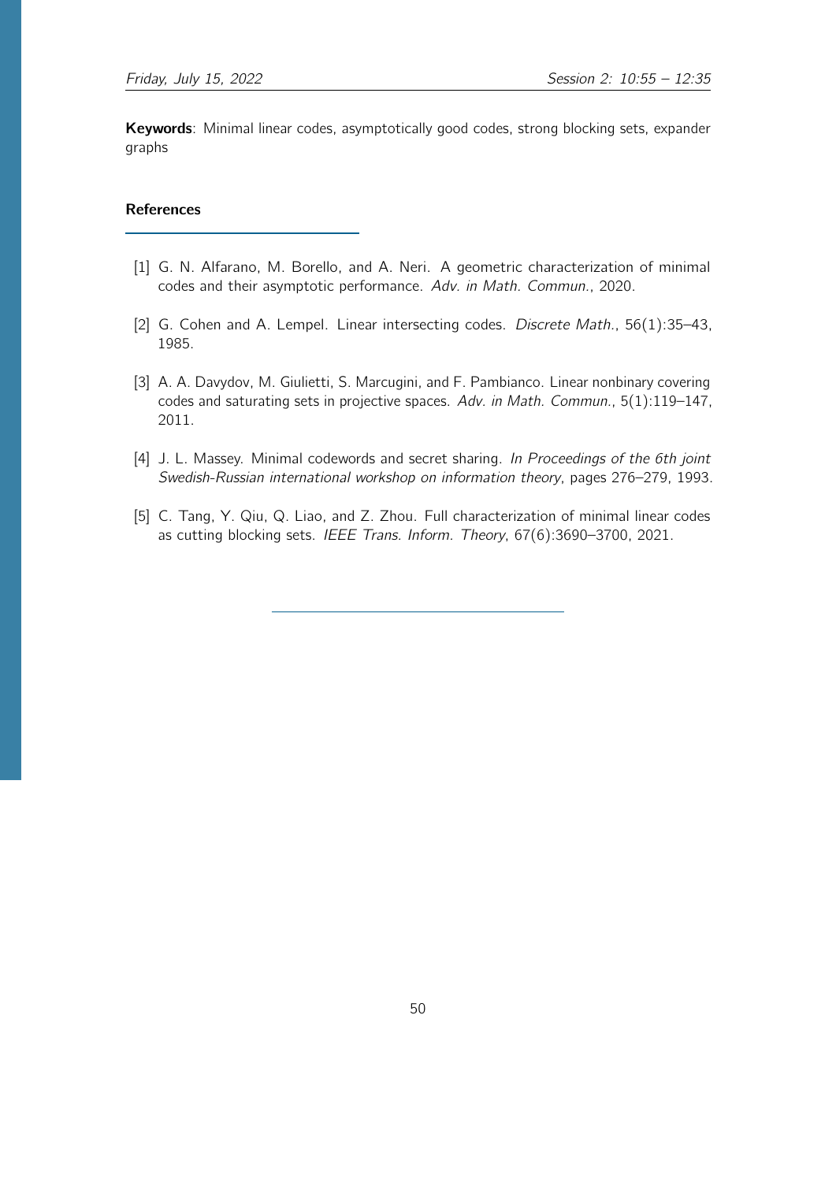**Keywords**: Minimal linear codes, asymptotically good codes, strong blocking sets, expander graphs

## References

[1] G. N. Alfarano, M. Borello, and A. Neri. A geometric characterization of minimal codes and their asymptotic performance. *Adv. in Math. Commun.*, 2020.

[2] G. Cohen and A. Lempel. Linear intersecting codes. *Discrete Math.*, 56(1):35–43, 1985.

[3] A. A. Davydov, M. Giulietti, S. Marcugini, and F. Pambianco. Linear nonbinary covering codes and saturating sets in projective spaces. *Adv. in Math. Commun.*, 5(1):119–147, 2011.

[4] J. L. Massey. Minimal codewords and secret sharing. *In Proceedings of the 6th joint Swedish-Russian international workshop on information theory*, pages 276–279, 1993.

[5] C. Tang, Y. Qiu, Q. Liao, and Z. Zhou. Full characterization of minimal linear codes as cutting blocking sets. *IEEE Trans. Inform. Theory*, 67(6):3690–3700, 2021.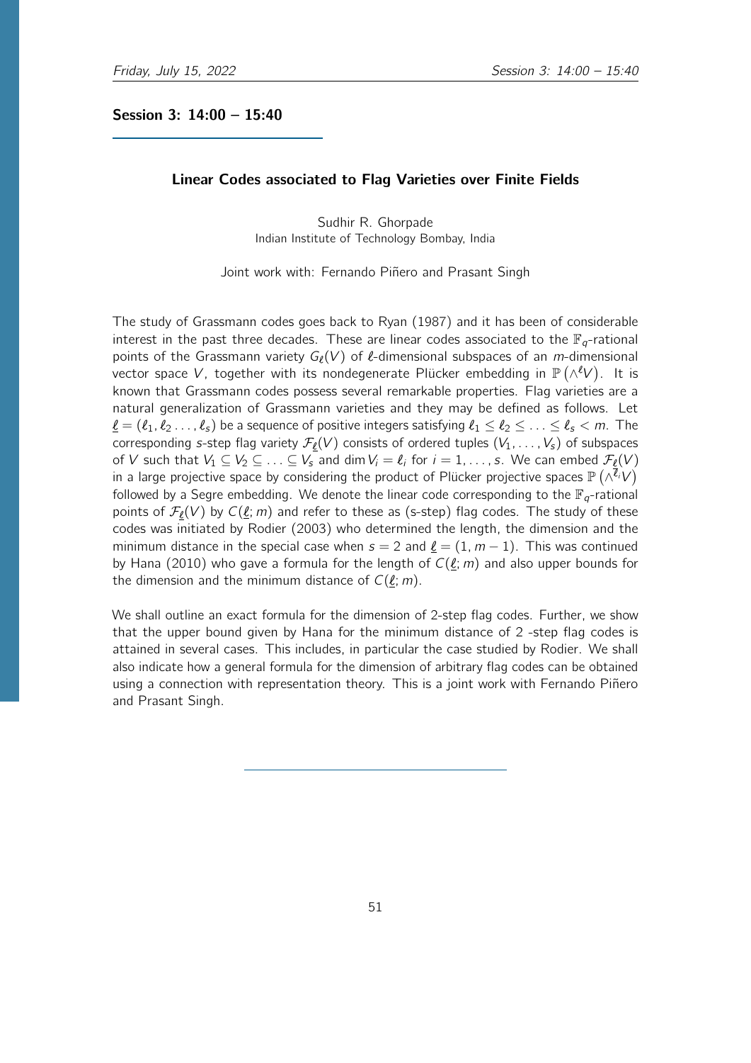## Session 3: 14:00 – 15:40

### Linear Codes associated to Flag Varieties over Finite Fields

Sudhir R. Ghorpade
Indian Institute of Technology Bombay, India

Joint work with: Fernando Piñero and Prasant Singh

The study of Grassmann codes goes back to Ryan (1987) and it has been of considerable interest in the past three decades. These are linear codes associated to the $\mathbb{F}_q$-rational points of the Grassmann variety $G_\ell(V)$ of $\ell$-dimensional subspaces of an $m$-dimensional vector space $V$, together with its nondegenerate Plücker embedding in $\mathbb{P}\left(\wedge^\ell V\right)$. It is known that Grassmann codes possess several remarkable properties. Flag varieties are a natural generalization of Grassmann varieties and they may be defined as follows. Let $\underline{\ell} = (\ell_1, \ell_2 \ldots, \ell_s)$ be a sequence of positive integers satisfying $\ell_1 \leq \ell_2 \leq \ldots \leq \ell_s < m$. The corresponding $s$-step flag variety $\mathcal{F}_{\underline{\ell}}(V)$ consists of ordered tuples $(V_1, \ldots, V_s)$ of subspaces of $V$ such that $V_1 \subseteq V_2 \subseteq \ldots \subseteq V_s$ and $\dim V_i = \ell_i$ for $i = 1, \ldots, s$. We can embed $\mathcal{F}_{\underline{\ell}}(V)$ in a large projective space by considering the product of Plücker projective spaces $\mathbb{P}\left(\wedge^{\ell_i} V\right)$ followed by a Segre embedding. We denote the linear code corresponding to the $\mathbb{F}_q$-rational points of $\mathcal{F}_{\underline{\ell}}(V)$ by $C(\underline{\ell}; m)$ and refer to these as (s-step) flag codes. The study of these codes was initiated by Rodier (2003) who determined the length, the dimension and the minimum distance in the special case when $s = 2$ and $\underline{\ell} = (1, m-1)$. This was continued by Hana (2010) who gave a formula for the length of $C(\underline{\ell}; m)$ and also upper bounds for the dimension and the minimum distance of $C(\underline{\ell}; m)$.

We shall outline an exact formula for the dimension of 2-step flag codes. Further, we show that the upper bound given by Hana for the minimum distance of 2 -step flag codes is attained in several cases. This includes, in particular the case studied by Rodier. We shall also indicate how a general formula for the dimension of arbitrary flag codes can be obtained using a connection with representation theory. This is a joint work with Fernando Piñero and Prasant Singh.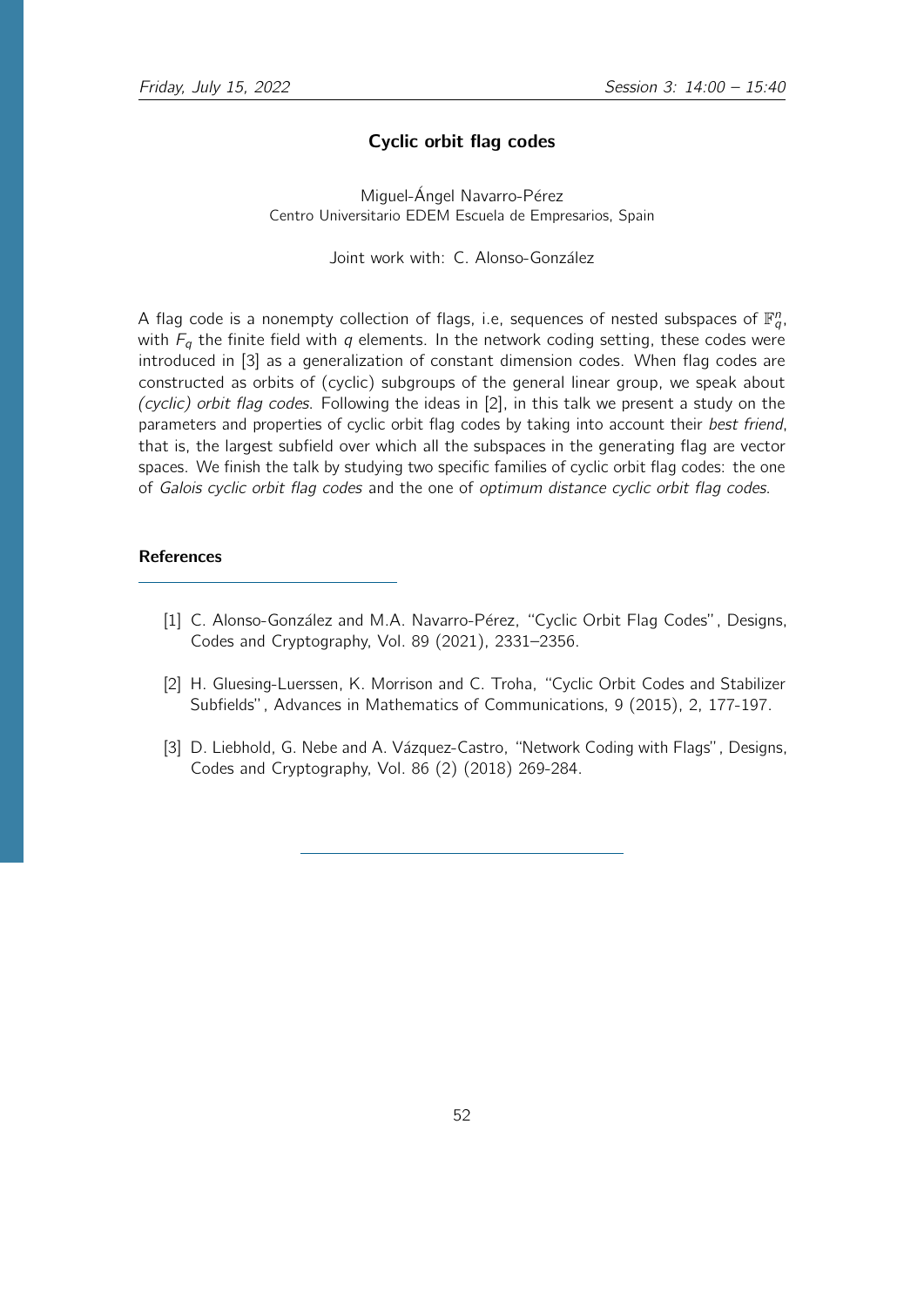## Cyclic orbit flag codes

Miguel-Ángel Navarro-Pérez
Centro Universitario EDEM Escuela de Empresarios, Spain

Joint work with: C. Alonso-González

A flag code is a nonempty collection of flags, i.e, sequences of nested subspaces of $\mathbb{F}_q^n$, with $F_q$ the finite field with $q$ elements. In the network coding setting, these codes were introduced in [3] as a generalization of constant dimension codes. When flag codes are constructed as orbits of (cyclic) subgroups of the general linear group, we speak about *(cyclic) orbit flag codes*. Following the ideas in [2], in this talk we present a study on the parameters and properties of cyclic orbit flag codes by taking into account their *best friend*, that is, the largest subfield over which all the subspaces in the generating flag are vector spaces. We finish the talk by studying two specific families of cyclic orbit flag codes: the one of *Galois cyclic orbit flag codes* and the one of *optimum distance cyclic orbit flag codes*.

### References

[1] C. Alonso-González and M.A. Navarro-Pérez, "Cyclic Orbit Flag Codes", Designs, Codes and Cryptography, Vol. 89 (2021), 2331–2356.

[2] H. Gluesing-Luerssen, K. Morrison and C. Troha, "Cyclic Orbit Codes and Stabilizer Subfields", Advances in Mathematics of Communications, 9 (2015), 2, 177-197.

[3] D. Liebhold, G. Nebe and A. Vázquez-Castro, "Network Coding with Flags", Designs, Codes and Cryptography, Vol. 86 (2) (2018) 269-284.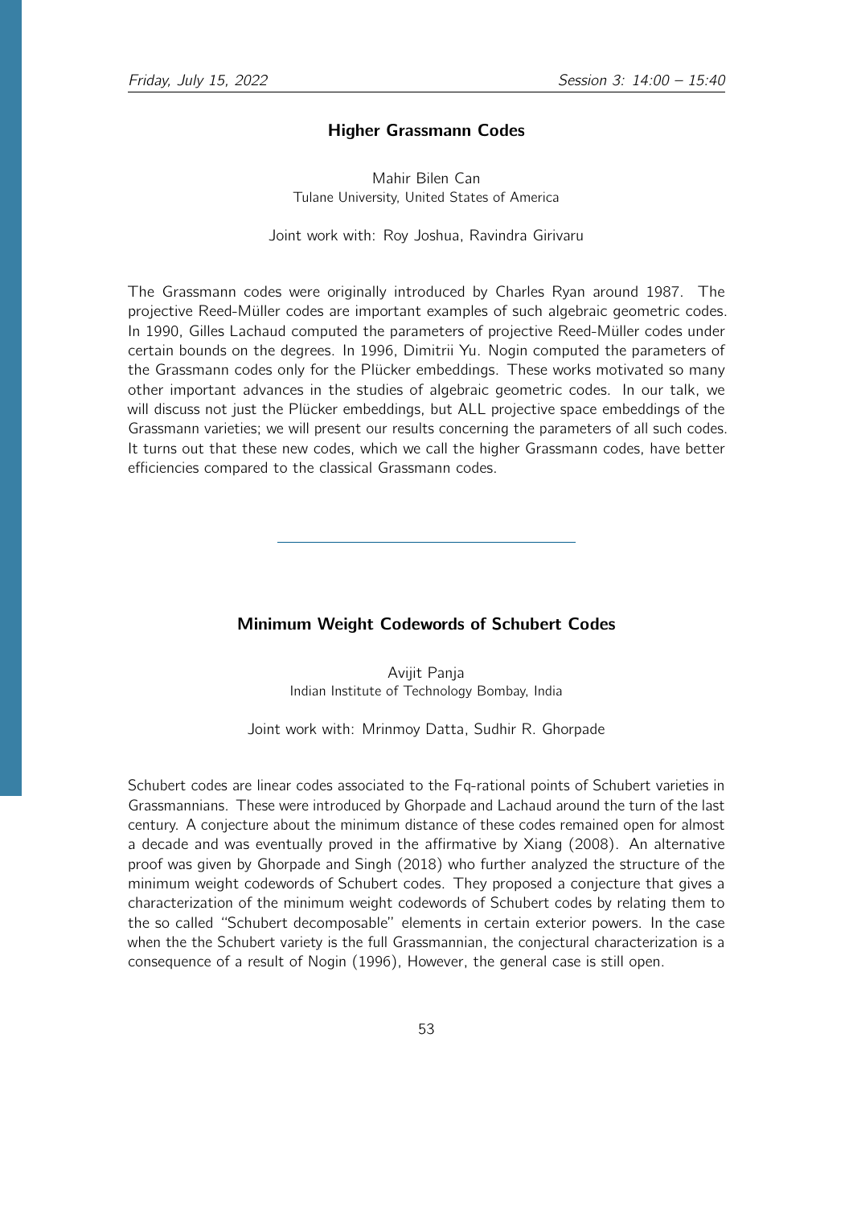## Higher Grassmann Codes

Mahir Bilen Can
Tulane University, United States of America

Joint work with: Roy Joshua, Ravindra Girivaru

The Grassmann codes were originally introduced by Charles Ryan around 1987. The projective Reed-Müller codes are important examples of such algebraic geometric codes. In 1990, Gilles Lachaud computed the parameters of projective Reed-Müller codes under certain bounds on the degrees. In 1996, Dimitrii Yu. Nogin computed the parameters of the Grassmann codes only for the Plücker embeddings. These works motivated so many other important advances in the studies of algebraic geometric codes. In our talk, we will discuss not just the Plücker embeddings, but ALL projective space embeddings of the Grassmann varieties; we will present our results concerning the parameters of all such codes. It turns out that these new codes, which we call the higher Grassmann codes, have better efficiencies compared to the classical Grassmann codes.

---

## Minimum Weight Codewords of Schubert Codes

Avijit Panja
Indian Institute of Technology Bombay, India

Joint work with: Mrinmoy Datta, Sudhir R. Ghorpade

Schubert codes are linear codes associated to the Fq-rational points of Schubert varieties in Grassmannians. These were introduced by Ghorpade and Lachaud around the turn of the last century. A conjecture about the minimum distance of these codes remained open for almost a decade and was eventually proved in the affirmative by Xiang (2008). An alternative proof was given by Ghorpade and Singh (2018) who further analyzed the structure of the minimum weight codewords of Schubert codes. They proposed a conjecture that gives a characterization of the minimum weight codewords of Schubert codes by relating them to the so called "Schubert decomposable" elements in certain exterior powers. In the case when the the Schubert variety is the full Grassmannian, the conjectural characterization is a consequence of a result of Nogin (1996), However, the general case is still open.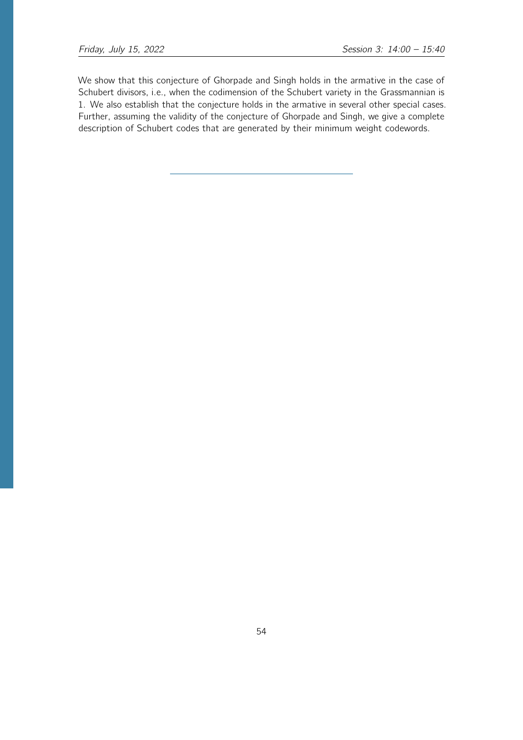We show that this conjecture of Ghorpade and Singh holds in the armative in the case of Schubert divisors, i.e., when the codimension of the Schubert variety in the Grassmannian is 1. We also establish that the conjecture holds in the armative in several other special cases. Further, assuming the validity of the conjecture of Ghorpade and Singh, we give a complete description of Schubert codes that are generated by their minimum weight codewords.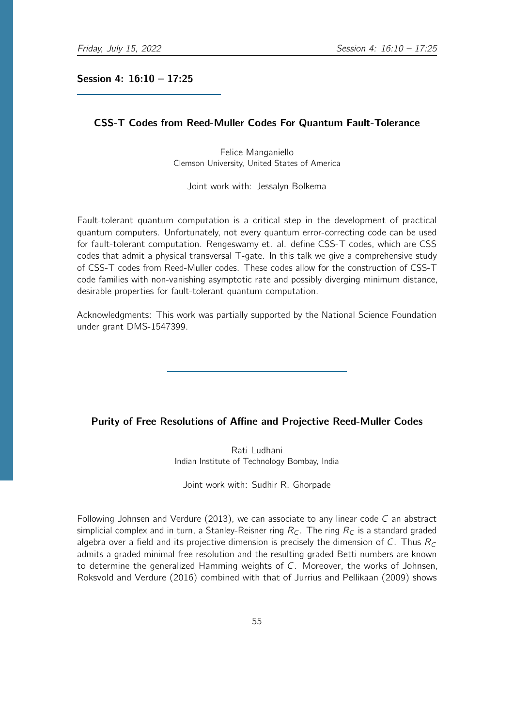## Session 4: 16:10 – 17:25

### CSS-T Codes from Reed-Muller Codes For Quantum Fault-Tolerance

Felice Manganiello
Clemson University, United States of America

Joint work with: Jessalyn Bolkema

Fault-tolerant quantum computation is a critical step in the development of practical quantum computers. Unfortunately, not every quantum error-correcting code can be used for fault-tolerant computation. Rengeswamy et. al. define CSS-T codes, which are CSS codes that admit a physical transversal T-gate. In this talk we give a comprehensive study of CSS-T codes from Reed-Muller codes. These codes allow for the construction of CSS-T code families with non-vanishing asymptotic rate and possibly diverging minimum distance, desirable properties for fault-tolerant quantum computation.

Acknowledgments: This work was partially supported by the National Science Foundation under grant DMS-1547399.

---

### Purity of Free Resolutions of Affine and Projective Reed-Muller Codes

Rati Ludhani
Indian Institute of Technology Bombay, India

Joint work with: Sudhir R. Ghorpade

Following Johnsen and Verdure (2013), we can associate to any linear code $C$ an abstract simplicial complex and in turn, a Stanley-Reisner ring $R_C$. The ring $R_C$ is a standard graded algebra over a field and its projective dimension is precisely the dimension of $C$. Thus $R_C$ admits a graded minimal free resolution and the resulting graded Betti numbers are known to determine the generalized Hamming weights of $C$. Moreover, the works of Johnsen, Roksvold and Verdure (2016) combined with that of Jurrius and Pellikaan (2009) shows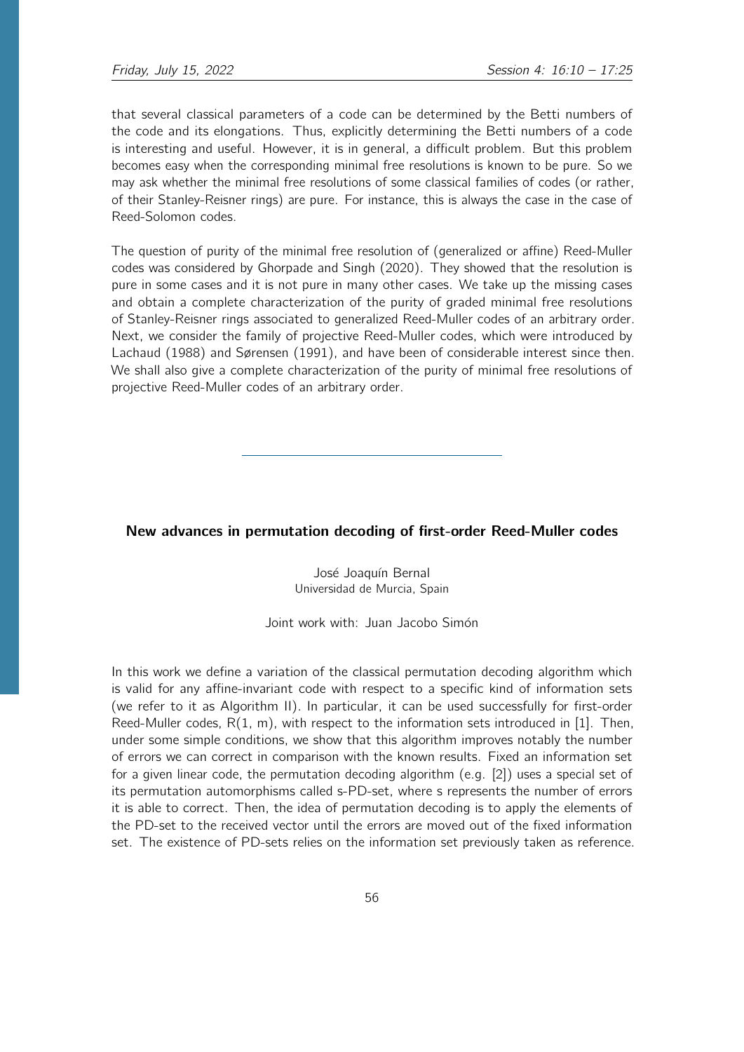that several classical parameters of a code can be determined by the Betti numbers of the code and its elongations. Thus, explicitly determining the Betti numbers of a code is interesting and useful. However, it is in general, a difficult problem. But this problem becomes easy when the corresponding minimal free resolutions is known to be pure. So we may ask whether the minimal free resolutions of some classical families of codes (or rather, of their Stanley-Reisner rings) are pure. For instance, this is always the case in the case of Reed-Solomon codes.

The question of purity of the minimal free resolution of (generalized or affine) Reed-Muller codes was considered by Ghorpade and Singh (2020). They showed that the resolution is pure in some cases and it is not pure in many other cases. We take up the missing cases and obtain a complete characterization of the purity of graded minimal free resolutions of Stanley-Reisner rings associated to generalized Reed-Muller codes of an arbitrary order. Next, we consider the family of projective Reed-Muller codes, which were introduced by Lachaud (1988) and Sørensen (1991), and have been of considerable interest since then. We shall also give a complete characterization of the purity of minimal free resolutions of projective Reed-Muller codes of an arbitrary order.

---

### New advances in permutation decoding of first-order Reed-Muller codes

José Joaquín Bernal
Universidad de Murcia, Spain

Joint work with: Juan Jacobo Simón

In this work we define a variation of the classical permutation decoding algorithm which is valid for any affine-invariant code with respect to a specific kind of information sets (we refer to it as Algorithm II). In particular, it can be used successfully for first-order Reed-Muller codes, $R(1, m)$, with respect to the information sets introduced in [1]. Then, under some simple conditions, we show that this algorithm improves notably the number of errors we can correct in comparison with the known results. Fixed an information set for a given linear code, the permutation decoding algorithm (e.g. [2]) uses a special set of its permutation automorphisms called s-PD-set, where s represents the number of errors it is able to correct. Then, the idea of permutation decoding is to apply the elements of the PD-set to the received vector until the errors are moved out of the fixed information set. The existence of PD-sets relies on the information set previously taken as reference.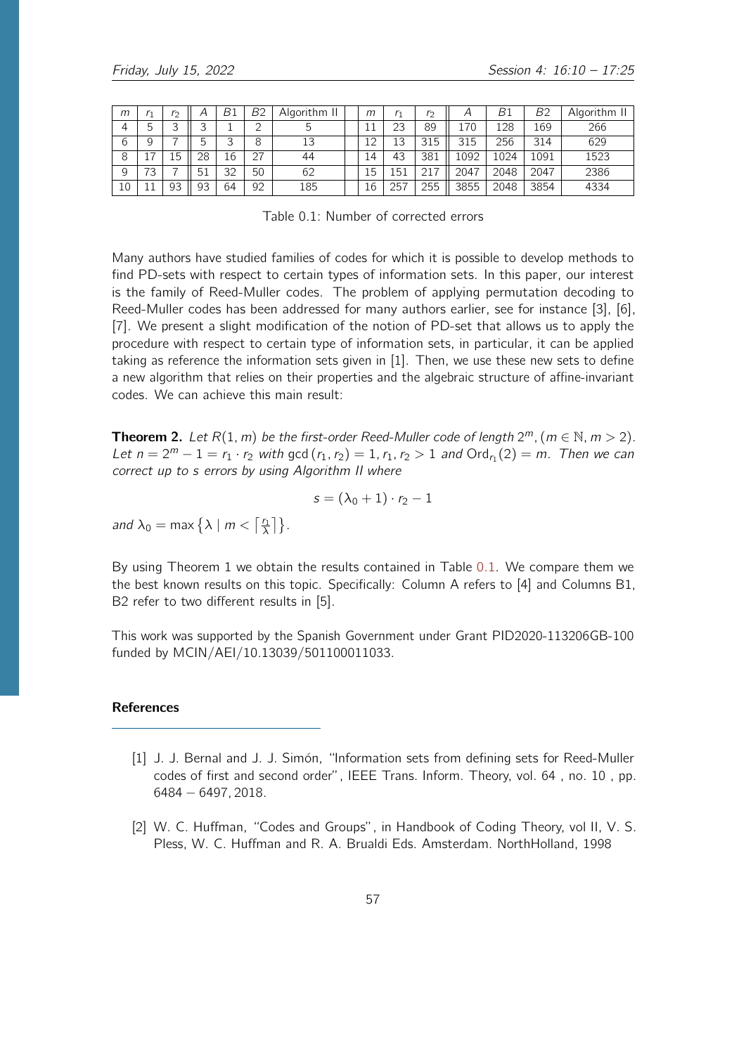| $m$ | $r_1$ | $r_2$ | $A$ | $B1$ | $B2$ | Algorithm II | | $m$ | $r_1$ | $r_2$ | $A$ | $B1$ | $B2$ | Algorithm II |
|---|---|---|---|---|---|---|---|---|---|---|---|---|---|---|
| 4 | 5 | 3 | 3 | 1 | 2 | 5 | | 11 | 23 | 89 | 170 | 128 | 169 | 266 |
| 6 | 9 | 7 | 5 | 3 | 8 | 13 | | 12 | 13 | 315 | 315 | 256 | 314 | 629 |
| 8 | 17 | 15 | 28 | 16 | 27 | 44 | | 14 | 43 | 381 | 1092 | 1024 | 1091 | 1523 |
| 9 | 73 | 7 | 51 | 32 | 50 | 62 | | 15 | 151 | 217 | 2047 | 2048 | 2047 | 2386 |
| 10 | 11 | 93 | 93 | 64 | 92 | 185 | | 16 | 257 | 255 | 3855 | 2048 | 3854 | 4334 |

Table 0.1: Number of corrected errors

Many authors have studied families of codes for which it is possible to develop methods to find PD-sets with respect to certain types of information sets. In this paper, our interest is the family of Reed-Muller codes. The problem of applying permutation decoding to Reed-Muller codes has been addressed for many authors earlier, see for instance [3], [6], [7]. We present a slight modification of the notion of PD-set that allows us to apply the procedure with respect to certain type of information sets, in particular, it can be applied taking as reference the information sets given in [1]. Then, we use these new sets to define a new algorithm that relies on their properties and the algebraic structure of affine-invariant codes. We can achieve this main result:

**Theorem 2.** *Let $R(1,m)$ be the first-order Reed-Muller code of length $2^m$, $(m \in \mathbb{N}, m > 2)$. Let $n = 2^m - 1 = r_1 \cdot r_2$ with $\gcd(r_1, r_2) = 1, r_1, r_2 > 1$ and $\operatorname{Ord}_{r_1}(2) = m$. Then we can correct up to $s$ errors by using Algorithm II where*

$$s = (\lambda_0 + 1) \cdot r_2 - 1$$

*and* $\lambda_0 = \max\left\{\lambda \mid m < \left\lceil \frac{r_1}{\lambda} \right\rceil\right\}$.

By using Theorem 1 we obtain the results contained in Table 0.1. We compare them we the best known results on this topic. Specifically: Column A refers to [4] and Columns B1, B2 refer to two different results in [5].

This work was supported by the Spanish Government under Grant PID2020-113206GB-100 funded by MCIN/AEI/10.13039/501100011033.

### References

[1] J. J. Bernal and J. J. Simón, "Information sets from defining sets for Reed-Muller codes of first and second order", IEEE Trans. Inform. Theory, vol. 64 , no. 10 , pp. 6484 – 6497, 2018.

[2] W. C. Huffman, "Codes and Groups", in Handbook of Coding Theory, vol II, V. S. Pless, W. C. Huffman and R. A. Brualdi Eds. Amsterdam. NorthHolland, 1998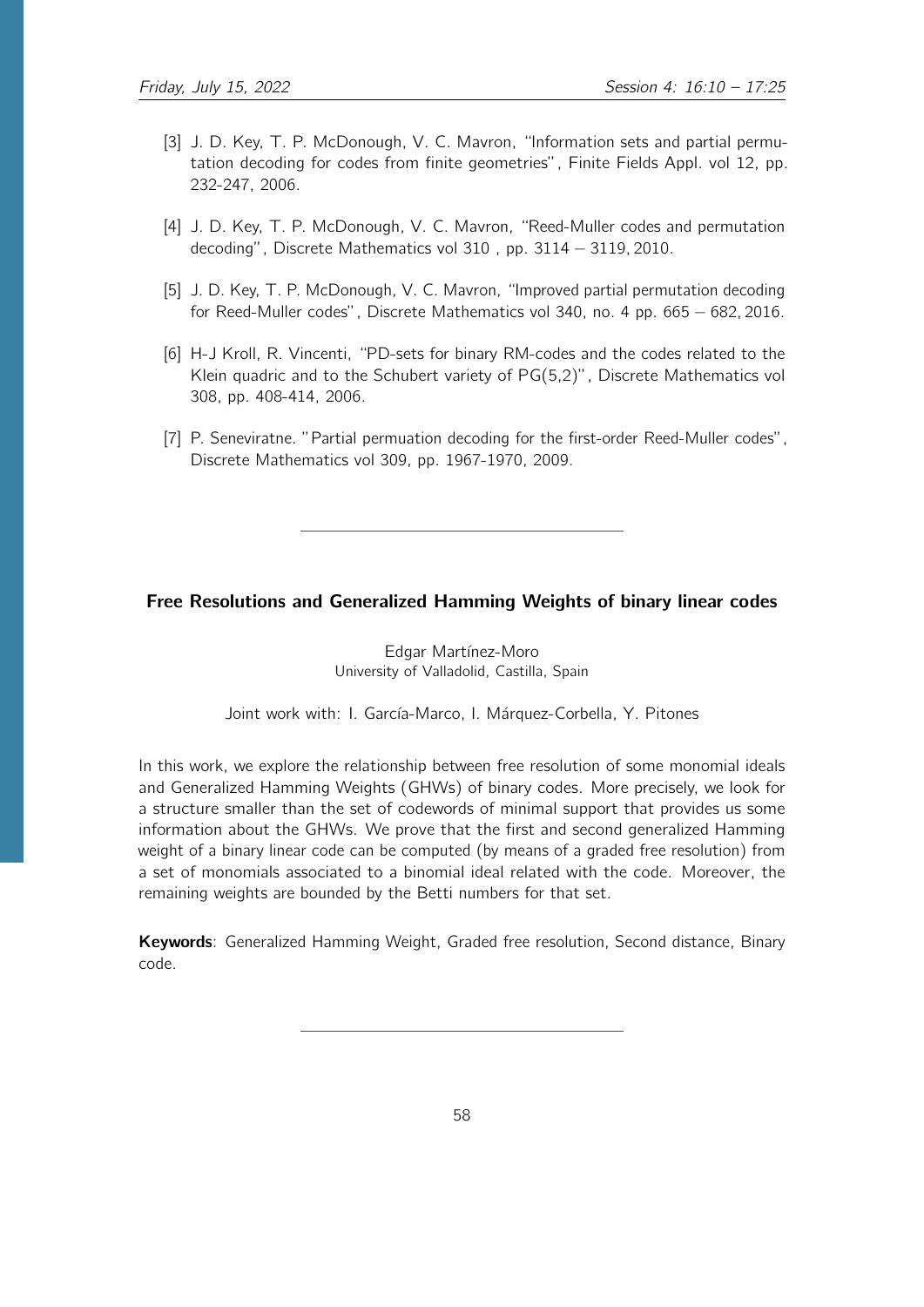[3] J. D. Key, T. P. McDonough, V. C. Mavron, "Information sets and partial permutation decoding for codes from finite geometries", Finite Fields Appl. vol 12, pp. 232-247, 2006.

[4] J. D. Key, T. P. McDonough, V. C. Mavron, "Reed-Muller codes and permutation decoding", Discrete Mathematics vol 310 , pp. 3114 − 3119, 2010.

[5] J. D. Key, T. P. McDonough, V. C. Mavron, "Improved partial permutation decoding for Reed-Muller codes", Discrete Mathematics vol 340, no. 4 pp. 665 − 682, 2016.

[6] H-J Kroll, R. Vincenti, "PD-sets for binary RM-codes and the codes related to the Klein quadric and to the Schubert variety of PG(5,2)", Discrete Mathematics vol 308, pp. 408-414, 2006.

[7] P. Seneviratne. "Partial permuation decoding for the first-order Reed-Muller codes", Discrete Mathematics vol 309, pp. 1967-1970, 2009.

---

### Free Resolutions and Generalized Hamming Weights of binary linear codes

Edgar Martínez-Moro
University of Valladolid, Castilla, Spain

Joint work with: I. García-Marco, I. Márquez-Corbella, Y. Pitones

In this work, we explore the relationship between free resolution of some monomial ideals and Generalized Hamming Weights (GHWs) of binary codes. More precisely, we look for a structure smaller than the set of codewords of minimal support that provides us some information about the GHWs. We prove that the first and second generalized Hamming weight of a binary linear code can be computed (by means of a graded free resolution) from a set of monomials associated to a binomial ideal related with the code. Moreover, the remaining weights are bounded by the Betti numbers for that set.

**Keywords**: Generalized Hamming Weight, Graded free resolution, Second distance, Binary code.

---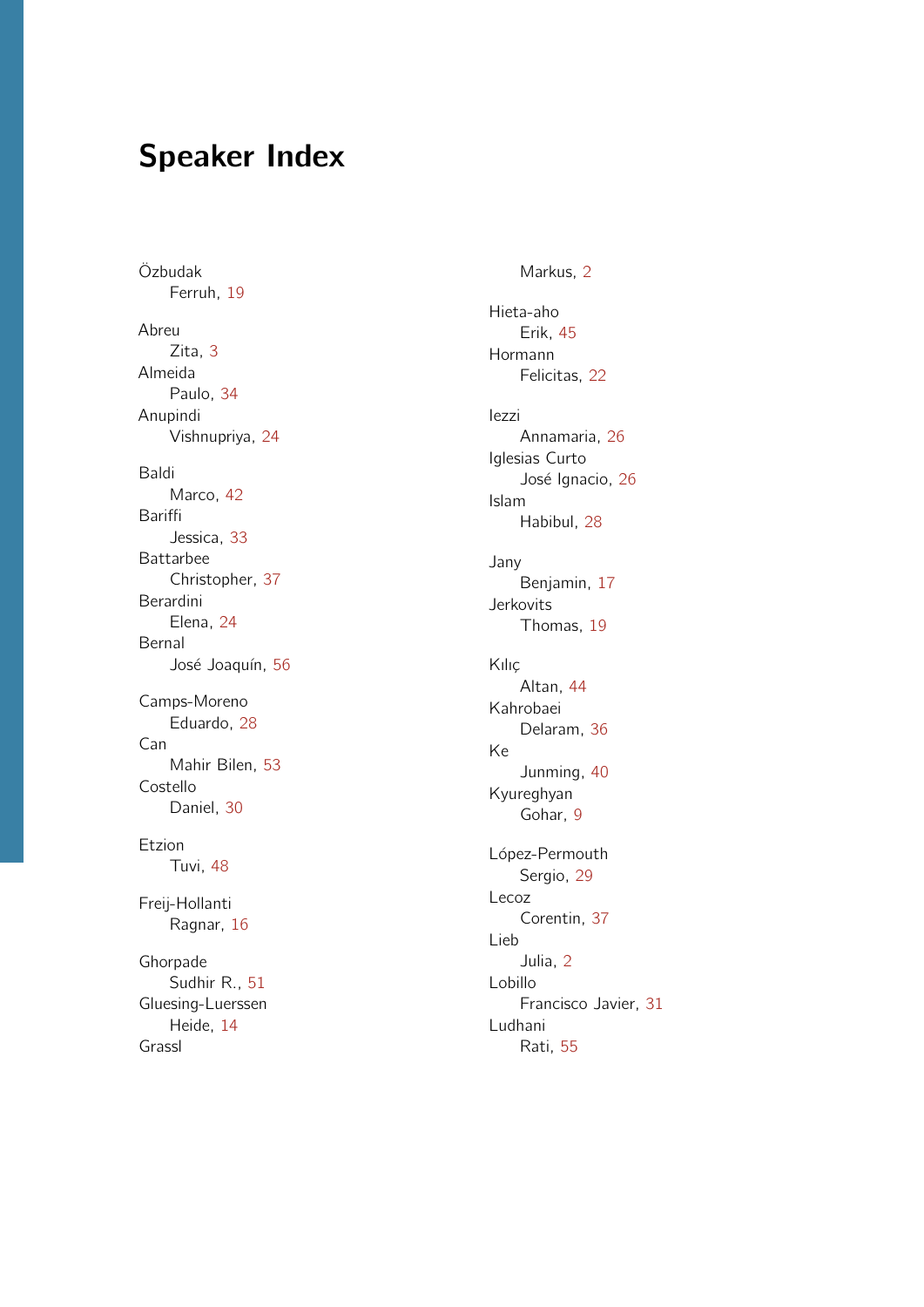# Speaker Index

Özbudak
    Ferruh, 19

Abreu
    Zita, 3
Almeida
    Paulo, 34
Anupindi
    Vishnupriya, 24

Baldi
    Marco, 42
Bariffi
    Jessica, 33
Battarbee
    Christopher, 37
Berardini
    Elena, 24
Bernal
    José Joaquín, 56

Camps-Moreno
    Eduardo, 28
Can
    Mahir Bilen, 53
Costello
    Daniel, 30

Etzion
    Tuvi, 48

Freij-Hollanti
    Ragnar, 16

Ghorpade
    Sudhir R., 51
Gluesing-Luerssen
    Heide, 14
Grassl
    Markus, 2

Hieta-aho
    Erik, 45
Hormann
    Felicitas, 22

Iezzi
    Annamaria, 26
Iglesias Curto
    José Ignacio, 26
Islam
    Habibul, 28

Jany
    Benjamin, 17
Jerkovits
    Thomas, 19

Kılıç
    Altan, 44
Kahrobaei
    Delaram, 36
Ke
    Junming, 40
Kyureghyan
    Gohar, 9

López-Permouth
    Sergio, 29
Lecoz
    Corentin, 37
Lieb
    Julia, 2
Lobillo
    Francisco Javier, 31
Ludhani
    Rati, 55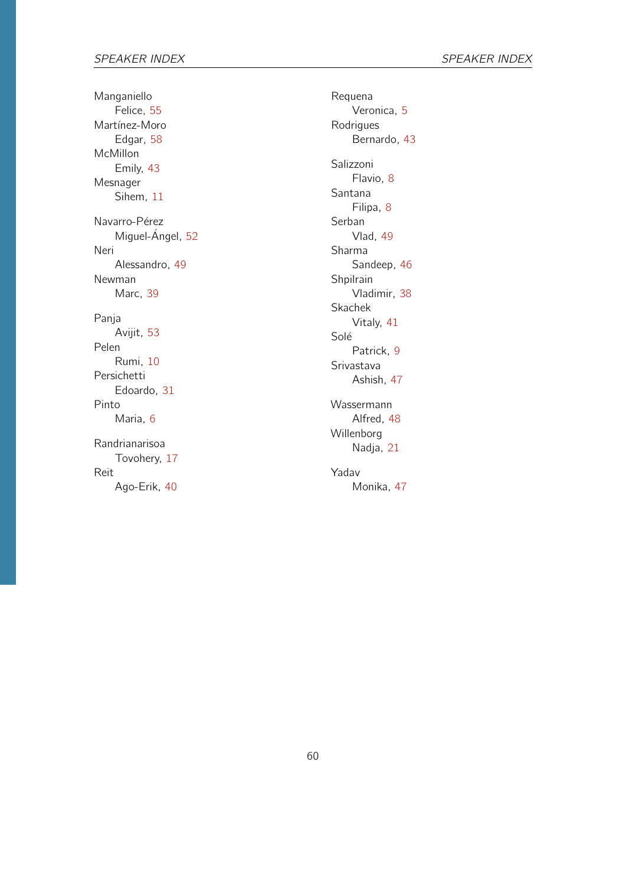Manganiello
  Felice, 55
Martínez-Moro
  Edgar, 58
McMillon
  Emily, 43
Mesnager
  Sihem, 11

Navarro-Pérez
  Miguel-Ángel, 52
Neri
  Alessandro, 49
Newman
  Marc, 39

Panja
  Avijit, 53
Pelen
  Rumi, 10
Persichetti
  Edoardo, 31
Pinto
  Maria, 6

Randrianarisoa
  Tovohery, 17
Reit
  Ago-Erik, 40
Requena
  Veronica, 5
Rodrigues
  Bernardo, 43

Salizzoni
  Flavio, 8
Santana
  Filipa, 8
Serban
  Vlad, 49
Sharma
  Sandeep, 46
Shpilrain
  Vladimir, 38
Skachek
  Vitaly, 41
Solé
  Patrick, 9
Srivastava
  Ashish, 47

Wassermann
  Alfred, 48
Willenborg
  Nadja, 21

Yadav
  Monika, 47